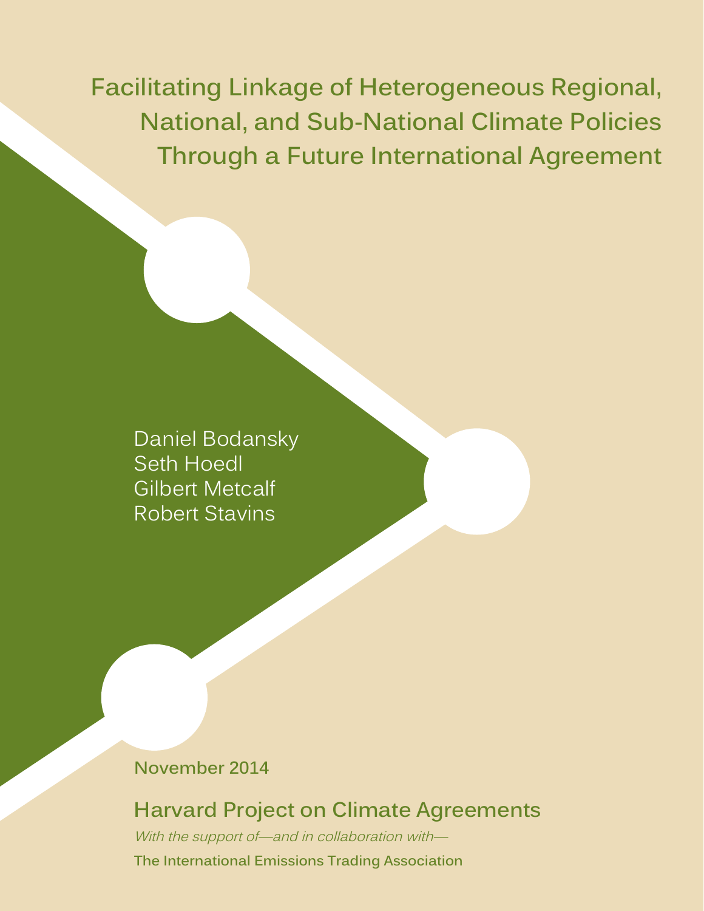# Facilitating Linkage of Heterogeneous Regional, National, and Sub-National Climate Policies Through a Future International Agreement

Daniel Bodansky
Seth Hoedl
Gilbert Metcalf
Robert Stavins

**November 2014**

## Harvard Project on Climate Agreements

*With the support of—and in collaboration with—*

**The International Emissions Trading Association**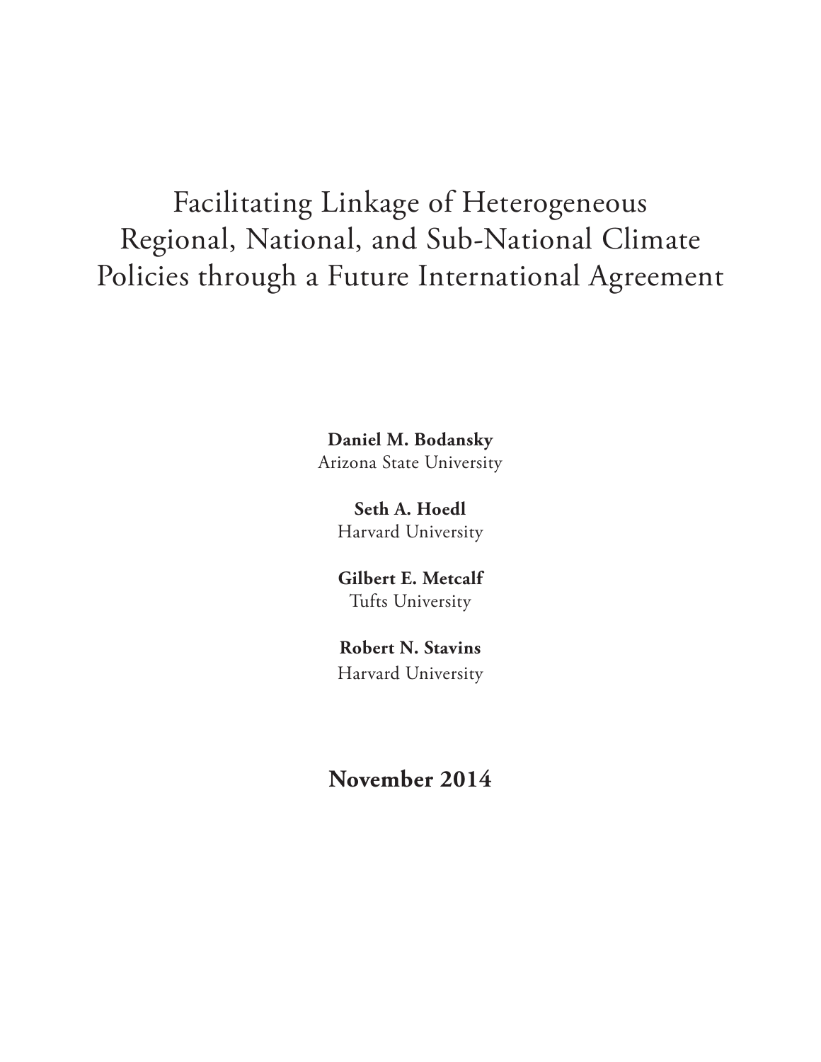# Facilitating Linkage of Heterogeneous Regional, National, and Sub-National Climate Policies through a Future International Agreement

**Daniel M. Bodansky**
Arizona State University

**Seth A. Hoedl**
Harvard University

**Gilbert E. Metcalf**
Tufts University

**Robert N. Stavins**
Harvard University

**November 2014**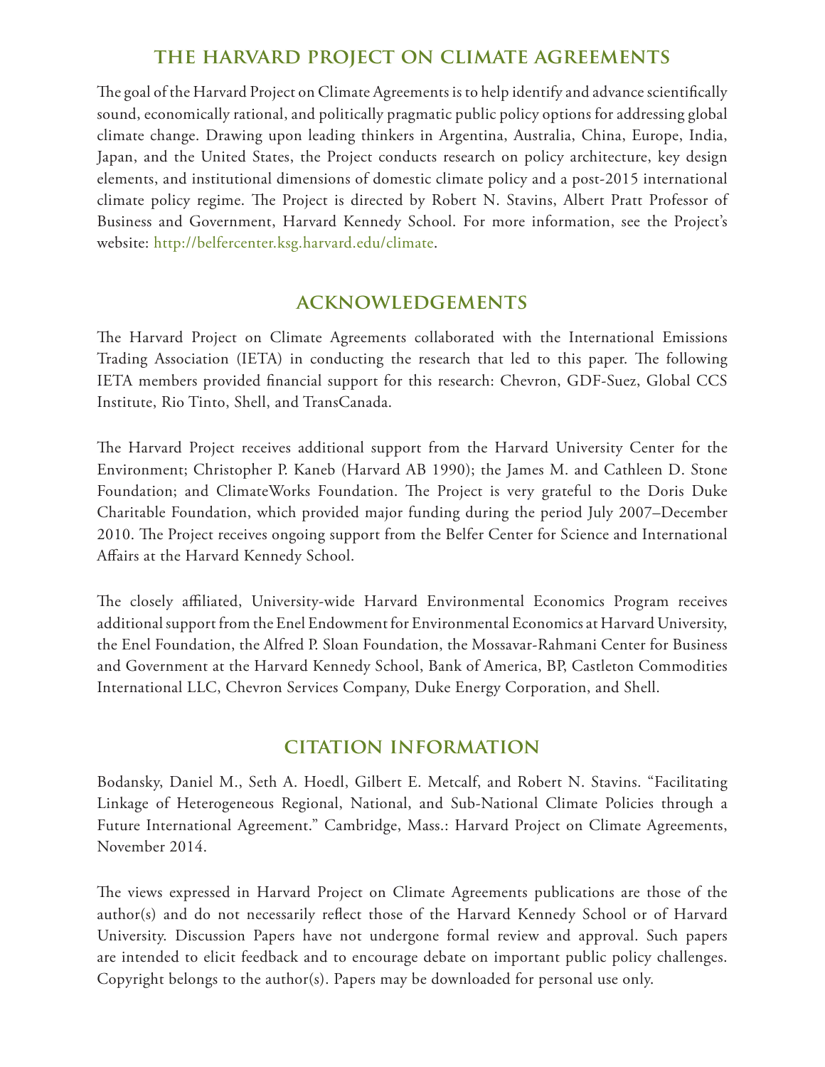## THE HARVARD PROJECT ON CLIMATE AGREEMENTS

The goal of the Harvard Project on Climate Agreements is to help identify and advance scientifically sound, economically rational, and politically pragmatic public policy options for addressing global climate change. Drawing upon leading thinkers in Argentina, Australia, China, Europe, India, Japan, and the United States, the Project conducts research on policy architecture, key design elements, and institutional dimensions of domestic climate policy and a post-2015 international climate policy regime. The Project is directed by Robert N. Stavins, Albert Pratt Professor of Business and Government, Harvard Kennedy School. For more information, see the Project's website: http://belfercenter.ksg.harvard.edu/climate.

## ACKNOWLEDGEMENTS

The Harvard Project on Climate Agreements collaborated with the International Emissions Trading Association (IETA) in conducting the research that led to this paper. The following IETA members provided financial support for this research: Chevron, GDF-Suez, Global CCS Institute, Rio Tinto, Shell, and TransCanada.

The Harvard Project receives additional support from the Harvard University Center for the Environment; Christopher P. Kaneb (Harvard AB 1990); the James M. and Cathleen D. Stone Foundation; and ClimateWorks Foundation. The Project is very grateful to the Doris Duke Charitable Foundation, which provided major funding during the period July 2007–December 2010. The Project receives ongoing support from the Belfer Center for Science and International Affairs at the Harvard Kennedy School.

The closely affiliated, University-wide Harvard Environmental Economics Program receives additional support from the Enel Endowment for Environmental Economics at Harvard University, the Enel Foundation, the Alfred P. Sloan Foundation, the Mossavar-Rahmani Center for Business and Government at the Harvard Kennedy School, Bank of America, BP, Castleton Commodities International LLC, Chevron Services Company, Duke Energy Corporation, and Shell.

## CITATION INFORMATION

Bodansky, Daniel M., Seth A. Hoedl, Gilbert E. Metcalf, and Robert N. Stavins. "Facilitating Linkage of Heterogeneous Regional, National, and Sub-National Climate Policies through a Future International Agreement." Cambridge, Mass.: Harvard Project on Climate Agreements, November 2014.

The views expressed in Harvard Project on Climate Agreements publications are those of the author(s) and do not necessarily reflect those of the Harvard Kennedy School or of Harvard University. Discussion Papers have not undergone formal review and approval. Such papers are intended to elicit feedback and to encourage debate on important public policy challenges. Copyright belongs to the author(s). Papers may be downloaded for personal use only.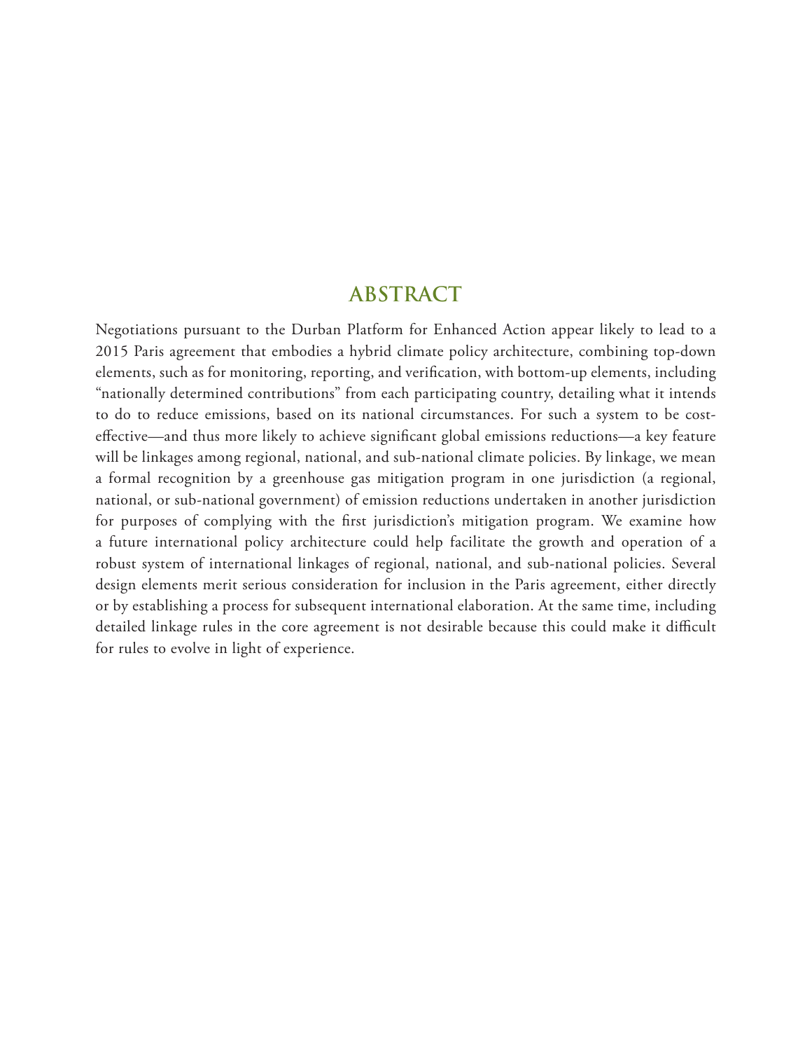## ABSTRACT

Negotiations pursuant to the Durban Platform for Enhanced Action appear likely to lead to a 2015 Paris agreement that embodies a hybrid climate policy architecture, combining top-down elements, such as for monitoring, reporting, and verification, with bottom-up elements, including "nationally determined contributions" from each participating country, detailing what it intends to do to reduce emissions, based on its national circumstances. For such a system to be cost-effective—and thus more likely to achieve significant global emissions reductions—a key feature will be linkages among regional, national, and sub-national climate policies. By linkage, we mean a formal recognition by a greenhouse gas mitigation program in one jurisdiction (a regional, national, or sub-national government) of emission reductions undertaken in another jurisdiction for purposes of complying with the first jurisdiction's mitigation program. We examine how a future international policy architecture could help facilitate the growth and operation of a robust system of international linkages of regional, national, and sub-national policies. Several design elements merit serious consideration for inclusion in the Paris agreement, either directly or by establishing a process for subsequent international elaboration. At the same time, including detailed linkage rules in the core agreement is not desirable because this could make it difficult for rules to evolve in light of experience.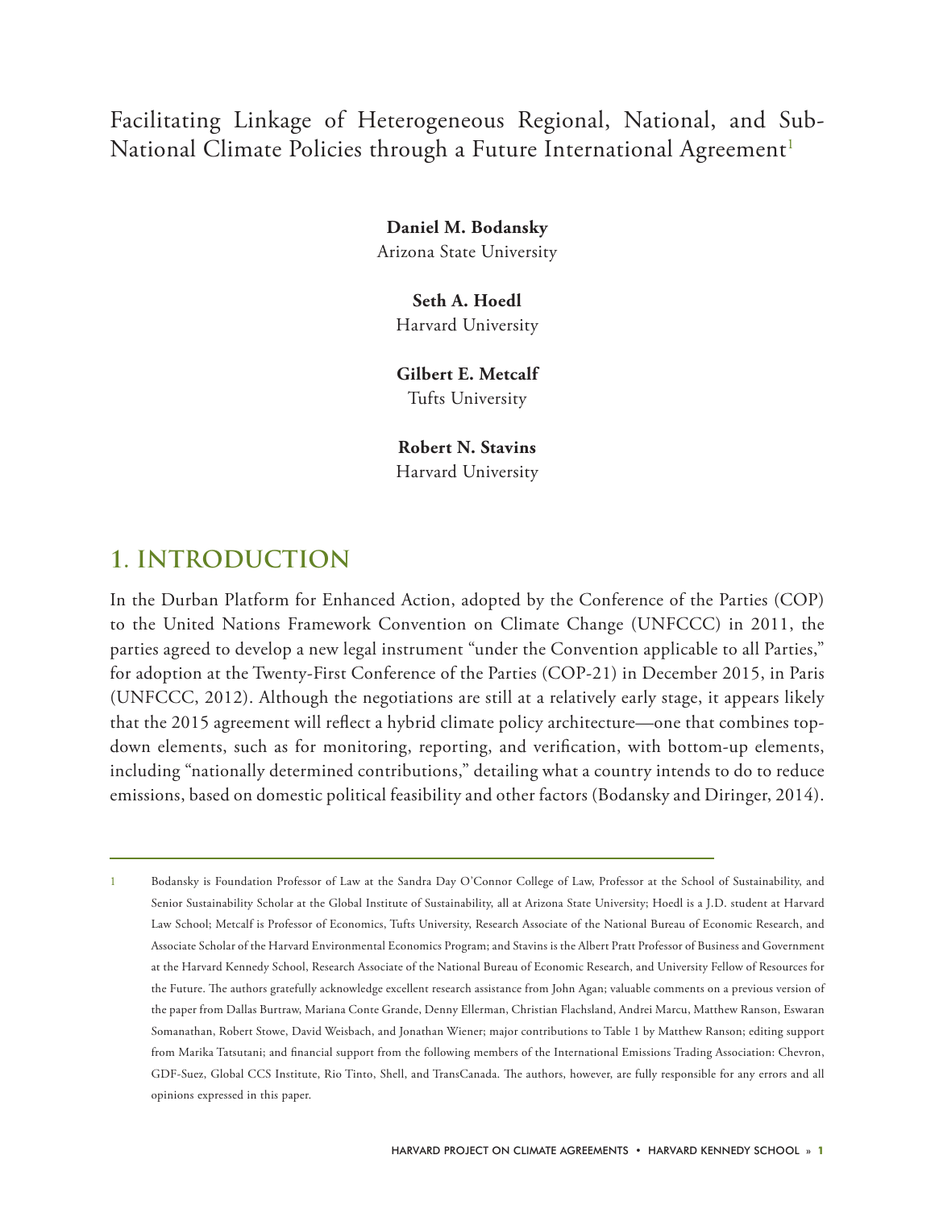# Facilitating Linkage of Heterogeneous Regional, National, and Sub-National Climate Policies through a Future International Agreement[1]

**Daniel M. Bodansky**
Arizona State University

**Seth A. Hoedl**
Harvard University

**Gilbert E. Metcalf**
Tufts University

**Robert N. Stavins**
Harvard University

## 1. INTRODUCTION

In the Durban Platform for Enhanced Action, adopted by the Conference of the Parties (COP) to the United Nations Framework Convention on Climate Change (UNFCCC) in 2011, the parties agreed to develop a new legal instrument "under the Convention applicable to all Parties," for adoption at the Twenty-First Conference of the Parties (COP-21) in December 2015, in Paris (UNFCCC, 2012). Although the negotiations are still at a relatively early stage, it appears likely that the 2015 agreement will reflect a hybrid climate policy architecture—one that combines top-down elements, such as for monitoring, reporting, and verification, with bottom-up elements, including "nationally determined contributions," detailing what a country intends to do to reduce emissions, based on domestic political feasibility and other factors (Bodansky and Diringer, 2014).

---

[1] Bodansky is Foundation Professor of Law at the Sandra Day O'Connor College of Law, Professor at the School of Sustainability, and Senior Sustainability Scholar at the Global Institute of Sustainability, all at Arizona State University; Hoedl is a J.D. student at Harvard Law School; Metcalf is Professor of Economics, Tufts University, Research Associate of the National Bureau of Economic Research, and Associate Scholar of the Harvard Environmental Economics Program; and Stavins is the Albert Pratt Professor of Business and Government at the Harvard Kennedy School, Research Associate of the National Bureau of Economic Research, and University Fellow of Resources for the Future. The authors gratefully acknowledge excellent research assistance from John Agan; valuable comments on a previous version of the paper from Dallas Burtraw, Mariana Conte Grande, Denny Ellerman, Christian Flachsland, Andrei Marcu, Matthew Ranson, Eswaran Somanathan, Robert Stowe, David Weisbach, and Jonathan Wiener; major contributions to Table 1 by Matthew Ranson; editing support from Marika Tatsutani; and financial support from the following members of the International Emissions Trading Association: Chevron, GDF-Suez, Global CCS Institute, Rio Tinto, Shell, and TransCanada. The authors, however, are fully responsible for any errors and all opinions expressed in this paper.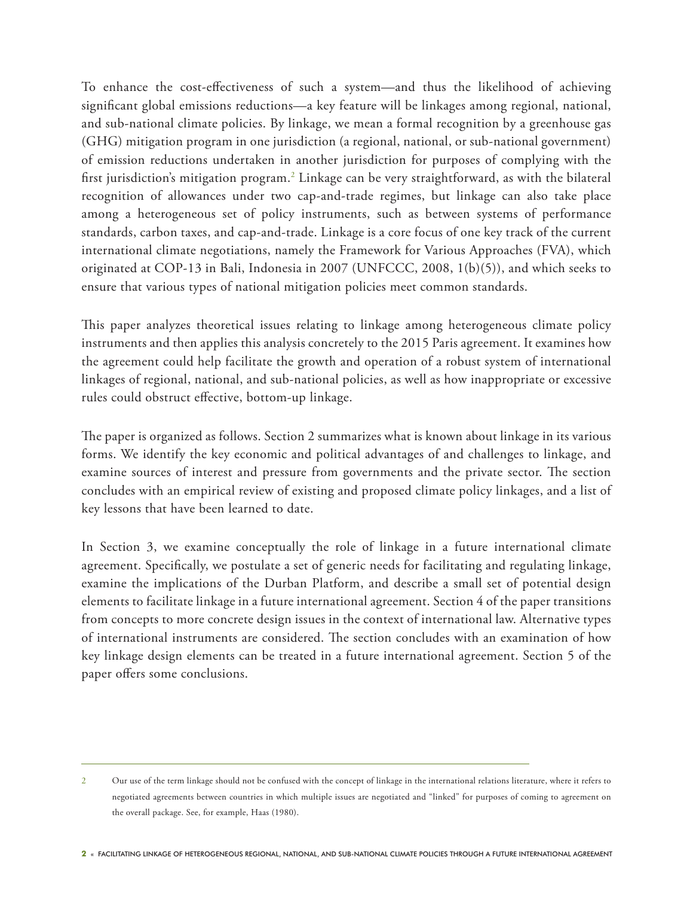To enhance the cost-effectiveness of such a system—and thus the likelihood of achieving significant global emissions reductions—a key feature will be linkages among regional, national, and sub-national climate policies. By linkage, we mean a formal recognition by a greenhouse gas (GHG) mitigation program in one jurisdiction (a regional, national, or sub-national government) of emission reductions undertaken in another jurisdiction for purposes of complying with the first jurisdiction's mitigation program.[2] Linkage can be very straightforward, as with the bilateral recognition of allowances under two cap-and-trade regimes, but linkage can also take place among a heterogeneous set of policy instruments, such as between systems of performance standards, carbon taxes, and cap-and-trade. Linkage is a core focus of one key track of the current international climate negotiations, namely the Framework for Various Approaches (FVA), which originated at COP-13 in Bali, Indonesia in 2007 (UNFCCC, 2008, 1(b)(5)), and which seeks to ensure that various types of national mitigation policies meet common standards.

This paper analyzes theoretical issues relating to linkage among heterogeneous climate policy instruments and then applies this analysis concretely to the 2015 Paris agreement. It examines how the agreement could help facilitate the growth and operation of a robust system of international linkages of regional, national, and sub-national policies, as well as how inappropriate or excessive rules could obstruct effective, bottom-up linkage.

The paper is organized as follows. Section 2 summarizes what is known about linkage in its various forms. We identify the key economic and political advantages of and challenges to linkage, and examine sources of interest and pressure from governments and the private sector. The section concludes with an empirical review of existing and proposed climate policy linkages, and a list of key lessons that have been learned to date.

In Section 3, we examine conceptually the role of linkage in a future international climate agreement. Specifically, we postulate a set of generic needs for facilitating and regulating linkage, examine the implications of the Durban Platform, and describe a small set of potential design elements to facilitate linkage in a future international agreement. Section 4 of the paper transitions from concepts to more concrete design issues in the context of international law. Alternative types of international instruments are considered. The section concludes with an examination of how key linkage design elements can be treated in a future international agreement. Section 5 of the paper offers some conclusions.

---

2 Our use of the term linkage should not be confused with the concept of linkage in the international relations literature, where it refers to negotiated agreements between countries in which multiple issues are negotiated and "linked" for purposes of coming to agreement on the overall package. See, for example, Haas (1980).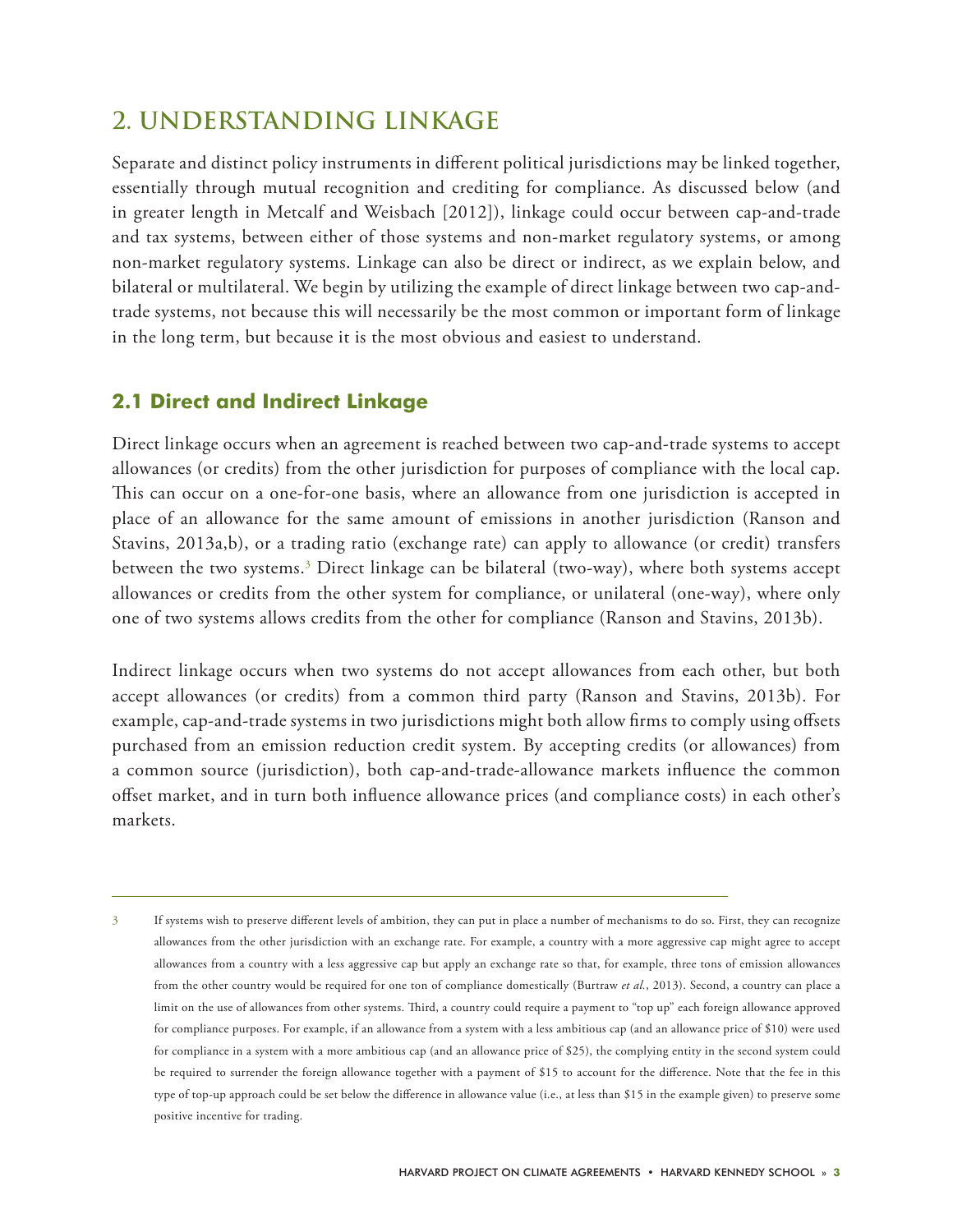# 2. UNDERSTANDING LINKAGE

Separate and distinct policy instruments in different political jurisdictions may be linked together, essentially through mutual recognition and crediting for compliance. As discussed below (and in greater length in Metcalf and Weisbach [2012]), linkage could occur between cap-and-trade and tax systems, between either of those systems and non-market regulatory systems, or among non-market regulatory systems. Linkage can also be direct or indirect, as we explain below, and bilateral or multilateral. We begin by utilizing the example of direct linkage between two cap-and-trade systems, not because this will necessarily be the most common or important form of linkage in the long term, but because it is the most obvious and easiest to understand.

## 2.1 Direct and Indirect Linkage

Direct linkage occurs when an agreement is reached between two cap-and-trade systems to accept allowances (or credits) from the other jurisdiction for purposes of compliance with the local cap. This can occur on a one-for-one basis, where an allowance from one jurisdiction is accepted in place of an allowance for the same amount of emissions in another jurisdiction (Ranson and Stavins, 2013a,b), or a trading ratio (exchange rate) can apply to allowance (or credit) transfers between the two systems.[3] Direct linkage can be bilateral (two-way), where both systems accept allowances or credits from the other system for compliance, or unilateral (one-way), where only one of two systems allows credits from the other for compliance (Ranson and Stavins, 2013b).

Indirect linkage occurs when two systems do not accept allowances from each other, but both accept allowances (or credits) from a common third party (Ranson and Stavins, 2013b). For example, cap-and-trade systems in two jurisdictions might both allow firms to comply using offsets purchased from an emission reduction credit system. By accepting credits (or allowances) from a common source (jurisdiction), both cap-and-trade-allowance markets influence the common offset market, and in turn both influence allowance prices (and compliance costs) in each other's markets.

---

[3] If systems wish to preserve different levels of ambition, they can put in place a number of mechanisms to do so. First, they can recognize allowances from the other jurisdiction with an exchange rate. For example, a country with a more aggressive cap might agree to accept allowances from a country with a less aggressive cap but apply an exchange rate so that, for example, three tons of emission allowances from the other country would be required for one ton of compliance domestically (Burtraw *et al.*, 2013). Second, a country can place a limit on the use of allowances from other systems. Third, a country could require a payment to "top up" each foreign allowance approved for compliance purposes. For example, if an allowance from a system with a less ambitious cap (and an allowance price of $10) were used for compliance in a system with a more ambitious cap (and an allowance price of $25), the complying entity in the second system could be required to surrender the foreign allowance together with a payment of $15 to account for the difference. Note that the fee in this type of top-up approach could be set below the difference in allowance value (i.e., at less than $15 in the example given) to preserve some positive incentive for trading.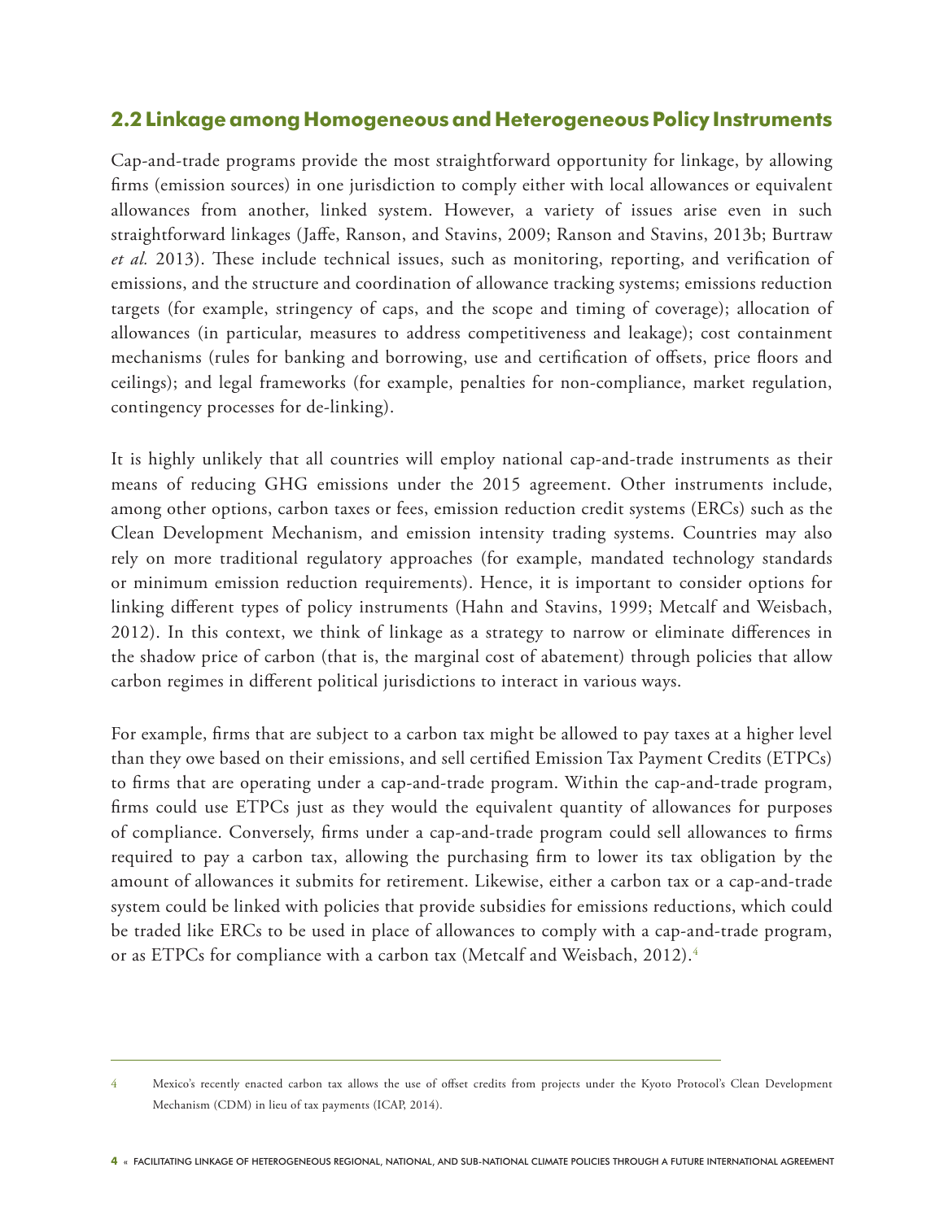## 2.2 Linkage among Homogeneous and Heterogeneous Policy Instruments

Cap-and-trade programs provide the most straightforward opportunity for linkage, by allowing firms (emission sources) in one jurisdiction to comply either with local allowances or equivalent allowances from another, linked system. However, a variety of issues arise even in such straightforward linkages (Jaffe, Ranson, and Stavins, 2009; Ranson and Stavins, 2013b; Burtraw *et al.* 2013). These include technical issues, such as monitoring, reporting, and verification of emissions, and the structure and coordination of allowance tracking systems; emissions reduction targets (for example, stringency of caps, and the scope and timing of coverage); allocation of allowances (in particular, measures to address competitiveness and leakage); cost containment mechanisms (rules for banking and borrowing, use and certification of offsets, price floors and ceilings); and legal frameworks (for example, penalties for non-compliance, market regulation, contingency processes for de-linking).

It is highly unlikely that all countries will employ national cap-and-trade instruments as their means of reducing GHG emissions under the 2015 agreement. Other instruments include, among other options, carbon taxes or fees, emission reduction credit systems (ERCs) such as the Clean Development Mechanism, and emission intensity trading systems. Countries may also rely on more traditional regulatory approaches (for example, mandated technology standards or minimum emission reduction requirements). Hence, it is important to consider options for linking different types of policy instruments (Hahn and Stavins, 1999; Metcalf and Weisbach, 2012). In this context, we think of linkage as a strategy to narrow or eliminate differences in the shadow price of carbon (that is, the marginal cost of abatement) through policies that allow carbon regimes in different political jurisdictions to interact in various ways.

For example, firms that are subject to a carbon tax might be allowed to pay taxes at a higher level than they owe based on their emissions, and sell certified Emission Tax Payment Credits (ETPCs) to firms that are operating under a cap-and-trade program. Within the cap-and-trade program, firms could use ETPCs just as they would the equivalent quantity of allowances for purposes of compliance. Conversely, firms under a cap-and-trade program could sell allowances to firms required to pay a carbon tax, allowing the purchasing firm to lower its tax obligation by the amount of allowances it submits for retirement. Likewise, either a carbon tax or a cap-and-trade system could be linked with policies that provide subsidies for emissions reductions, which could be traded like ERCs to be used in place of allowances to comply with a cap-and-trade program, or as ETPCs for compliance with a carbon tax (Metcalf and Weisbach, 2012).[4]

---

4 Mexico's recently enacted carbon tax allows the use of offset credits from projects under the Kyoto Protocol's Clean Development Mechanism (CDM) in lieu of tax payments (ICAP, 2014).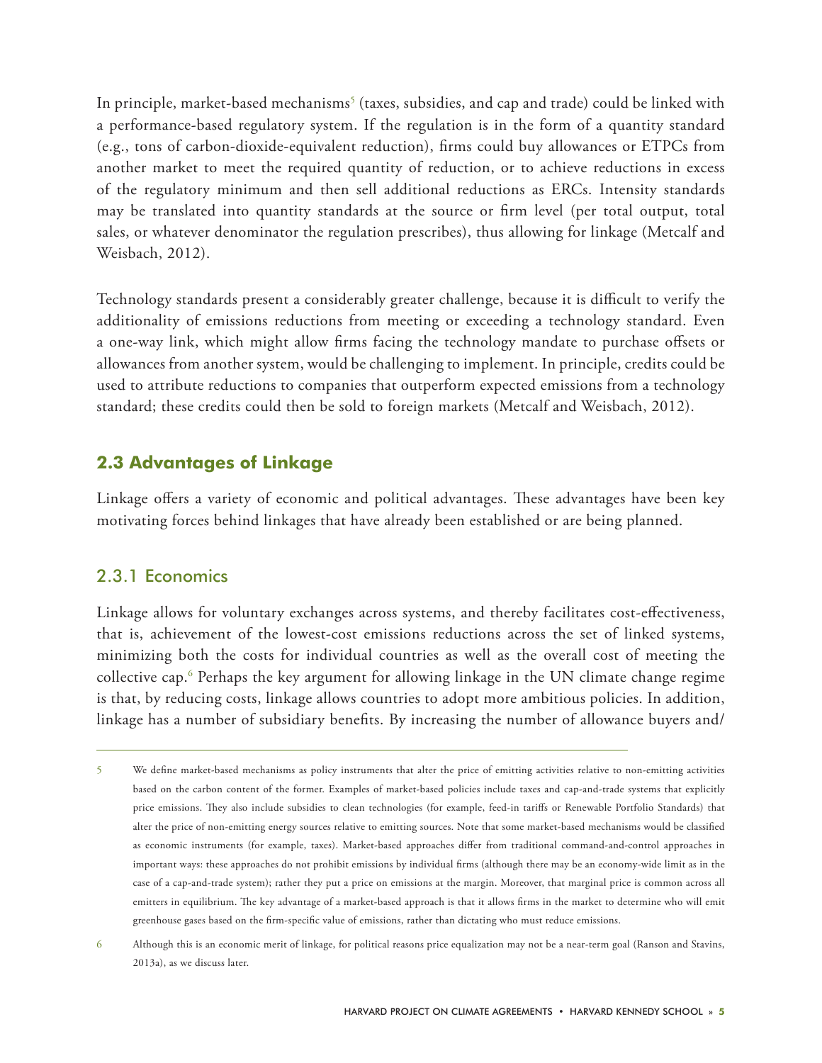In principle, market-based mechanisms[5] (taxes, subsidies, and cap and trade) could be linked with a performance-based regulatory system. If the regulation is in the form of a quantity standard (e.g., tons of carbon-dioxide-equivalent reduction), firms could buy allowances or ETPCs from another market to meet the required quantity of reduction, or to achieve reductions in excess of the regulatory minimum and then sell additional reductions as ERCs. Intensity standards may be translated into quantity standards at the source or firm level (per total output, total sales, or whatever denominator the regulation prescribes), thus allowing for linkage (Metcalf and Weisbach, 2012).

Technology standards present a considerably greater challenge, because it is difficult to verify the additionality of emissions reductions from meeting or exceeding a technology standard. Even a one-way link, which might allow firms facing the technology mandate to purchase offsets or allowances from another system, would be challenging to implement. In principle, credits could be used to attribute reductions to companies that outperform expected emissions from a technology standard; these credits could then be sold to foreign markets (Metcalf and Weisbach, 2012).

## 2.3 Advantages of Linkage

Linkage offers a variety of economic and political advantages. These advantages have been key motivating forces behind linkages that have already been established or are being planned.

### 2.3.1 Economics

Linkage allows for voluntary exchanges across systems, and thereby facilitates cost-effectiveness, that is, achievement of the lowest-cost emissions reductions across the set of linked systems, minimizing both the costs for individual countries as well as the overall cost of meeting the collective cap.[6] Perhaps the key argument for allowing linkage in the UN climate change regime is that, by reducing costs, linkage allows countries to adopt more ambitious policies. In addition, linkage has a number of subsidiary benefits. By increasing the number of allowance buyers and/

---

5 We define market-based mechanisms as policy instruments that alter the price of emitting activities relative to non-emitting activities based on the carbon content of the former. Examples of market-based policies include taxes and cap-and-trade systems that explicitly price emissions. They also include subsidies to clean technologies (for example, feed-in tariffs or Renewable Portfolio Standards) that alter the price of non-emitting energy sources relative to emitting sources. Note that some market-based mechanisms would be classified as economic instruments (for example, taxes). Market-based approaches differ from traditional command-and-control approaches in important ways: these approaches do not prohibit emissions by individual firms (although there may be an economy-wide limit as in the case of a cap-and-trade system); rather they put a price on emissions at the margin. Moreover, that marginal price is common across all emitters in equilibrium. The key advantage of a market-based approach is that it allows firms in the market to determine who will emit greenhouse gases based on the firm-specific value of emissions, rather than dictating who must reduce emissions.

6 Although this is an economic merit of linkage, for political reasons price equalization may not be a near-term goal (Ranson and Stavins, 2013a), as we discuss later.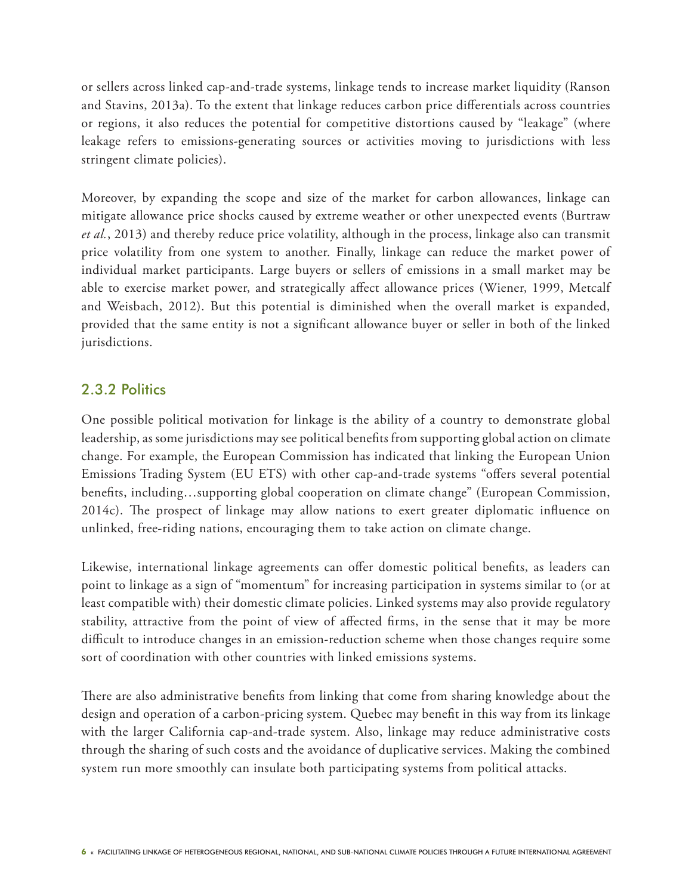or sellers across linked cap-and-trade systems, linkage tends to increase market liquidity (Ranson and Stavins, 2013a). To the extent that linkage reduces carbon price differentials across countries or regions, it also reduces the potential for competitive distortions caused by "leakage" (where leakage refers to emissions-generating sources or activities moving to jurisdictions with less stringent climate policies).

Moreover, by expanding the scope and size of the market for carbon allowances, linkage can mitigate allowance price shocks caused by extreme weather or other unexpected events (Burtraw *et al.*, 2013) and thereby reduce price volatility, although in the process, linkage also can transmit price volatility from one system to another. Finally, linkage can reduce the market power of individual market participants. Large buyers or sellers of emissions in a small market may be able to exercise market power, and strategically affect allowance prices (Wiener, 1999, Metcalf and Weisbach, 2012). But this potential is diminished when the overall market is expanded, provided that the same entity is not a significant allowance buyer or seller in both of the linked jurisdictions.

### 2.3.2 Politics

One possible political motivation for linkage is the ability of a country to demonstrate global leadership, as some jurisdictions may see political benefits from supporting global action on climate change. For example, the European Commission has indicated that linking the European Union Emissions Trading System (EU ETS) with other cap-and-trade systems "offers several potential benefits, including…supporting global cooperation on climate change" (European Commission, 2014c). The prospect of linkage may allow nations to exert greater diplomatic influence on unlinked, free-riding nations, encouraging them to take action on climate change.

Likewise, international linkage agreements can offer domestic political benefits, as leaders can point to linkage as a sign of "momentum" for increasing participation in systems similar to (or at least compatible with) their domestic climate policies. Linked systems may also provide regulatory stability, attractive from the point of view of affected firms, in the sense that it may be more difficult to introduce changes in an emission-reduction scheme when those changes require some sort of coordination with other countries with linked emissions systems.

There are also administrative benefits from linking that come from sharing knowledge about the design and operation of a carbon-pricing system. Quebec may benefit in this way from its linkage with the larger California cap-and-trade system. Also, linkage may reduce administrative costs through the sharing of such costs and the avoidance of duplicative services. Making the combined system run more smoothly can insulate both participating systems from political attacks.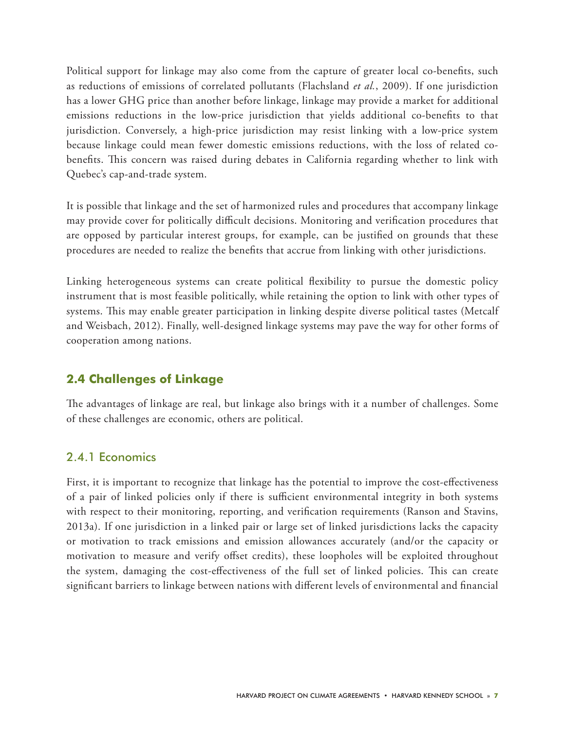Political support for linkage may also come from the capture of greater local co-benefits, such as reductions of emissions of correlated pollutants (Flachsland *et al.*, 2009). If one jurisdiction has a lower GHG price than another before linkage, linkage may provide a market for additional emissions reductions in the low-price jurisdiction that yields additional co-benefits to that jurisdiction. Conversely, a high-price jurisdiction may resist linking with a low-price system because linkage could mean fewer domestic emissions reductions, with the loss of related co-benefits. This concern was raised during debates in California regarding whether to link with Quebec's cap-and-trade system.

It is possible that linkage and the set of harmonized rules and procedures that accompany linkage may provide cover for politically difficult decisions. Monitoring and verification procedures that are opposed by particular interest groups, for example, can be justified on grounds that these procedures are needed to realize the benefits that accrue from linking with other jurisdictions.

Linking heterogeneous systems can create political flexibility to pursue the domestic policy instrument that is most feasible politically, while retaining the option to link with other types of systems. This may enable greater participation in linking despite diverse political tastes (Metcalf and Weisbach, 2012). Finally, well-designed linkage systems may pave the way for other forms of cooperation among nations.

## 2.4 Challenges of Linkage

The advantages of linkage are real, but linkage also brings with it a number of challenges. Some of these challenges are economic, others are political.

### 2.4.1 Economics

First, it is important to recognize that linkage has the potential to improve the cost-effectiveness of a pair of linked policies only if there is sufficient environmental integrity in both systems with respect to their monitoring, reporting, and verification requirements (Ranson and Stavins, 2013a). If one jurisdiction in a linked pair or large set of linked jurisdictions lacks the capacity or motivation to track emissions and emission allowances accurately (and/or the capacity or motivation to measure and verify offset credits), these loopholes will be exploited throughout the system, damaging the cost-effectiveness of the full set of linked policies. This can create significant barriers to linkage between nations with different levels of environmental and financial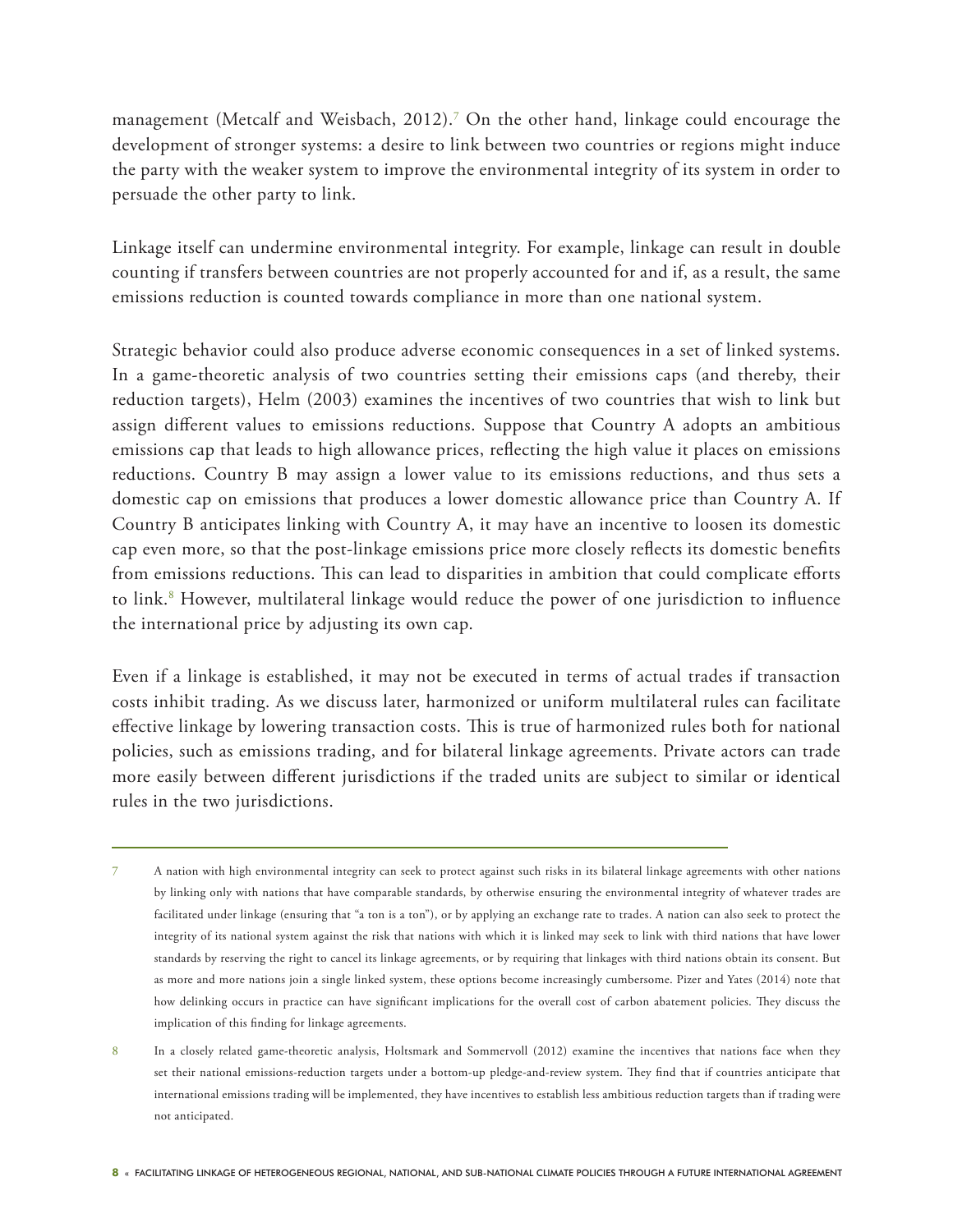management (Metcalf and Weisbach, 2012).[7] On the other hand, linkage could encourage the development of stronger systems: a desire to link between two countries or regions might induce the party with the weaker system to improve the environmental integrity of its system in order to persuade the other party to link.

Linkage itself can undermine environmental integrity. For example, linkage can result in double counting if transfers between countries are not properly accounted for and if, as a result, the same emissions reduction is counted towards compliance in more than one national system.

Strategic behavior could also produce adverse economic consequences in a set of linked systems. In a game-theoretic analysis of two countries setting their emissions caps (and thereby, their reduction targets), Helm (2003) examines the incentives of two countries that wish to link but assign different values to emissions reductions. Suppose that Country A adopts an ambitious emissions cap that leads to high allowance prices, reflecting the high value it places on emissions reductions. Country B may assign a lower value to its emissions reductions, and thus sets a domestic cap on emissions that produces a lower domestic allowance price than Country A. If Country B anticipates linking with Country A, it may have an incentive to loosen its domestic cap even more, so that the post-linkage emissions price more closely reflects its domestic benefits from emissions reductions. This can lead to disparities in ambition that could complicate efforts to link.[8] However, multilateral linkage would reduce the power of one jurisdiction to influence the international price by adjusting its own cap.

Even if a linkage is established, it may not be executed in terms of actual trades if transaction costs inhibit trading. As we discuss later, harmonized or uniform multilateral rules can facilitate effective linkage by lowering transaction costs. This is true of harmonized rules both for national policies, such as emissions trading, and for bilateral linkage agreements. Private actors can trade more easily between different jurisdictions if the traded units are subject to similar or identical rules in the two jurisdictions.

---

7 A nation with high environmental integrity can seek to protect against such risks in its bilateral linkage agreements with other nations by linking only with nations that have comparable standards, by otherwise ensuring the environmental integrity of whatever trades are facilitated under linkage (ensuring that "a ton is a ton"), or by applying an exchange rate to trades. A nation can also seek to protect the integrity of its national system against the risk that nations with which it is linked may seek to link with third nations that have lower standards by reserving the right to cancel its linkage agreements, or by requiring that linkages with third nations obtain its consent. But as more and more nations join a single linked system, these options become increasingly cumbersome. Pizer and Yates (2014) note that how delinking occurs in practice can have significant implications for the overall cost of carbon abatement policies. They discuss the implication of this finding for linkage agreements.

8 In a closely related game-theoretic analysis, Holtsmark and Sommervoll (2012) examine the incentives that nations face when they set their national emissions-reduction targets under a bottom-up pledge-and-review system. They find that if countries anticipate that international emissions trading will be implemented, they have incentives to establish less ambitious reduction targets than if trading were not anticipated.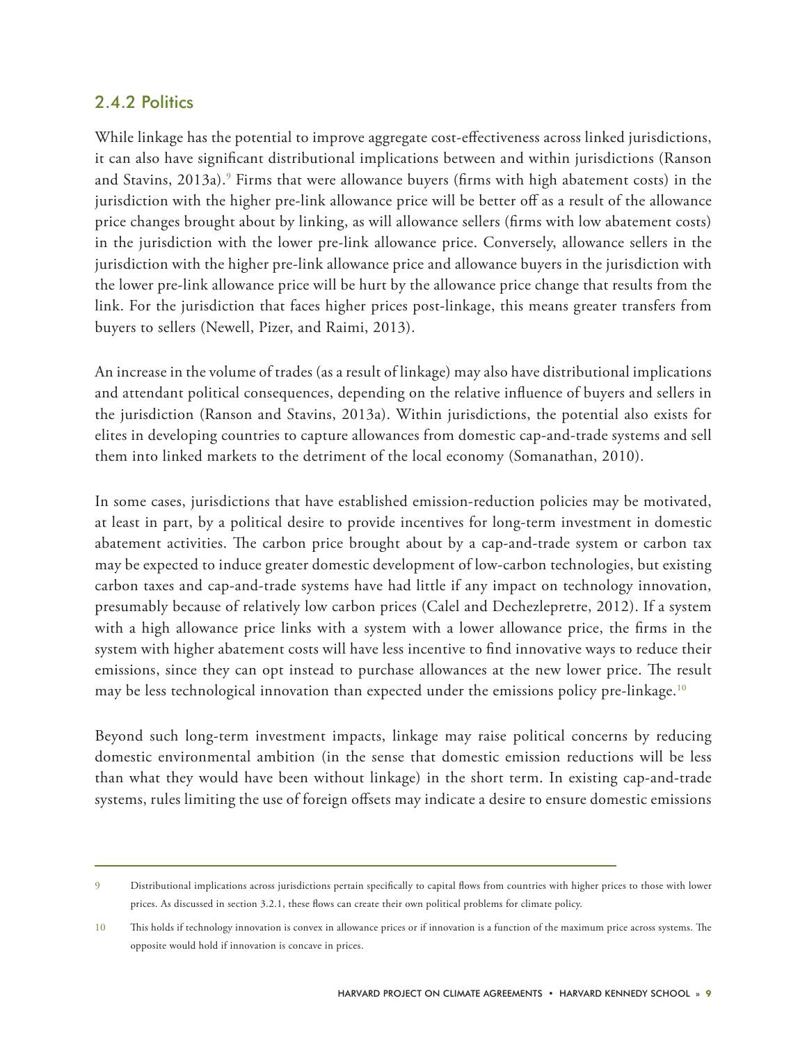### 2.4.2 Politics

While linkage has the potential to improve aggregate cost-effectiveness across linked jurisdictions, it can also have significant distributional implications between and within jurisdictions (Ranson and Stavins, 2013a).[9] Firms that were allowance buyers (firms with high abatement costs) in the jurisdiction with the higher pre-link allowance price will be better off as a result of the allowance price changes brought about by linking, as will allowance sellers (firms with low abatement costs) in the jurisdiction with the lower pre-link allowance price. Conversely, allowance sellers in the jurisdiction with the higher pre-link allowance price and allowance buyers in the jurisdiction with the lower pre-link allowance price will be hurt by the allowance price change that results from the link. For the jurisdiction that faces higher prices post-linkage, this means greater transfers from buyers to sellers (Newell, Pizer, and Raimi, 2013).

An increase in the volume of trades (as a result of linkage) may also have distributional implications and attendant political consequences, depending on the relative influence of buyers and sellers in the jurisdiction (Ranson and Stavins, 2013a). Within jurisdictions, the potential also exists for elites in developing countries to capture allowances from domestic cap-and-trade systems and sell them into linked markets to the detriment of the local economy (Somanathan, 2010).

In some cases, jurisdictions that have established emission-reduction policies may be motivated, at least in part, by a political desire to provide incentives for long-term investment in domestic abatement activities. The carbon price brought about by a cap-and-trade system or carbon tax may be expected to induce greater domestic development of low-carbon technologies, but existing carbon taxes and cap-and-trade systems have had little if any impact on technology innovation, presumably because of relatively low carbon prices (Calel and Dechezlepretre, 2012). If a system with a high allowance price links with a system with a lower allowance price, the firms in the system with higher abatement costs will have less incentive to find innovative ways to reduce their emissions, since they can opt instead to purchase allowances at the new lower price. The result may be less technological innovation than expected under the emissions policy pre-linkage.[10]

Beyond such long-term investment impacts, linkage may raise political concerns by reducing domestic environmental ambition (in the sense that domestic emission reductions will be less than what they would have been without linkage) in the short term. In existing cap-and-trade systems, rules limiting the use of foreign offsets may indicate a desire to ensure domestic emissions

---

9 Distributional implications across jurisdictions pertain specifically to capital flows from countries with higher prices to those with lower prices. As discussed in section 3.2.1, these flows can create their own political problems for climate policy.

10 This holds if technology innovation is convex in allowance prices or if innovation is a function of the maximum price across systems. The opposite would hold if innovation is concave in prices.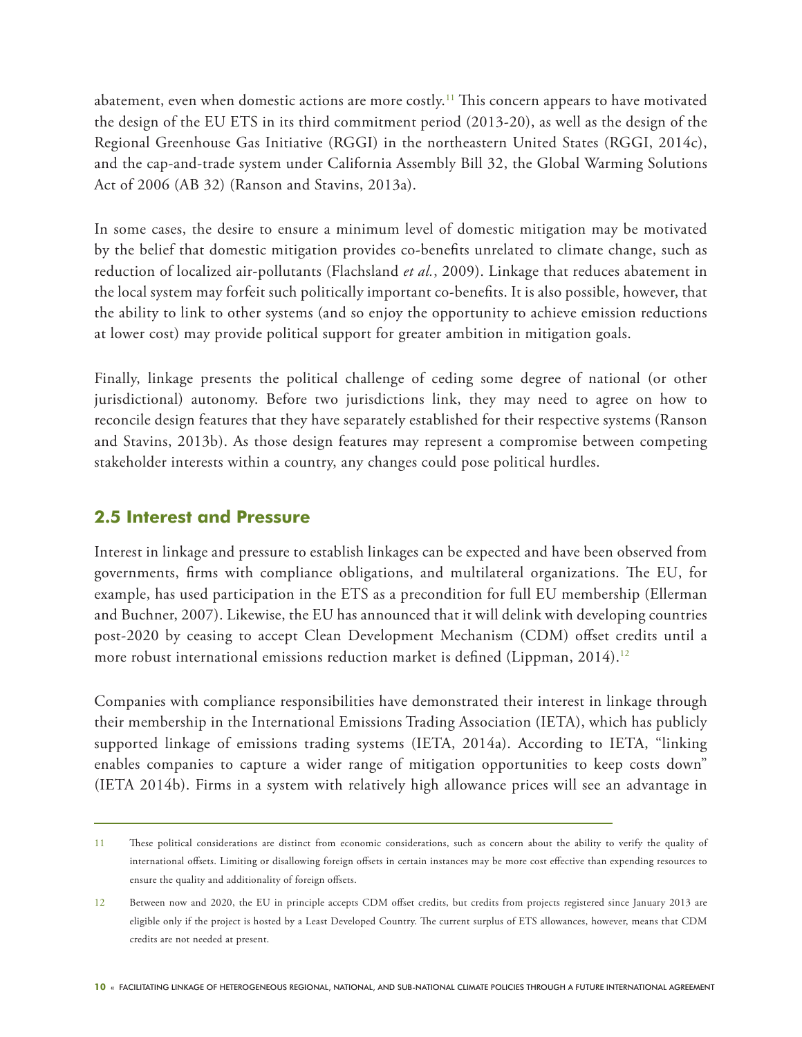abatement, even when domestic actions are more costly.[11] This concern appears to have motivated the design of the EU ETS in its third commitment period (2013-20), as well as the design of the Regional Greenhouse Gas Initiative (RGGI) in the northeastern United States (RGGI, 2014c), and the cap-and-trade system under California Assembly Bill 32, the Global Warming Solutions Act of 2006 (AB 32) (Ranson and Stavins, 2013a).

In some cases, the desire to ensure a minimum level of domestic mitigation may be motivated by the belief that domestic mitigation provides co-benefits unrelated to climate change, such as reduction of localized air-pollutants (Flachsland *et al.*, 2009). Linkage that reduces abatement in the local system may forfeit such politically important co-benefits. It is also possible, however, that the ability to link to other systems (and so enjoy the opportunity to achieve emission reductions at lower cost) may provide political support for greater ambition in mitigation goals.

Finally, linkage presents the political challenge of ceding some degree of national (or other jurisdictional) autonomy. Before two jurisdictions link, they may need to agree on how to reconcile design features that they have separately established for their respective systems (Ranson and Stavins, 2013b). As those design features may represent a compromise between competing stakeholder interests within a country, any changes could pose political hurdles.

## 2.5 Interest and Pressure

Interest in linkage and pressure to establish linkages can be expected and have been observed from governments, firms with compliance obligations, and multilateral organizations. The EU, for example, has used participation in the ETS as a precondition for full EU membership (Ellerman and Buchner, 2007). Likewise, the EU has announced that it will delink with developing countries post-2020 by ceasing to accept Clean Development Mechanism (CDM) offset credits until a more robust international emissions reduction market is defined (Lippman, 2014).[12]

Companies with compliance responsibilities have demonstrated their interest in linkage through their membership in the International Emissions Trading Association (IETA), which has publicly supported linkage of emissions trading systems (IETA, 2014a). According to IETA, "linking enables companies to capture a wider range of mitigation opportunities to keep costs down" (IETA 2014b). Firms in a system with relatively high allowance prices will see an advantage in

---

11 These political considerations are distinct from economic considerations, such as concern about the ability to verify the quality of international offsets. Limiting or disallowing foreign offsets in certain instances may be more cost effective than expending resources to ensure the quality and additionality of foreign offsets.

12 Between now and 2020, the EU in principle accepts CDM offset credits, but credits from projects registered since January 2013 are eligible only if the project is hosted by a Least Developed Country. The current surplus of ETS allowances, however, means that CDM credits are not needed at present.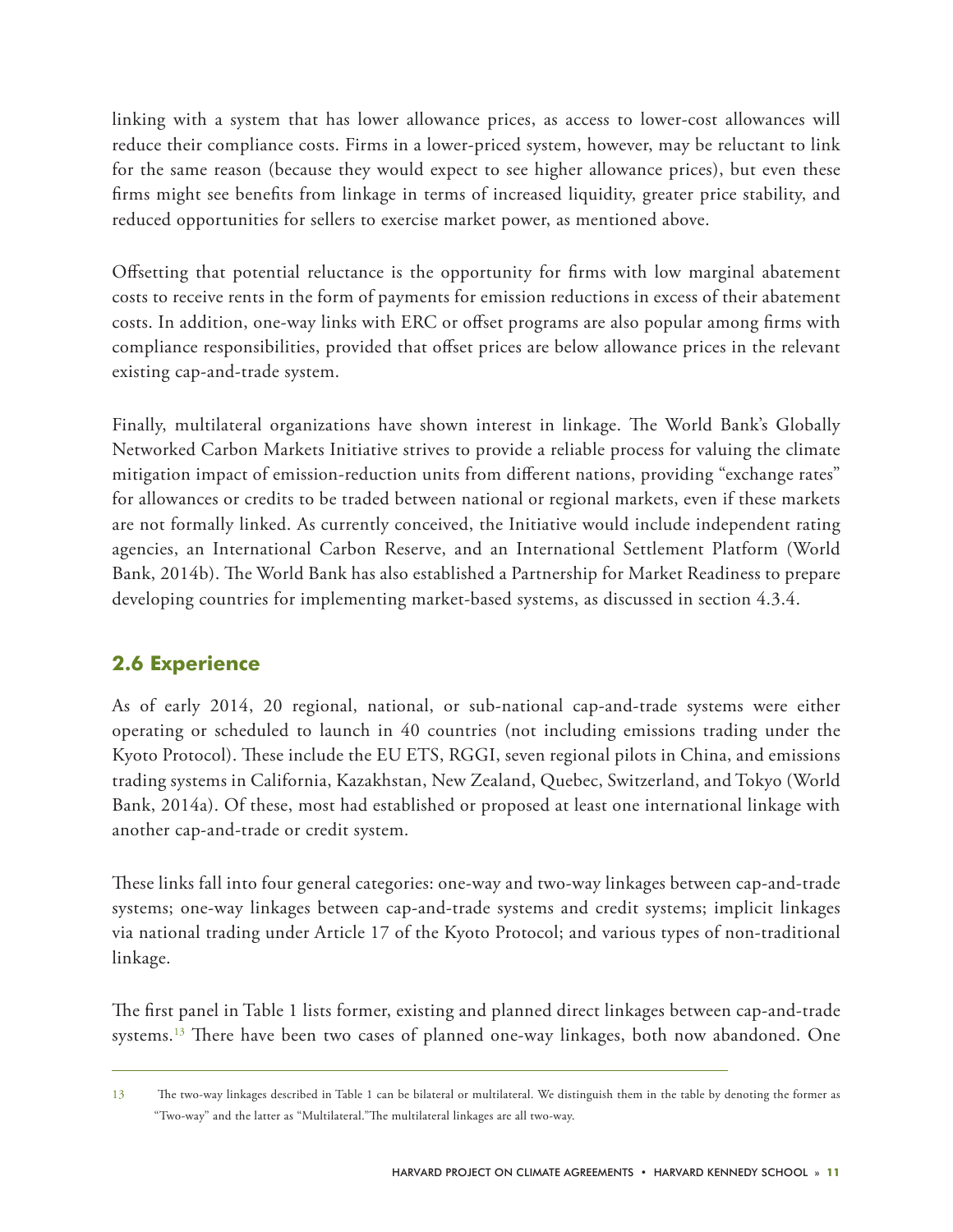linking with a system that has lower allowance prices, as access to lower-cost allowances will reduce their compliance costs. Firms in a lower-priced system, however, may be reluctant to link for the same reason (because they would expect to see higher allowance prices), but even these firms might see benefits from linkage in terms of increased liquidity, greater price stability, and reduced opportunities for sellers to exercise market power, as mentioned above.

Offsetting that potential reluctance is the opportunity for firms with low marginal abatement costs to receive rents in the form of payments for emission reductions in excess of their abatement costs. In addition, one-way links with ERC or offset programs are also popular among firms with compliance responsibilities, provided that offset prices are below allowance prices in the relevant existing cap-and-trade system.

Finally, multilateral organizations have shown interest in linkage. The World Bank's Globally Networked Carbon Markets Initiative strives to provide a reliable process for valuing the climate mitigation impact of emission-reduction units from different nations, providing "exchange rates" for allowances or credits to be traded between national or regional markets, even if these markets are not formally linked. As currently conceived, the Initiative would include independent rating agencies, an International Carbon Reserve, and an International Settlement Platform (World Bank, 2014b). The World Bank has also established a Partnership for Market Readiness to prepare developing countries for implementing market-based systems, as discussed in section 4.3.4.

## 2.6 Experience

As of early 2014, 20 regional, national, or sub-national cap-and-trade systems were either operating or scheduled to launch in 40 countries (not including emissions trading under the Kyoto Protocol). These include the EU ETS, RGGI, seven regional pilots in China, and emissions trading systems in California, Kazakhstan, New Zealand, Quebec, Switzerland, and Tokyo (World Bank, 2014a). Of these, most had established or proposed at least one international linkage with another cap-and-trade or credit system.

These links fall into four general categories: one-way and two-way linkages between cap-and-trade systems; one-way linkages between cap-and-trade systems and credit systems; implicit linkages via national trading under Article 17 of the Kyoto Protocol; and various types of non-traditional linkage.

The first panel in Table 1 lists former, existing and planned direct linkages between cap-and-trade systems.[13] There have been two cases of planned one-way linkages, both now abandoned. One

---

13 The two-way linkages described in Table 1 can be bilateral or multilateral. We distinguish them in the table by denoting the former as "Two-way" and the latter as "Multilateral." The multilateral linkages are all two-way.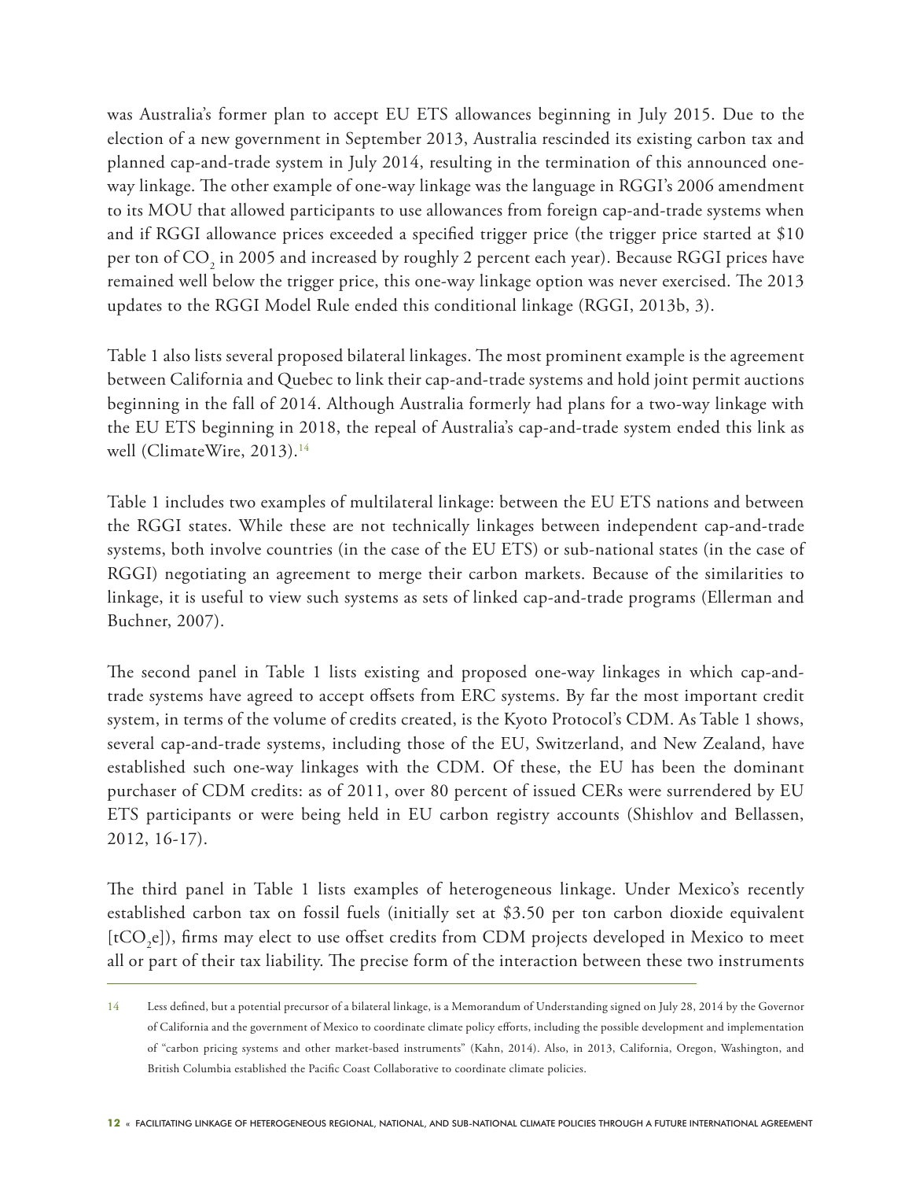was Australia's former plan to accept EU ETS allowances beginning in July 2015. Due to the election of a new government in September 2013, Australia rescinded its existing carbon tax and planned cap-and-trade system in July 2014, resulting in the termination of this announced one-way linkage. The other example of one-way linkage was the language in RGGI's 2006 amendment to its MOU that allowed participants to use allowances from foreign cap-and-trade systems when and if RGGI allowance prices exceeded a specified trigger price (the trigger price started at $10 per ton of $CO_2$ in 2005 and increased by roughly 2 percent each year). Because RGGI prices have remained well below the trigger price, this one-way linkage option was never exercised. The 2013 updates to the RGGI Model Rule ended this conditional linkage (RGGI, 2013b, 3).

Table 1 also lists several proposed bilateral linkages. The most prominent example is the agreement between California and Quebec to link their cap-and-trade systems and hold joint permit auctions beginning in the fall of 2014. Although Australia formerly had plans for a two-way linkage with the EU ETS beginning in 2018, the repeal of Australia's cap-and-trade system ended this link as well (ClimateWire, 2013).[14]

Table 1 includes two examples of multilateral linkage: between the EU ETS nations and between the RGGI states. While these are not technically linkages between independent cap-and-trade systems, both involve countries (in the case of the EU ETS) or sub-national states (in the case of RGGI) negotiating an agreement to merge their carbon markets. Because of the similarities to linkage, it is useful to view such systems as sets of linked cap-and-trade programs (Ellerman and Buchner, 2007).

The second panel in Table 1 lists existing and proposed one-way linkages in which cap-and-trade systems have agreed to accept offsets from ERC systems. By far the most important credit system, in terms of the volume of credits created, is the Kyoto Protocol's CDM. As Table 1 shows, several cap-and-trade systems, including those of the EU, Switzerland, and New Zealand, have established such one-way linkages with the CDM. Of these, the EU has been the dominant purchaser of CDM credits: as of 2011, over 80 percent of issued CERs were surrendered by EU ETS participants or were being held in EU carbon registry accounts (Shishlov and Bellassen, 2012, 16-17).

The third panel in Table 1 lists examples of heterogeneous linkage. Under Mexico's recently established carbon tax on fossil fuels (initially set at $3.50 per ton carbon dioxide equivalent [$tCO_2e$]), firms may elect to use offset credits from CDM projects developed in Mexico to meet all or part of their tax liability. The precise form of the interaction between these two instruments

---

14 Less defined, but a potential precursor of a bilateral linkage, is a Memorandum of Understanding signed on July 28, 2014 by the Governor of California and the government of Mexico to coordinate climate policy efforts, including the possible development and implementation of "carbon pricing systems and other market-based instruments" (Kahn, 2014). Also, in 2013, California, Oregon, Washington, and British Columbia established the Pacific Coast Collaborative to coordinate climate policies.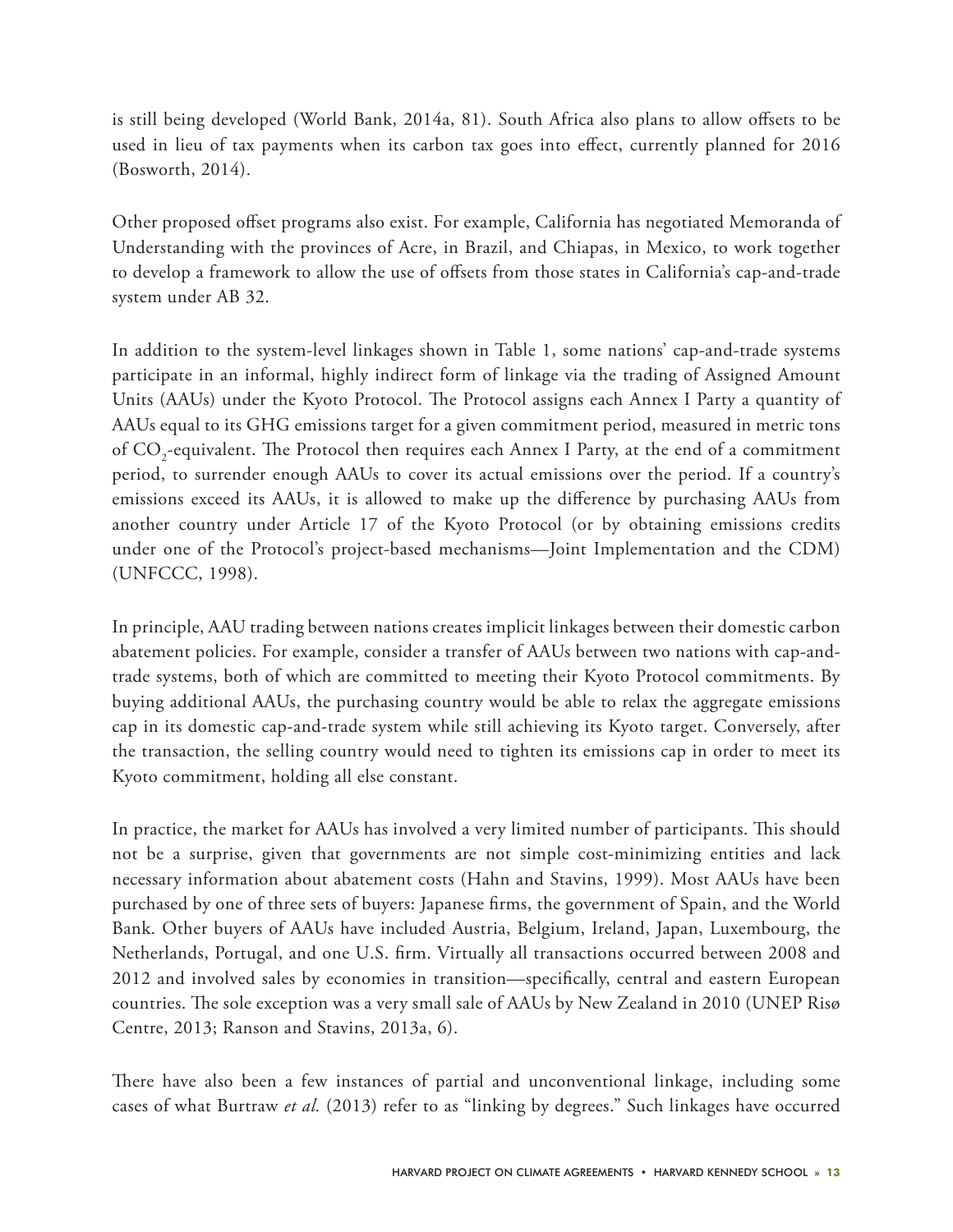is still being developed (World Bank, 2014a, 81). South Africa also plans to allow offsets to be used in lieu of tax payments when its carbon tax goes into effect, currently planned for 2016 (Bosworth, 2014).

Other proposed offset programs also exist. For example, California has negotiated Memoranda of Understanding with the provinces of Acre, in Brazil, and Chiapas, in Mexico, to work together to develop a framework to allow the use of offsets from those states in California's cap-and-trade system under AB 32.

In addition to the system-level linkages shown in Table 1, some nations' cap-and-trade systems participate in an informal, highly indirect form of linkage via the trading of Assigned Amount Units (AAUs) under the Kyoto Protocol. The Protocol assigns each Annex I Party a quantity of AAUs equal to its GHG emissions target for a given commitment period, measured in metric tons of $CO_2$-equivalent. The Protocol then requires each Annex I Party, at the end of a commitment period, to surrender enough AAUs to cover its actual emissions over the period. If a country's emissions exceed its AAUs, it is allowed to make up the difference by purchasing AAUs from another country under Article 17 of the Kyoto Protocol (or by obtaining emissions credits under one of the Protocol's project-based mechanisms—Joint Implementation and the CDM) (UNFCCC, 1998).

In principle, AAU trading between nations creates implicit linkages between their domestic carbon abatement policies. For example, consider a transfer of AAUs between two nations with cap-and-trade systems, both of which are committed to meeting their Kyoto Protocol commitments. By buying additional AAUs, the purchasing country would be able to relax the aggregate emissions cap in its domestic cap-and-trade system while still achieving its Kyoto target. Conversely, after the transaction, the selling country would need to tighten its emissions cap in order to meet its Kyoto commitment, holding all else constant.

In practice, the market for AAUs has involved a very limited number of participants. This should not be a surprise, given that governments are not simple cost-minimizing entities and lack necessary information about abatement costs (Hahn and Stavins, 1999). Most AAUs have been purchased by one of three sets of buyers: Japanese firms, the government of Spain, and the World Bank. Other buyers of AAUs have included Austria, Belgium, Ireland, Japan, Luxembourg, the Netherlands, Portugal, and one U.S. firm. Virtually all transactions occurred between 2008 and 2012 and involved sales by economies in transition—specifically, central and eastern European countries. The sole exception was a very small sale of AAUs by New Zealand in 2010 (UNEP Risø Centre, 2013; Ranson and Stavins, 2013a, 6).

There have also been a few instances of partial and unconventional linkage, including some cases of what Burtraw *et al.* (2013) refer to as "linking by degrees." Such linkages have occurred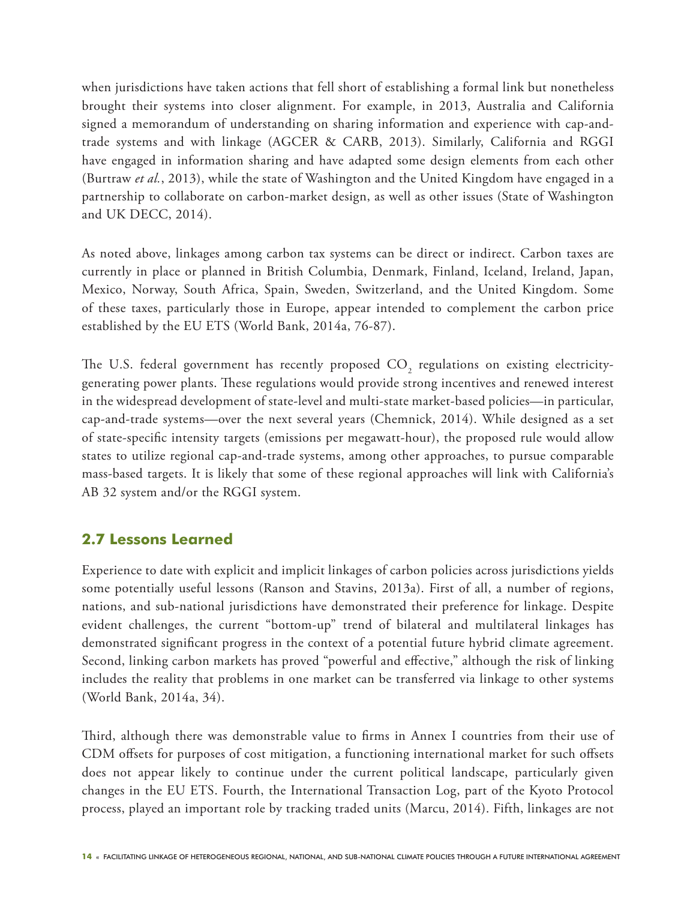when jurisdictions have taken actions that fell short of establishing a formal link but nonetheless brought their systems into closer alignment. For example, in 2013, Australia and California signed a memorandum of understanding on sharing information and experience with cap-and-trade systems and with linkage (AGCER & CARB, 2013). Similarly, California and RGGI have engaged in information sharing and have adapted some design elements from each other (Burtraw *et al.*, 2013), while the state of Washington and the United Kingdom have engaged in a partnership to collaborate on carbon-market design, as well as other issues (State of Washington and UK DECC, 2014).

As noted above, linkages among carbon tax systems can be direct or indirect. Carbon taxes are currently in place or planned in British Columbia, Denmark, Finland, Iceland, Ireland, Japan, Mexico, Norway, South Africa, Spain, Sweden, Switzerland, and the United Kingdom. Some of these taxes, particularly those in Europe, appear intended to complement the carbon price established by the EU ETS (World Bank, 2014a, 76-87).

The U.S. federal government has recently proposed $CO_2$ regulations on existing electricity-generating power plants. These regulations would provide strong incentives and renewed interest in the widespread development of state-level and multi-state market-based policies—in particular, cap-and-trade systems—over the next several years (Chemnick, 2014). While designed as a set of state-specific intensity targets (emissions per megawatt-hour), the proposed rule would allow states to utilize regional cap-and-trade systems, among other approaches, to pursue comparable mass-based targets. It is likely that some of these regional approaches will link with California's AB 32 system and/or the RGGI system.

## 2.7 Lessons Learned

Experience to date with explicit and implicit linkages of carbon policies across jurisdictions yields some potentially useful lessons (Ranson and Stavins, 2013a). First of all, a number of regions, nations, and sub-national jurisdictions have demonstrated their preference for linkage. Despite evident challenges, the current "bottom-up" trend of bilateral and multilateral linkages has demonstrated significant progress in the context of a potential future hybrid climate agreement. Second, linking carbon markets has proved "powerful and effective," although the risk of linking includes the reality that problems in one market can be transferred via linkage to other systems (World Bank, 2014a, 34).

Third, although there was demonstrable value to firms in Annex I countries from their use of CDM offsets for purposes of cost mitigation, a functioning international market for such offsets does not appear likely to continue under the current political landscape, particularly given changes in the EU ETS. Fourth, the International Transaction Log, part of the Kyoto Protocol process, played an important role by tracking traded units (Marcu, 2014). Fifth, linkages are not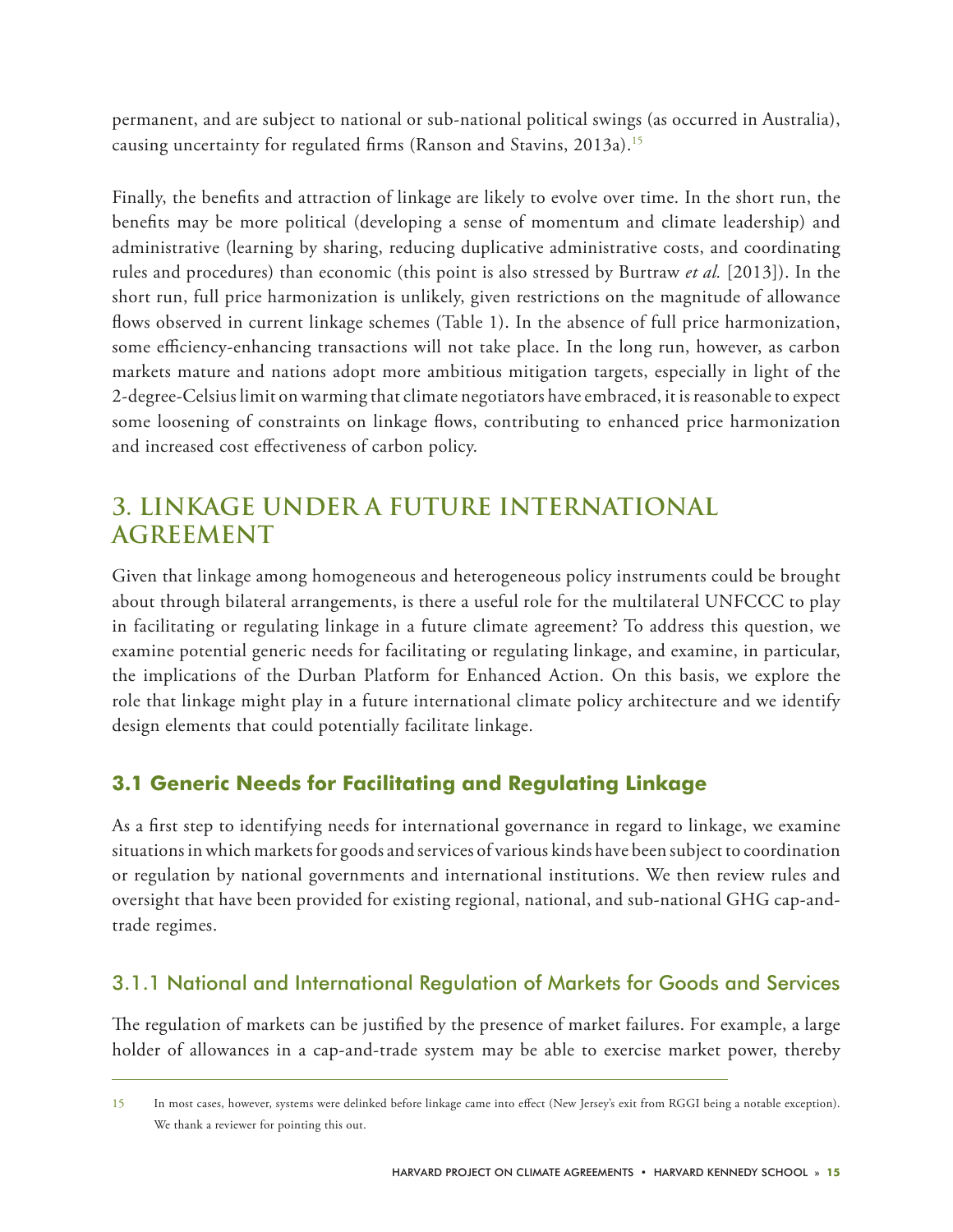permanent, and are subject to national or sub-national political swings (as occurred in Australia), causing uncertainty for regulated firms (Ranson and Stavins, 2013a).[15]

Finally, the benefits and attraction of linkage are likely to evolve over time. In the short run, the benefits may be more political (developing a sense of momentum and climate leadership) and administrative (learning by sharing, reducing duplicative administrative costs, and coordinating rules and procedures) than economic (this point is also stressed by Burtraw *et al.* [2013]). In the short run, full price harmonization is unlikely, given restrictions on the magnitude of allowance flows observed in current linkage schemes (Table 1). In the absence of full price harmonization, some efficiency-enhancing transactions will not take place. In the long run, however, as carbon markets mature and nations adopt more ambitious mitigation targets, especially in light of the 2-degree-Celsius limit on warming that climate negotiators have embraced, it is reasonable to expect some loosening of constraints on linkage flows, contributing to enhanced price harmonization and increased cost effectiveness of carbon policy.

# 3. LINKAGE UNDER A FUTURE INTERNATIONAL AGREEMENT

Given that linkage among homogeneous and heterogeneous policy instruments could be brought about through bilateral arrangements, is there a useful role for the multilateral UNFCCC to play in facilitating or regulating linkage in a future climate agreement? To address this question, we examine potential generic needs for facilitating or regulating linkage, and examine, in particular, the implications of the Durban Platform for Enhanced Action. On this basis, we explore the role that linkage might play in a future international climate policy architecture and we identify design elements that could potentially facilitate linkage.

## 3.1 Generic Needs for Facilitating and Regulating Linkage

As a first step to identifying needs for international governance in regard to linkage, we examine situations in which markets for goods and services of various kinds have been subject to coordination or regulation by national governments and international institutions. We then review rules and oversight that have been provided for existing regional, national, and sub-national GHG cap-and-trade regimes.

### 3.1.1 National and International Regulation of Markets for Goods and Services

The regulation of markets can be justified by the presence of market failures. For example, a large holder of allowances in a cap-and-trade system may be able to exercise market power, thereby

---

15 In most cases, however, systems were delinked before linkage came into effect (New Jersey's exit from RGGI being a notable exception). We thank a reviewer for pointing this out.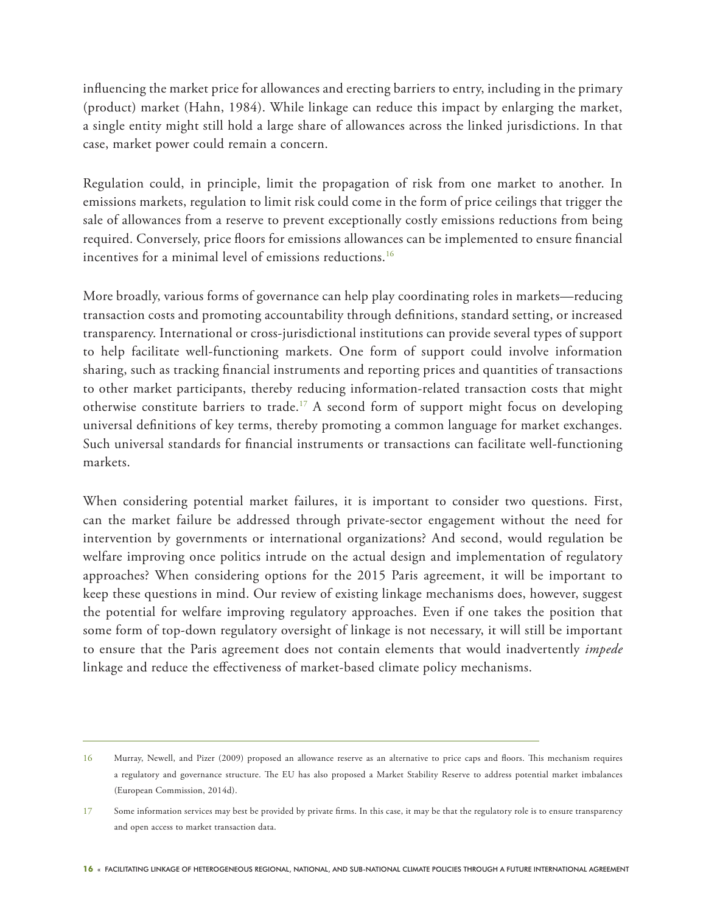influencing the market price for allowances and erecting barriers to entry, including in the primary (product) market (Hahn, 1984). While linkage can reduce this impact by enlarging the market, a single entity might still hold a large share of allowances across the linked jurisdictions. In that case, market power could remain a concern.

Regulation could, in principle, limit the propagation of risk from one market to another. In emissions markets, regulation to limit risk could come in the form of price ceilings that trigger the sale of allowances from a reserve to prevent exceptionally costly emissions reductions from being required. Conversely, price floors for emissions allowances can be implemented to ensure financial incentives for a minimal level of emissions reductions.[16]

More broadly, various forms of governance can help play coordinating roles in markets—reducing transaction costs and promoting accountability through definitions, standard setting, or increased transparency. International or cross-jurisdictional institutions can provide several types of support to help facilitate well-functioning markets. One form of support could involve information sharing, such as tracking financial instruments and reporting prices and quantities of transactions to other market participants, thereby reducing information-related transaction costs that might otherwise constitute barriers to trade.[17] A second form of support might focus on developing universal definitions of key terms, thereby promoting a common language for market exchanges. Such universal standards for financial instruments or transactions can facilitate well-functioning markets.

When considering potential market failures, it is important to consider two questions. First, can the market failure be addressed through private-sector engagement without the need for intervention by governments or international organizations? And second, would regulation be welfare improving once politics intrude on the actual design and implementation of regulatory approaches? When considering options for the 2015 Paris agreement, it will be important to keep these questions in mind. Our review of existing linkage mechanisms does, however, suggest the potential for welfare improving regulatory approaches. Even if one takes the position that some form of top-down regulatory oversight of linkage is not necessary, it will still be important to ensure that the Paris agreement does not contain elements that would inadvertently *impede* linkage and reduce the effectiveness of market-based climate policy mechanisms.

---

16 Murray, Newell, and Pizer (2009) proposed an allowance reserve as an alternative to price caps and floors. This mechanism requires a regulatory and governance structure. The EU has also proposed a Market Stability Reserve to address potential market imbalances (European Commission, 2014d).

17 Some information services may best be provided by private firms. In this case, it may be that the regulatory role is to ensure transparency and open access to market transaction data.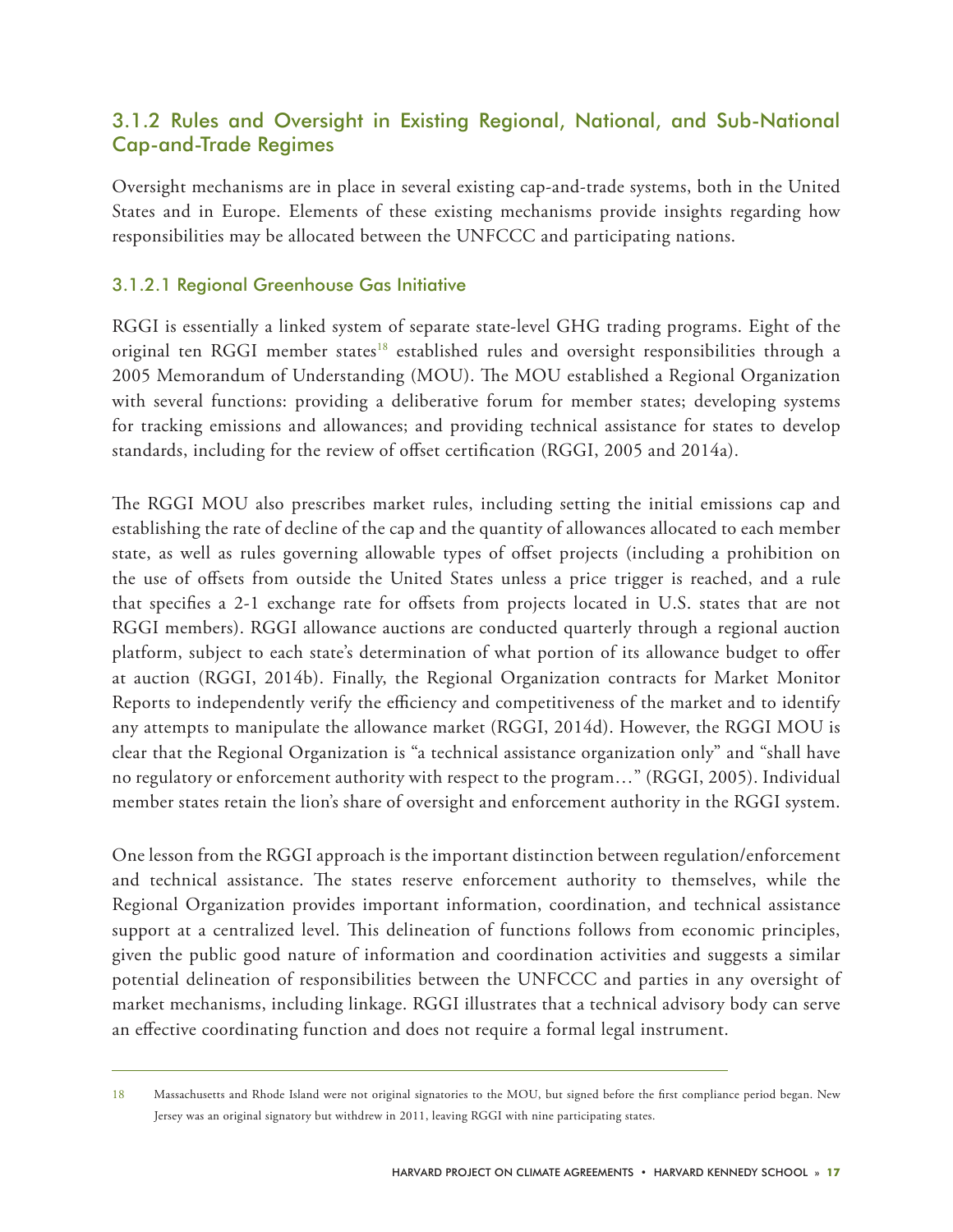### 3.1.2 Rules and Oversight in Existing Regional, National, and Sub-National Cap-and-Trade Regimes

Oversight mechanisms are in place in several existing cap-and-trade systems, both in the United States and in Europe. Elements of these existing mechanisms provide insights regarding how responsibilities may be allocated between the UNFCCC and participating nations.

#### 3.1.2.1 Regional Greenhouse Gas Initiative

RGGI is essentially a linked system of separate state-level GHG trading programs. Eight of the original ten RGGI member states[18] established rules and oversight responsibilities through a 2005 Memorandum of Understanding (MOU). The MOU established a Regional Organization with several functions: providing a deliberative forum for member states; developing systems for tracking emissions and allowances; and providing technical assistance for states to develop standards, including for the review of offset certification (RGGI, 2005 and 2014a).

The RGGI MOU also prescribes market rules, including setting the initial emissions cap and establishing the rate of decline of the cap and the quantity of allowances allocated to each member state, as well as rules governing allowable types of offset projects (including a prohibition on the use of offsets from outside the United States unless a price trigger is reached, and a rule that specifies a 2-1 exchange rate for offsets from projects located in U.S. states that are not RGGI members). RGGI allowance auctions are conducted quarterly through a regional auction platform, subject to each state's determination of what portion of its allowance budget to offer at auction (RGGI, 2014b). Finally, the Regional Organization contracts for Market Monitor Reports to independently verify the efficiency and competitiveness of the market and to identify any attempts to manipulate the allowance market (RGGI, 2014d). However, the RGGI MOU is clear that the Regional Organization is "a technical assistance organization only" and "shall have no regulatory or enforcement authority with respect to the program…" (RGGI, 2005). Individual member states retain the lion's share of oversight and enforcement authority in the RGGI system.

One lesson from the RGGI approach is the important distinction between regulation/enforcement and technical assistance. The states reserve enforcement authority to themselves, while the Regional Organization provides important information, coordination, and technical assistance support at a centralized level. This delineation of functions follows from economic principles, given the public good nature of information and coordination activities and suggests a similar potential delineation of responsibilities between the UNFCCC and parties in any oversight of market mechanisms, including linkage. RGGI illustrates that a technical advisory body can serve an effective coordinating function and does not require a formal legal instrument.

---

18 Massachusetts and Rhode Island were not original signatories to the MOU, but signed before the first compliance period began. New Jersey was an original signatory but withdrew in 2011, leaving RGGI with nine participating states.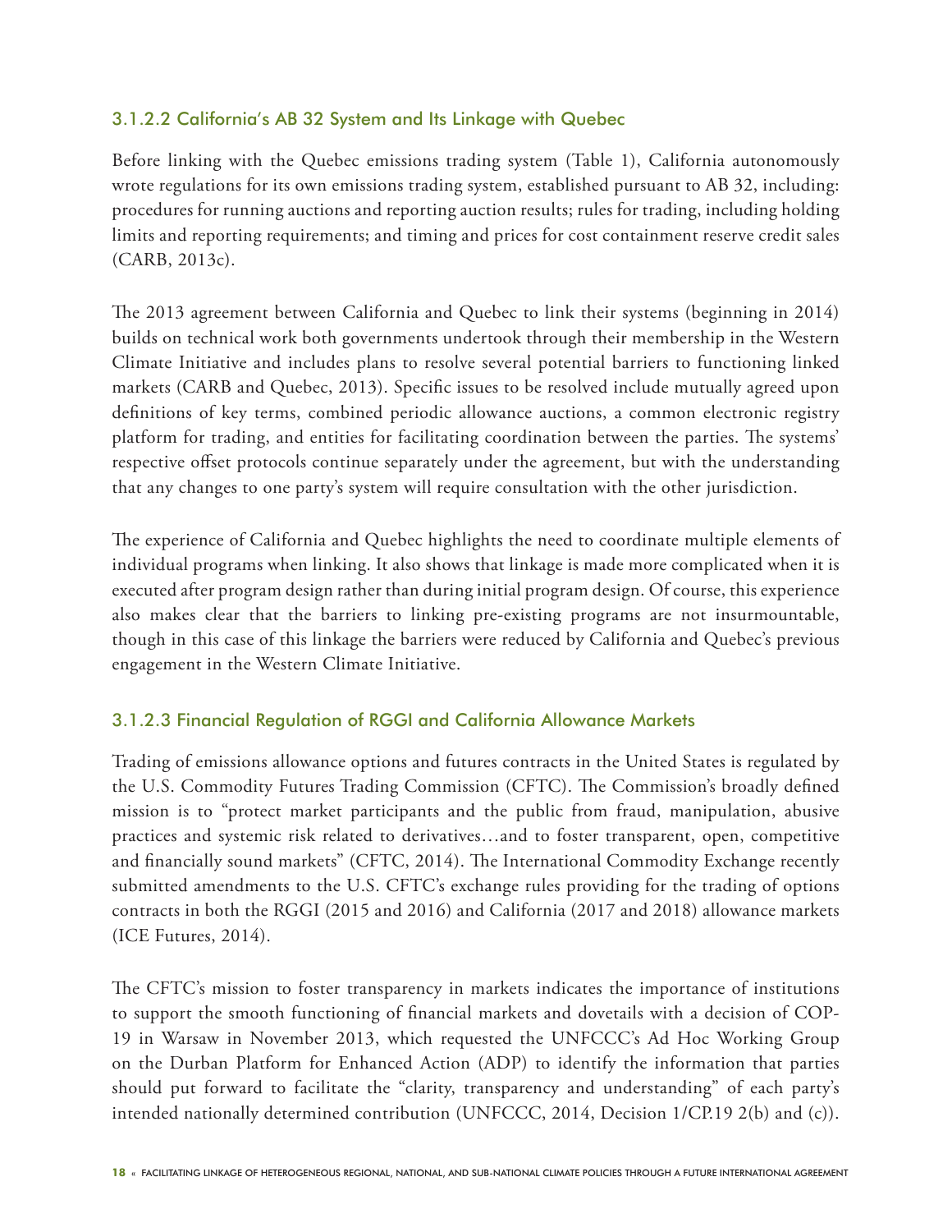### 3.1.2.2 California's AB 32 System and Its Linkage with Quebec

Before linking with the Quebec emissions trading system (Table 1), California autonomously wrote regulations for its own emissions trading system, established pursuant to AB 32, including: procedures for running auctions and reporting auction results; rules for trading, including holding limits and reporting requirements; and timing and prices for cost containment reserve credit sales (CARB, 2013c).

The 2013 agreement between California and Quebec to link their systems (beginning in 2014) builds on technical work both governments undertook through their membership in the Western Climate Initiative and includes plans to resolve several potential barriers to functioning linked markets (CARB and Quebec, 2013). Specific issues to be resolved include mutually agreed upon definitions of key terms, combined periodic allowance auctions, a common electronic registry platform for trading, and entities for facilitating coordination between the parties. The systems' respective offset protocols continue separately under the agreement, but with the understanding that any changes to one party's system will require consultation with the other jurisdiction.

The experience of California and Quebec highlights the need to coordinate multiple elements of individual programs when linking. It also shows that linkage is made more complicated when it is executed after program design rather than during initial program design. Of course, this experience also makes clear that the barriers to linking pre-existing programs are not insurmountable, though in this case of this linkage the barriers were reduced by California and Quebec's previous engagement in the Western Climate Initiative.

### 3.1.2.3 Financial Regulation of RGGI and California Allowance Markets

Trading of emissions allowance options and futures contracts in the United States is regulated by the U.S. Commodity Futures Trading Commission (CFTC). The Commission's broadly defined mission is to "protect market participants and the public from fraud, manipulation, abusive practices and systemic risk related to derivatives…and to foster transparent, open, competitive and financially sound markets" (CFTC, 2014). The International Commodity Exchange recently submitted amendments to the U.S. CFTC's exchange rules providing for the trading of options contracts in both the RGGI (2015 and 2016) and California (2017 and 2018) allowance markets (ICE Futures, 2014).

The CFTC's mission to foster transparency in markets indicates the importance of institutions to support the smooth functioning of financial markets and dovetails with a decision of COP-19 in Warsaw in November 2013, which requested the UNFCCC's Ad Hoc Working Group on the Durban Platform for Enhanced Action (ADP) to identify the information that parties should put forward to facilitate the "clarity, transparency and understanding" of each party's intended nationally determined contribution (UNFCCC, 2014, Decision 1/CP.19 2(b) and (c)).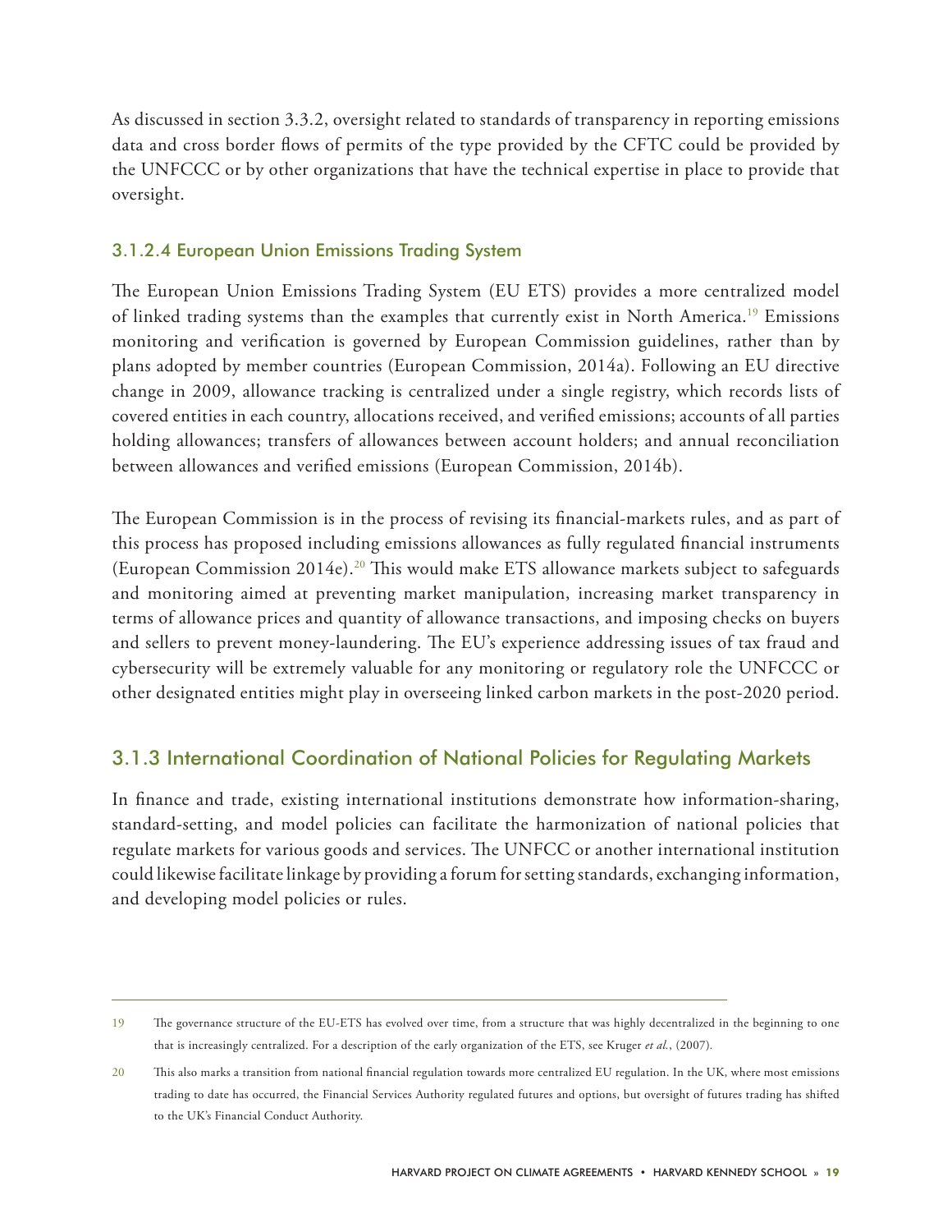As discussed in section 3.3.2, oversight related to standards of transparency in reporting emissions data and cross border flows of permits of the type provided by the CFTC could be provided by the UNFCCC or by other organizations that have the technical expertise in place to provide that oversight.

### 3.1.2.4 European Union Emissions Trading System

The European Union Emissions Trading System (EU ETS) provides a more centralized model of linked trading systems than the examples that currently exist in North America.[19] Emissions monitoring and verification is governed by European Commission guidelines, rather than by plans adopted by member countries (European Commission, 2014a). Following an EU directive change in 2009, allowance tracking is centralized under a single registry, which records lists of covered entities in each country, allocations received, and verified emissions; accounts of all parties holding allowances; transfers of allowances between account holders; and annual reconciliation between allowances and verified emissions (European Commission, 2014b).

The European Commission is in the process of revising its financial-markets rules, and as part of this process has proposed including emissions allowances as fully regulated financial instruments (European Commission 2014e).[20] This would make ETS allowance markets subject to safeguards and monitoring aimed at preventing market manipulation, increasing market transparency in terms of allowance prices and quantity of allowance transactions, and imposing checks on buyers and sellers to prevent money-laundering. The EU's experience addressing issues of tax fraud and cybersecurity will be extremely valuable for any monitoring or regulatory role the UNFCCC or other designated entities might play in overseeing linked carbon markets in the post-2020 period.

## 3.1.3 International Coordination of National Policies for Regulating Markets

In finance and trade, existing international institutions demonstrate how information-sharing, standard-setting, and model policies can facilitate the harmonization of national policies that regulate markets for various goods and services. The UNFCC or another international institution could likewise facilitate linkage by providing a forum for setting standards, exchanging information, and developing model policies or rules.

---

19 The governance structure of the EU-ETS has evolved over time, from a structure that was highly decentralized in the beginning to one that is increasingly centralized. For a description of the early organization of the ETS, see Kruger *et al.*, (2007).

20 This also marks a transition from national financial regulation towards more centralized EU regulation. In the UK, where most emissions trading to date has occurred, the Financial Services Authority regulated futures and options, but oversight of futures trading has shifted to the UK's Financial Conduct Authority.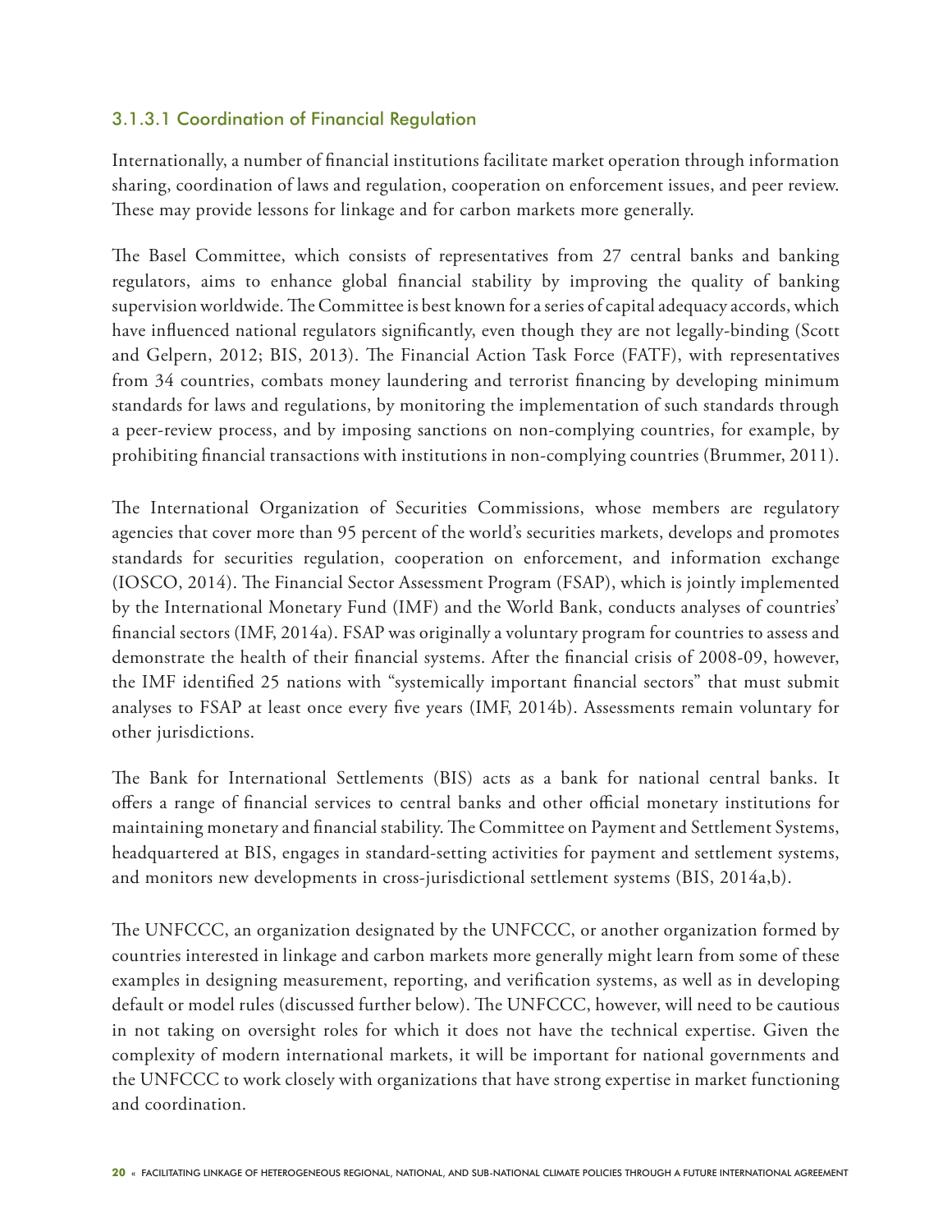#### 3.1.3.1 Coordination of Financial Regulation

Internationally, a number of financial institutions facilitate market operation through information sharing, coordination of laws and regulation, cooperation on enforcement issues, and peer review. These may provide lessons for linkage and for carbon markets more generally.

The Basel Committee, which consists of representatives from 27 central banks and banking regulators, aims to enhance global financial stability by improving the quality of banking supervision worldwide. The Committee is best known for a series of capital adequacy accords, which have influenced national regulators significantly, even though they are not legally-binding (Scott and Gelpern, 2012; BIS, 2013). The Financial Action Task Force (FATF), with representatives from 34 countries, combats money laundering and terrorist financing by developing minimum standards for laws and regulations, by monitoring the implementation of such standards through a peer-review process, and by imposing sanctions on non-complying countries, for example, by prohibiting financial transactions with institutions in non-complying countries (Brummer, 2011).

The International Organization of Securities Commissions, whose members are regulatory agencies that cover more than 95 percent of the world's securities markets, develops and promotes standards for securities regulation, cooperation on enforcement, and information exchange (IOSCO, 2014). The Financial Sector Assessment Program (FSAP), which is jointly implemented by the International Monetary Fund (IMF) and the World Bank, conducts analyses of countries' financial sectors (IMF, 2014a). FSAP was originally a voluntary program for countries to assess and demonstrate the health of their financial systems. After the financial crisis of 2008-09, however, the IMF identified 25 nations with "systemically important financial sectors" that must submit analyses to FSAP at least once every five years (IMF, 2014b). Assessments remain voluntary for other jurisdictions.

The Bank for International Settlements (BIS) acts as a bank for national central banks. It offers a range of financial services to central banks and other official monetary institutions for maintaining monetary and financial stability. The Committee on Payment and Settlement Systems, headquartered at BIS, engages in standard-setting activities for payment and settlement systems, and monitors new developments in cross-jurisdictional settlement systems (BIS, 2014a,b).

The UNFCCC, an organization designated by the UNFCCC, or another organization formed by countries interested in linkage and carbon markets more generally might learn from some of these examples in designing measurement, reporting, and verification systems, as well as in developing default or model rules (discussed further below). The UNFCCC, however, will need to be cautious in not taking on oversight roles for which it does not have the technical expertise. Given the complexity of modern international markets, it will be important for national governments and the UNFCCC to work closely with organizations that have strong expertise in market functioning and coordination.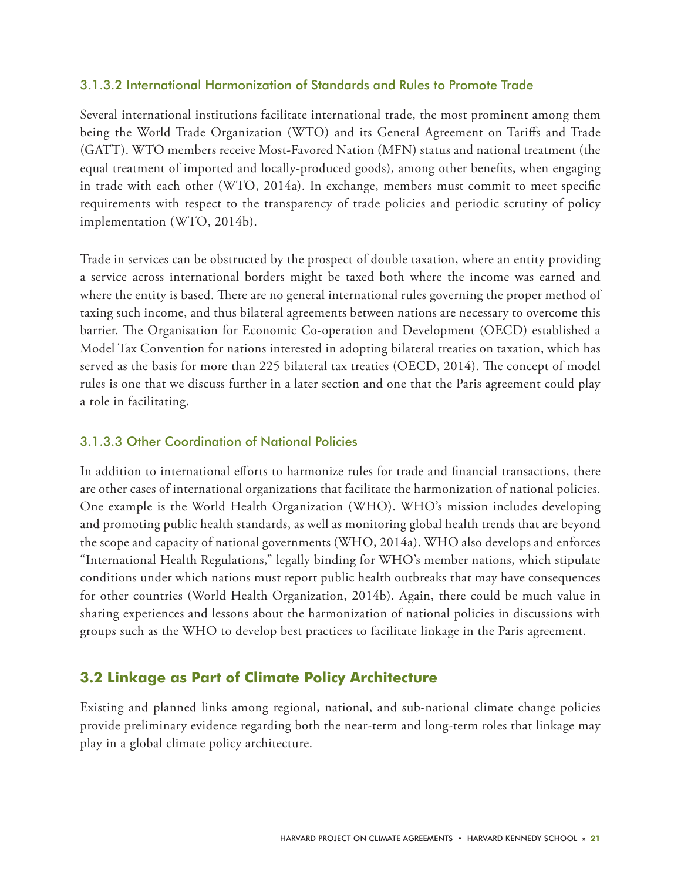#### 3.1.3.2 International Harmonization of Standards and Rules to Promote Trade

Several international institutions facilitate international trade, the most prominent among them being the World Trade Organization (WTO) and its General Agreement on Tariffs and Trade (GATT). WTO members receive Most-Favored Nation (MFN) status and national treatment (the equal treatment of imported and locally-produced goods), among other benefits, when engaging in trade with each other (WTO, 2014a). In exchange, members must commit to meet specific requirements with respect to the transparency of trade policies and periodic scrutiny of policy implementation (WTO, 2014b).

Trade in services can be obstructed by the prospect of double taxation, where an entity providing a service across international borders might be taxed both where the income was earned and where the entity is based. There are no general international rules governing the proper method of taxing such income, and thus bilateral agreements between nations are necessary to overcome this barrier. The Organisation for Economic Co-operation and Development (OECD) established a Model Tax Convention for nations interested in adopting bilateral treaties on taxation, which has served as the basis for more than 225 bilateral tax treaties (OECD, 2014). The concept of model rules is one that we discuss further in a later section and one that the Paris agreement could play a role in facilitating.

#### 3.1.3.3 Other Coordination of National Policies

In addition to international efforts to harmonize rules for trade and financial transactions, there are other cases of international organizations that facilitate the harmonization of national policies. One example is the World Health Organization (WHO). WHO's mission includes developing and promoting public health standards, as well as monitoring global health trends that are beyond the scope and capacity of national governments (WHO, 2014a). WHO also develops and enforces "International Health Regulations," legally binding for WHO's member nations, which stipulate conditions under which nations must report public health outbreaks that may have consequences for other countries (World Health Organization, 2014b). Again, there could be much value in sharing experiences and lessons about the harmonization of national policies in discussions with groups such as the WHO to develop best practices to facilitate linkage in the Paris agreement.

## 3.2 Linkage as Part of Climate Policy Architecture

Existing and planned links among regional, national, and sub-national climate change policies provide preliminary evidence regarding both the near-term and long-term roles that linkage may play in a global climate policy architecture.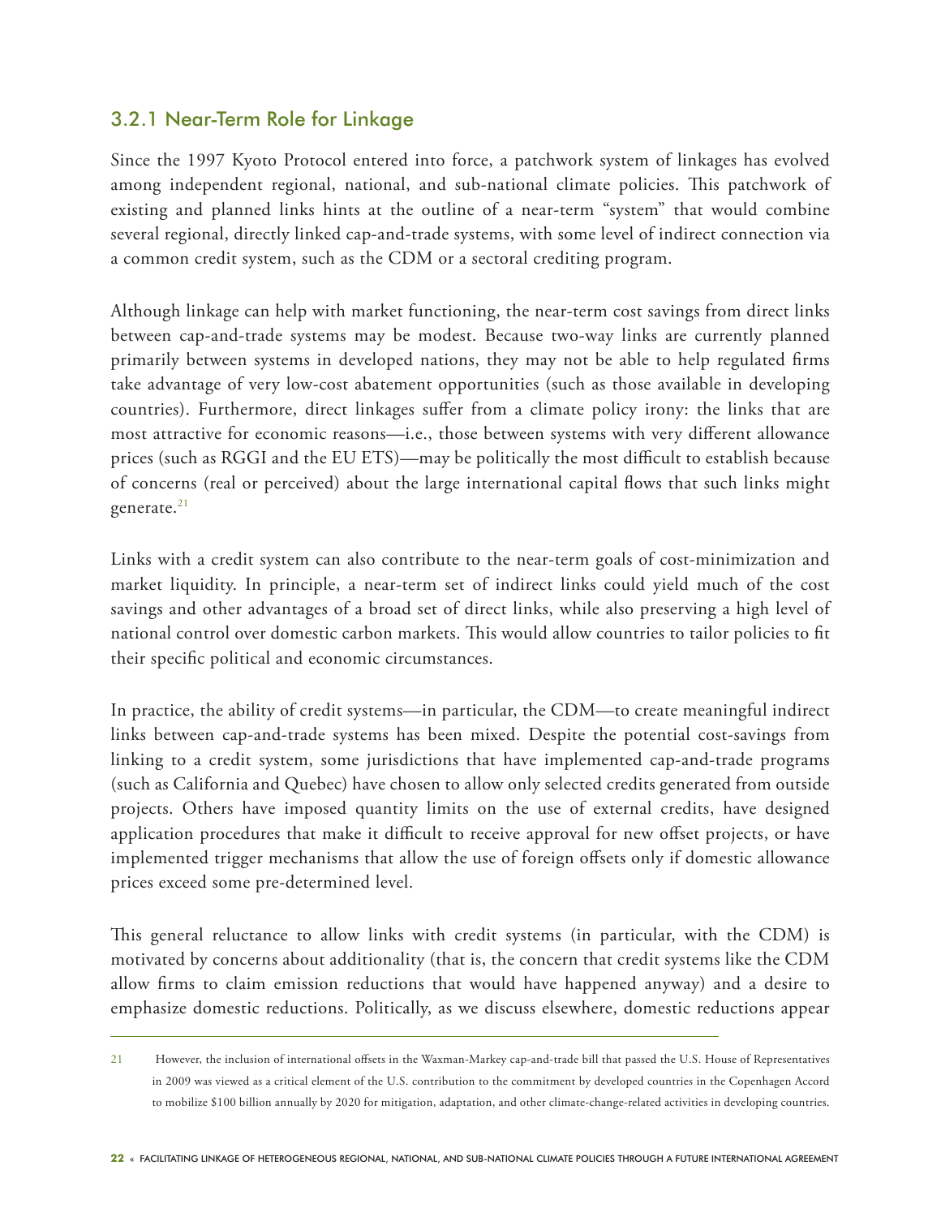### 3.2.1 Near-Term Role for Linkage

Since the 1997 Kyoto Protocol entered into force, a patchwork system of linkages has evolved among independent regional, national, and sub-national climate policies. This patchwork of existing and planned links hints at the outline of a near-term "system" that would combine several regional, directly linked cap-and-trade systems, with some level of indirect connection via a common credit system, such as the CDM or a sectoral crediting program.

Although linkage can help with market functioning, the near-term cost savings from direct links between cap-and-trade systems may be modest. Because two-way links are currently planned primarily between systems in developed nations, they may not be able to help regulated firms take advantage of very low-cost abatement opportunities (such as those available in developing countries). Furthermore, direct linkages suffer from a climate policy irony: the links that are most attractive for economic reasons—i.e., those between systems with very different allowance prices (such as RGGI and the EU ETS)—may be politically the most difficult to establish because of concerns (real or perceived) about the large international capital flows that such links might generate.[21]

Links with a credit system can also contribute to the near-term goals of cost-minimization and market liquidity. In principle, a near-term set of indirect links could yield much of the cost savings and other advantages of a broad set of direct links, while also preserving a high level of national control over domestic carbon markets. This would allow countries to tailor policies to fit their specific political and economic circumstances.

In practice, the ability of credit systems—in particular, the CDM—to create meaningful indirect links between cap-and-trade systems has been mixed. Despite the potential cost-savings from linking to a credit system, some jurisdictions that have implemented cap-and-trade programs (such as California and Quebec) have chosen to allow only selected credits generated from outside projects. Others have imposed quantity limits on the use of external credits, have designed application procedures that make it difficult to receive approval for new offset projects, or have implemented trigger mechanisms that allow the use of foreign offsets only if domestic allowance prices exceed some pre-determined level.

This general reluctance to allow links with credit systems (in particular, with the CDM) is motivated by concerns about additionality (that is, the concern that credit systems like the CDM allow firms to claim emission reductions that would have happened anyway) and a desire to emphasize domestic reductions. Politically, as we discuss elsewhere, domestic reductions appear

---

21 However, the inclusion of international offsets in the Waxman-Markey cap-and-trade bill that passed the U.S. House of Representatives in 2009 was viewed as a critical element of the U.S. contribution to the commitment by developed countries in the Copenhagen Accord to mobilize \$100 billion annually by 2020 for mitigation, adaptation, and other climate-change-related activities in developing countries.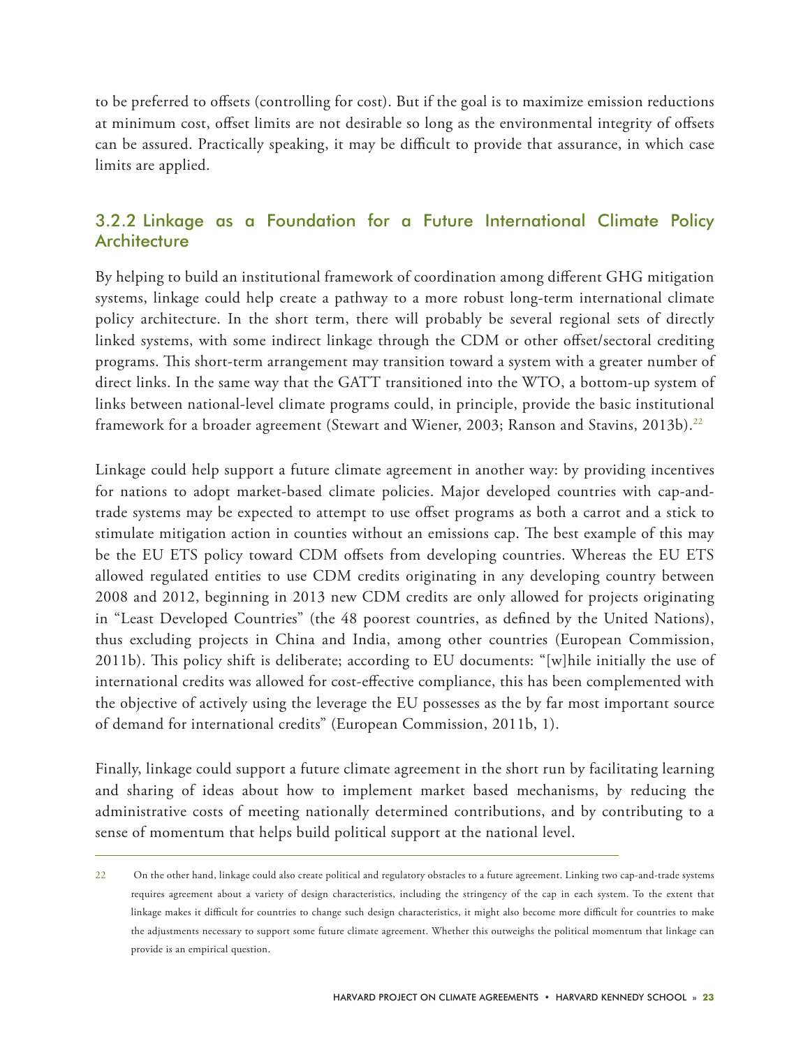to be preferred to offsets (controlling for cost). But if the goal is to maximize emission reductions at minimum cost, offset limits are not desirable so long as the environmental integrity of offsets can be assured. Practically speaking, it may be difficult to provide that assurance, in which case limits are applied.

### 3.2.2 Linkage as a Foundation for a Future International Climate Policy Architecture

By helping to build an institutional framework of coordination among different GHG mitigation systems, linkage could help create a pathway to a more robust long-term international climate policy architecture. In the short term, there will probably be several regional sets of directly linked systems, with some indirect linkage through the CDM or other offset/sectoral crediting programs. This short-term arrangement may transition toward a system with a greater number of direct links. In the same way that the GATT transitioned into the WTO, a bottom-up system of links between national-level climate programs could, in principle, provide the basic institutional framework for a broader agreement (Stewart and Wiener, 2003; Ranson and Stavins, 2013b).[22]

Linkage could help support a future climate agreement in another way: by providing incentives for nations to adopt market-based climate policies. Major developed countries with cap-and-trade systems may be expected to attempt to use offset programs as both a carrot and a stick to stimulate mitigation action in counties without an emissions cap. The best example of this may be the EU ETS policy toward CDM offsets from developing countries. Whereas the EU ETS allowed regulated entities to use CDM credits originating in any developing country between 2008 and 2012, beginning in 2013 new CDM credits are only allowed for projects originating in "Least Developed Countries" (the 48 poorest countries, as defined by the United Nations), thus excluding projects in China and India, among other countries (European Commission, 2011b). This policy shift is deliberate; according to EU documents: "[w]hile initially the use of international credits was allowed for cost-effective compliance, this has been complemented with the objective of actively using the leverage the EU possesses as the by far most important source of demand for international credits" (European Commission, 2011b, 1).

Finally, linkage could support a future climate agreement in the short run by facilitating learning and sharing of ideas about how to implement market based mechanisms, by reducing the administrative costs of meeting nationally determined contributions, and by contributing to a sense of momentum that helps build political support at the national level.

---

22 On the other hand, linkage could also create political and regulatory obstacles to a future agreement. Linking two cap-and-trade systems requires agreement about a variety of design characteristics, including the stringency of the cap in each system. To the extent that linkage makes it difficult for countries to change such design characteristics, it might also become more difficult for countries to make the adjustments necessary to support some future climate agreement. Whether this outweighs the political momentum that linkage can provide is an empirical question.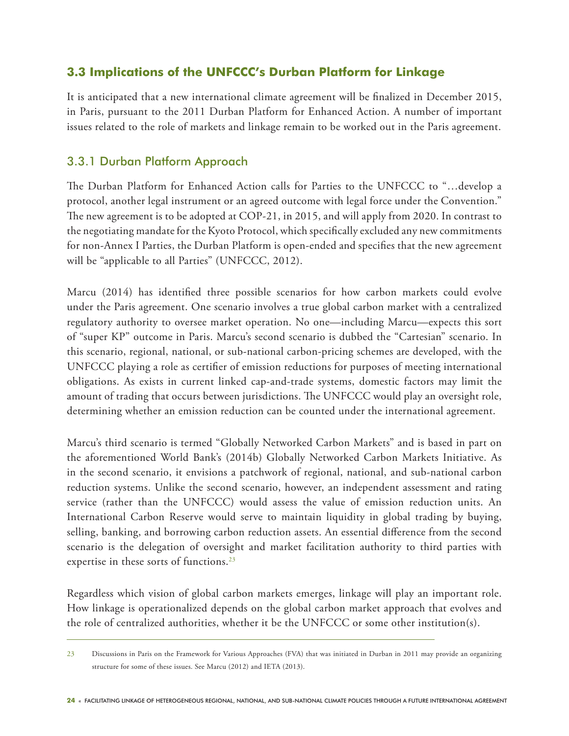## 3.3 Implications of the UNFCCC's Durban Platform for Linkage

It is anticipated that a new international climate agreement will be finalized in December 2015, in Paris, pursuant to the 2011 Durban Platform for Enhanced Action. A number of important issues related to the role of markets and linkage remain to be worked out in the Paris agreement.

### 3.3.1 Durban Platform Approach

The Durban Platform for Enhanced Action calls for Parties to the UNFCCC to "…develop a protocol, another legal instrument or an agreed outcome with legal force under the Convention." The new agreement is to be adopted at COP-21, in 2015, and will apply from 2020. In contrast to the negotiating mandate for the Kyoto Protocol, which specifically excluded any new commitments for non-Annex I Parties, the Durban Platform is open-ended and specifies that the new agreement will be "applicable to all Parties" (UNFCCC, 2012).

Marcu (2014) has identified three possible scenarios for how carbon markets could evolve under the Paris agreement. One scenario involves a true global carbon market with a centralized regulatory authority to oversee market operation. No one—including Marcu—expects this sort of "super KP" outcome in Paris. Marcu's second scenario is dubbed the "Cartesian" scenario. In this scenario, regional, national, or sub-national carbon-pricing schemes are developed, with the UNFCCC playing a role as certifier of emission reductions for purposes of meeting international obligations. As exists in current linked cap-and-trade systems, domestic factors may limit the amount of trading that occurs between jurisdictions. The UNFCCC would play an oversight role, determining whether an emission reduction can be counted under the international agreement.

Marcu's third scenario is termed "Globally Networked Carbon Markets" and is based in part on the aforementioned World Bank's (2014b) Globally Networked Carbon Markets Initiative. As in the second scenario, it envisions a patchwork of regional, national, and sub-national carbon reduction systems. Unlike the second scenario, however, an independent assessment and rating service (rather than the UNFCCC) would assess the value of emission reduction units. An International Carbon Reserve would serve to maintain liquidity in global trading by buying, selling, banking, and borrowing carbon reduction assets. An essential difference from the second scenario is the delegation of oversight and market facilitation authority to third parties with expertise in these sorts of functions.[23]

Regardless which vision of global carbon markets emerges, linkage will play an important role. How linkage is operationalized depends on the global carbon market approach that evolves and the role of centralized authorities, whether it be the UNFCCC or some other institution(s).

---

23 Discussions in Paris on the Framework for Various Approaches (FVA) that was initiated in Durban in 2011 may provide an organizing structure for some of these issues. See Marcu (2012) and IETA (2013).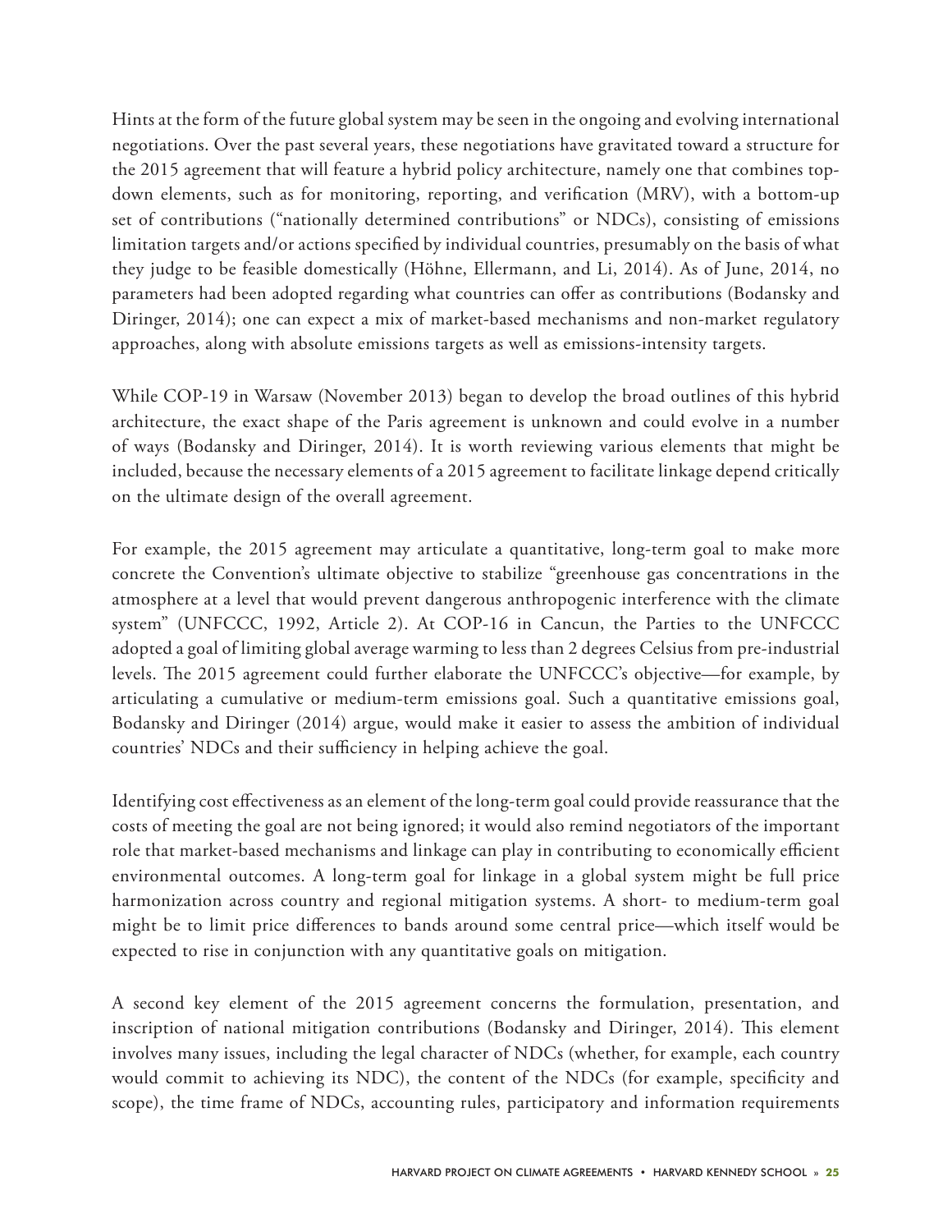Hints at the form of the future global system may be seen in the ongoing and evolving international negotiations. Over the past several years, these negotiations have gravitated toward a structure for the 2015 agreement that will feature a hybrid policy architecture, namely one that combines top-down elements, such as for monitoring, reporting, and verification (MRV), with a bottom-up set of contributions ("nationally determined contributions" or NDCs), consisting of emissions limitation targets and/or actions specified by individual countries, presumably on the basis of what they judge to be feasible domestically (Höhne, Ellermann, and Li, 2014). As of June, 2014, no parameters had been adopted regarding what countries can offer as contributions (Bodansky and Diringer, 2014); one can expect a mix of market-based mechanisms and non-market regulatory approaches, along with absolute emissions targets as well as emissions-intensity targets.

While COP-19 in Warsaw (November 2013) began to develop the broad outlines of this hybrid architecture, the exact shape of the Paris agreement is unknown and could evolve in a number of ways (Bodansky and Diringer, 2014). It is worth reviewing various elements that might be included, because the necessary elements of a 2015 agreement to facilitate linkage depend critically on the ultimate design of the overall agreement.

For example, the 2015 agreement may articulate a quantitative, long-term goal to make more concrete the Convention's ultimate objective to stabilize "greenhouse gas concentrations in the atmosphere at a level that would prevent dangerous anthropogenic interference with the climate system" (UNFCCC, 1992, Article 2). At COP-16 in Cancun, the Parties to the UNFCCC adopted a goal of limiting global average warming to less than 2 degrees Celsius from pre-industrial levels. The 2015 agreement could further elaborate the UNFCCC's objective—for example, by articulating a cumulative or medium-term emissions goal. Such a quantitative emissions goal, Bodansky and Diringer (2014) argue, would make it easier to assess the ambition of individual countries' NDCs and their sufficiency in helping achieve the goal.

Identifying cost effectiveness as an element of the long-term goal could provide reassurance that the costs of meeting the goal are not being ignored; it would also remind negotiators of the important role that market-based mechanisms and linkage can play in contributing to economically efficient environmental outcomes. A long-term goal for linkage in a global system might be full price harmonization across country and regional mitigation systems. A short- to medium-term goal might be to limit price differences to bands around some central price—which itself would be expected to rise in conjunction with any quantitative goals on mitigation.

A second key element of the 2015 agreement concerns the formulation, presentation, and inscription of national mitigation contributions (Bodansky and Diringer, 2014). This element involves many issues, including the legal character of NDCs (whether, for example, each country would commit to achieving its NDC), the content of the NDCs (for example, specificity and scope), the time frame of NDCs, accounting rules, participatory and information requirements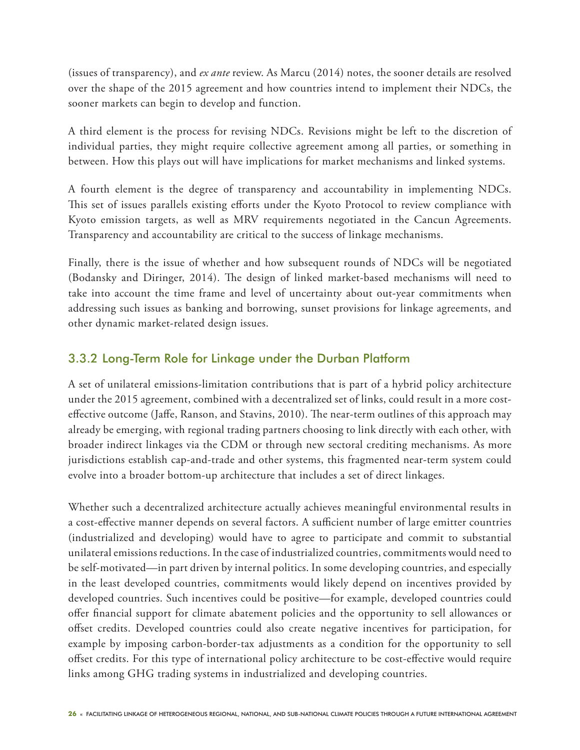(issues of transparency), and *ex ante* review. As Marcu (2014) notes, the sooner details are resolved over the shape of the 2015 agreement and how countries intend to implement their NDCs, the sooner markets can begin to develop and function.

A third element is the process for revising NDCs. Revisions might be left to the discretion of individual parties, they might require collective agreement among all parties, or something in between. How this plays out will have implications for market mechanisms and linked systems.

A fourth element is the degree of transparency and accountability in implementing NDCs. This set of issues parallels existing efforts under the Kyoto Protocol to review compliance with Kyoto emission targets, as well as MRV requirements negotiated in the Cancun Agreements. Transparency and accountability are critical to the success of linkage mechanisms.

Finally, there is the issue of whether and how subsequent rounds of NDCs will be negotiated (Bodansky and Diringer, 2014). The design of linked market-based mechanisms will need to take into account the time frame and level of uncertainty about out-year commitments when addressing such issues as banking and borrowing, sunset provisions for linkage agreements, and other dynamic market-related design issues.

### 3.3.2 Long-Term Role for Linkage under the Durban Platform

A set of unilateral emissions-limitation contributions that is part of a hybrid policy architecture under the 2015 agreement, combined with a decentralized set of links, could result in a more cost-effective outcome (Jaffe, Ranson, and Stavins, 2010). The near-term outlines of this approach may already be emerging, with regional trading partners choosing to link directly with each other, with broader indirect linkages via the CDM or through new sectoral crediting mechanisms. As more jurisdictions establish cap-and-trade and other systems, this fragmented near-term system could evolve into a broader bottom-up architecture that includes a set of direct linkages.

Whether such a decentralized architecture actually achieves meaningful environmental results in a cost-effective manner depends on several factors. A sufficient number of large emitter countries (industrialized and developing) would have to agree to participate and commit to substantial unilateral emissions reductions. In the case of industrialized countries, commitments would need to be self-motivated—in part driven by internal politics. In some developing countries, and especially in the least developed countries, commitments would likely depend on incentives provided by developed countries. Such incentives could be positive—for example, developed countries could offer financial support for climate abatement policies and the opportunity to sell allowances or offset credits. Developed countries could also create negative incentives for participation, for example by imposing carbon-border-tax adjustments as a condition for the opportunity to sell offset credits. For this type of international policy architecture to be cost-effective would require links among GHG trading systems in industrialized and developing countries.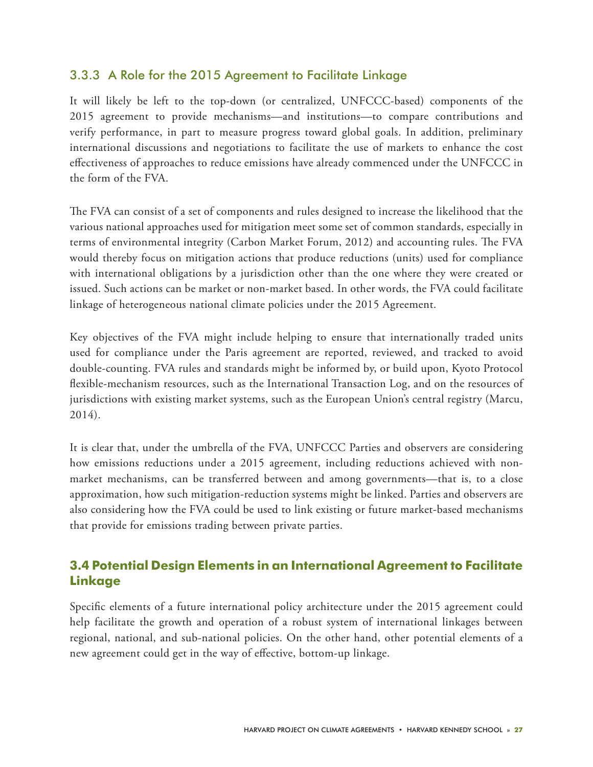### 3.3.3 A Role for the 2015 Agreement to Facilitate Linkage

It will likely be left to the top-down (or centralized, UNFCCC-based) components of the 2015 agreement to provide mechanisms—and institutions—to compare contributions and verify performance, in part to measure progress toward global goals. In addition, preliminary international discussions and negotiations to facilitate the use of markets to enhance the cost effectiveness of approaches to reduce emissions have already commenced under the UNFCCC in the form of the FVA.

The FVA can consist of a set of components and rules designed to increase the likelihood that the various national approaches used for mitigation meet some set of common standards, especially in terms of environmental integrity (Carbon Market Forum, 2012) and accounting rules. The FVA would thereby focus on mitigation actions that produce reductions (units) used for compliance with international obligations by a jurisdiction other than the one where they were created or issued. Such actions can be market or non-market based. In other words, the FVA could facilitate linkage of heterogeneous national climate policies under the 2015 Agreement.

Key objectives of the FVA might include helping to ensure that internationally traded units used for compliance under the Paris agreement are reported, reviewed, and tracked to avoid double-counting. FVA rules and standards might be informed by, or build upon, Kyoto Protocol flexible-mechanism resources, such as the International Transaction Log, and on the resources of jurisdictions with existing market systems, such as the European Union's central registry (Marcu, 2014).

It is clear that, under the umbrella of the FVA, UNFCCC Parties and observers are considering how emissions reductions under a 2015 agreement, including reductions achieved with non-market mechanisms, can be transferred between and among governments—that is, to a close approximation, how such mitigation-reduction systems might be linked. Parties and observers are also considering how the FVA could be used to link existing or future market-based mechanisms that provide for emissions trading between private parties.

## 3.4 Potential Design Elements in an International Agreement to Facilitate Linkage

Specific elements of a future international policy architecture under the 2015 agreement could help facilitate the growth and operation of a robust system of international linkages between regional, national, and sub-national policies. On the other hand, other potential elements of a new agreement could get in the way of effective, bottom-up linkage.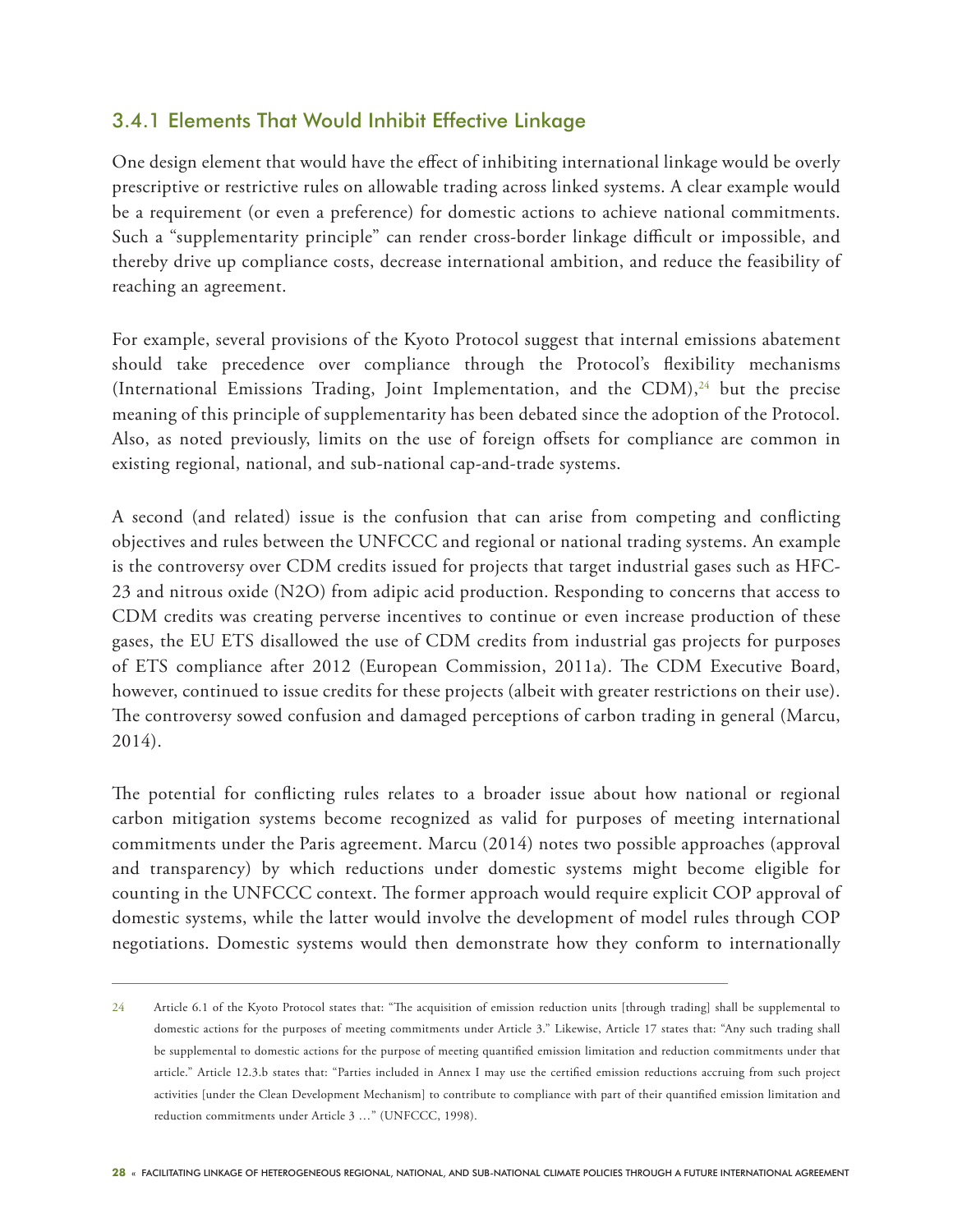### 3.4.1 Elements That Would Inhibit Effective Linkage

One design element that would have the effect of inhibiting international linkage would be overly prescriptive or restrictive rules on allowable trading across linked systems. A clear example would be a requirement (or even a preference) for domestic actions to achieve national commitments. Such a "supplementarity principle" can render cross-border linkage difficult or impossible, and thereby drive up compliance costs, decrease international ambition, and reduce the feasibility of reaching an agreement.

For example, several provisions of the Kyoto Protocol suggest that internal emissions abatement should take precedence over compliance through the Protocol's flexibility mechanisms (International Emissions Trading, Joint Implementation, and the CDM),[24] but the precise meaning of this principle of supplementarity has been debated since the adoption of the Protocol. Also, as noted previously, limits on the use of foreign offsets for compliance are common in existing regional, national, and sub-national cap-and-trade systems.

A second (and related) issue is the confusion that can arise from competing and conflicting objectives and rules between the UNFCCC and regional or national trading systems. An example is the controversy over CDM credits issued for projects that target industrial gases such as HFC-23 and nitrous oxide (N2O) from adipic acid production. Responding to concerns that access to CDM credits was creating perverse incentives to continue or even increase production of these gases, the EU ETS disallowed the use of CDM credits from industrial gas projects for purposes of ETS compliance after 2012 (European Commission, 2011a). The CDM Executive Board, however, continued to issue credits for these projects (albeit with greater restrictions on their use). The controversy sowed confusion and damaged perceptions of carbon trading in general (Marcu, 2014).

The potential for conflicting rules relates to a broader issue about how national or regional carbon mitigation systems become recognized as valid for purposes of meeting international commitments under the Paris agreement. Marcu (2014) notes two possible approaches (approval and transparency) by which reductions under domestic systems might become eligible for counting in the UNFCCC context. The former approach would require explicit COP approval of domestic systems, while the latter would involve the development of model rules through COP negotiations. Domestic systems would then demonstrate how they conform to internationally

---

24 Article 6.1 of the Kyoto Protocol states that: "The acquisition of emission reduction units [through trading] shall be supplemental to domestic actions for the purposes of meeting commitments under Article 3." Likewise, Article 17 states that: "Any such trading shall be supplemental to domestic actions for the purpose of meeting quantified emission limitation and reduction commitments under that article." Article 12.3.b states that: "Parties included in Annex I may use the certified emission reductions accruing from such project activities [under the Clean Development Mechanism] to contribute to compliance with part of their quantified emission limitation and reduction commitments under Article 3 …" (UNFCCC, 1998).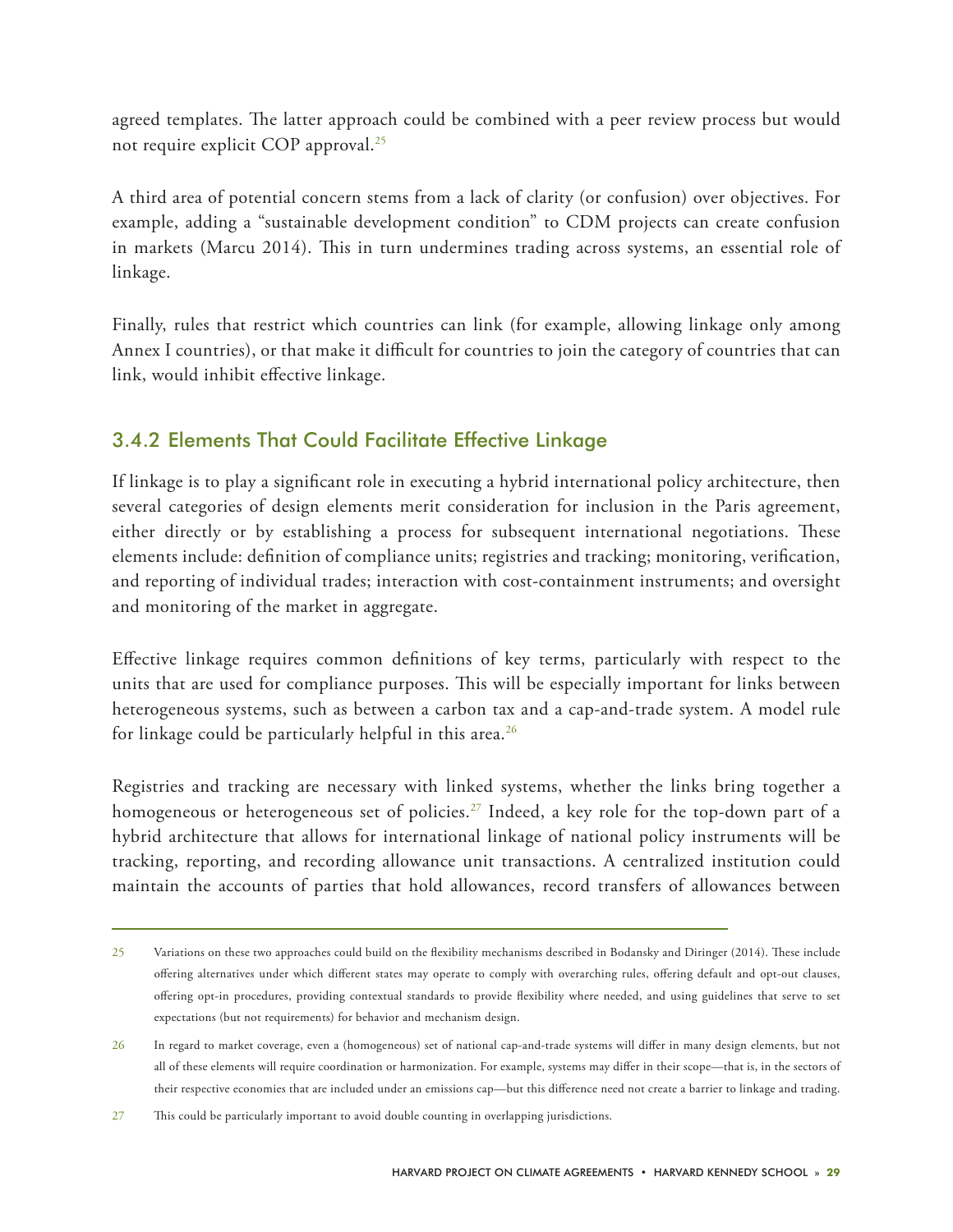agreed templates. The latter approach could be combined with a peer review process but would not require explicit COP approval.[25]

A third area of potential concern stems from a lack of clarity (or confusion) over objectives. For example, adding a "sustainable development condition" to CDM projects can create confusion in markets (Marcu 2014). This in turn undermines trading across systems, an essential role of linkage.

Finally, rules that restrict which countries can link (for example, allowing linkage only among Annex I countries), or that make it difficult for countries to join the category of countries that can link, would inhibit effective linkage.

### 3.4.2 Elements That Could Facilitate Effective Linkage

If linkage is to play a significant role in executing a hybrid international policy architecture, then several categories of design elements merit consideration for inclusion in the Paris agreement, either directly or by establishing a process for subsequent international negotiations. These elements include: definition of compliance units; registries and tracking; monitoring, verification, and reporting of individual trades; interaction with cost-containment instruments; and oversight and monitoring of the market in aggregate.

Effective linkage requires common definitions of key terms, particularly with respect to the units that are used for compliance purposes. This will be especially important for links between heterogeneous systems, such as between a carbon tax and a cap-and-trade system. A model rule for linkage could be particularly helpful in this area.[26]

Registries and tracking are necessary with linked systems, whether the links bring together a homogeneous or heterogeneous set of policies.[27] Indeed, a key role for the top-down part of a hybrid architecture that allows for international linkage of national policy instruments will be tracking, reporting, and recording allowance unit transactions. A centralized institution could maintain the accounts of parties that hold allowances, record transfers of allowances between

---

25 Variations on these two approaches could build on the flexibility mechanisms described in Bodansky and Diringer (2014). These include offering alternatives under which different states may operate to comply with overarching rules, offering default and opt-out clauses, offering opt-in procedures, providing contextual standards to provide flexibility where needed, and using guidelines that serve to set expectations (but not requirements) for behavior and mechanism design.

26 In regard to market coverage, even a (homogeneous) set of national cap-and-trade systems will differ in many design elements, but not all of these elements will require coordination or harmonization. For example, systems may differ in their scope—that is, in the sectors of their respective economies that are included under an emissions cap—but this difference need not create a barrier to linkage and trading.

27 This could be particularly important to avoid double counting in overlapping jurisdictions.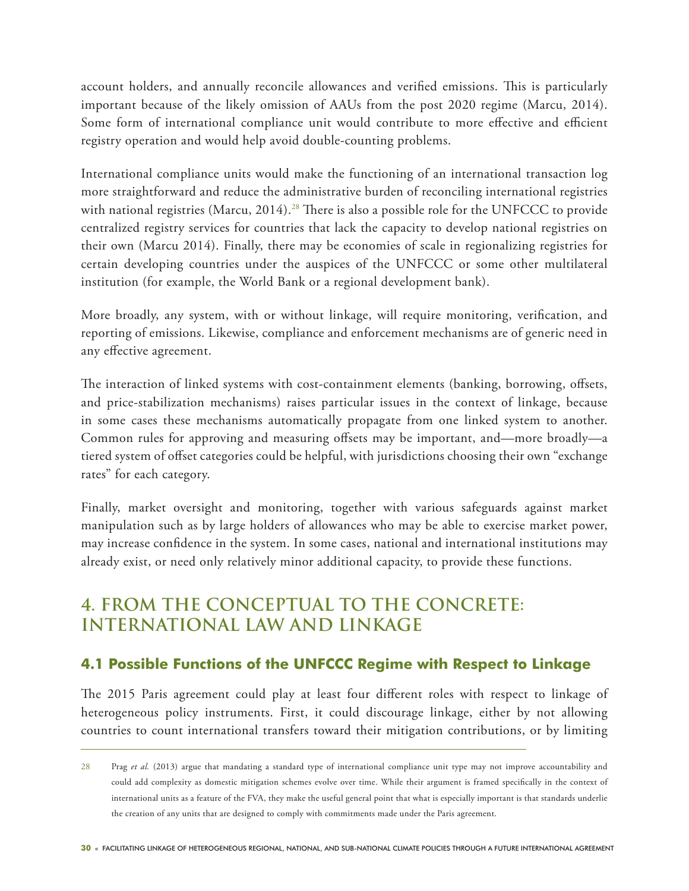account holders, and annually reconcile allowances and verified emissions. This is particularly important because of the likely omission of AAUs from the post 2020 regime (Marcu, 2014). Some form of international compliance unit would contribute to more effective and efficient registry operation and would help avoid double-counting problems.

International compliance units would make the functioning of an international transaction log more straightforward and reduce the administrative burden of reconciling international registries with national registries (Marcu, 2014).[28] There is also a possible role for the UNFCCC to provide centralized registry services for countries that lack the capacity to develop national registries on their own (Marcu 2014). Finally, there may be economies of scale in regionalizing registries for certain developing countries under the auspices of the UNFCCC or some other multilateral institution (for example, the World Bank or a regional development bank).

More broadly, any system, with or without linkage, will require monitoring, verification, and reporting of emissions. Likewise, compliance and enforcement mechanisms are of generic need in any effective agreement.

The interaction of linked systems with cost-containment elements (banking, borrowing, offsets, and price-stabilization mechanisms) raises particular issues in the context of linkage, because in some cases these mechanisms automatically propagate from one linked system to another. Common rules for approving and measuring offsets may be important, and—more broadly—a tiered system of offset categories could be helpful, with jurisdictions choosing their own "exchange rates" for each category.

Finally, market oversight and monitoring, together with various safeguards against market manipulation such as by large holders of allowances who may be able to exercise market power, may increase confidence in the system. In some cases, national and international institutions may already exist, or need only relatively minor additional capacity, to provide these functions.

# 4. FROM THE CONCEPTUAL TO THE CONCRETE: INTERNATIONAL LAW AND LINKAGE

## 4.1 Possible Functions of the UNFCCC Regime with Respect to Linkage

The 2015 Paris agreement could play at least four different roles with respect to linkage of heterogeneous policy instruments. First, it could discourage linkage, either by not allowing countries to count international transfers toward their mitigation contributions, or by limiting

---

28 Prag *et al.* (2013) argue that mandating a standard type of international compliance unit type may not improve accountability and could add complexity as domestic mitigation schemes evolve over time. While their argument is framed specifically in the context of international units as a feature of the FVA, they make the useful general point that what is especially important is that standards underlie the creation of any units that are designed to comply with commitments made under the Paris agreement.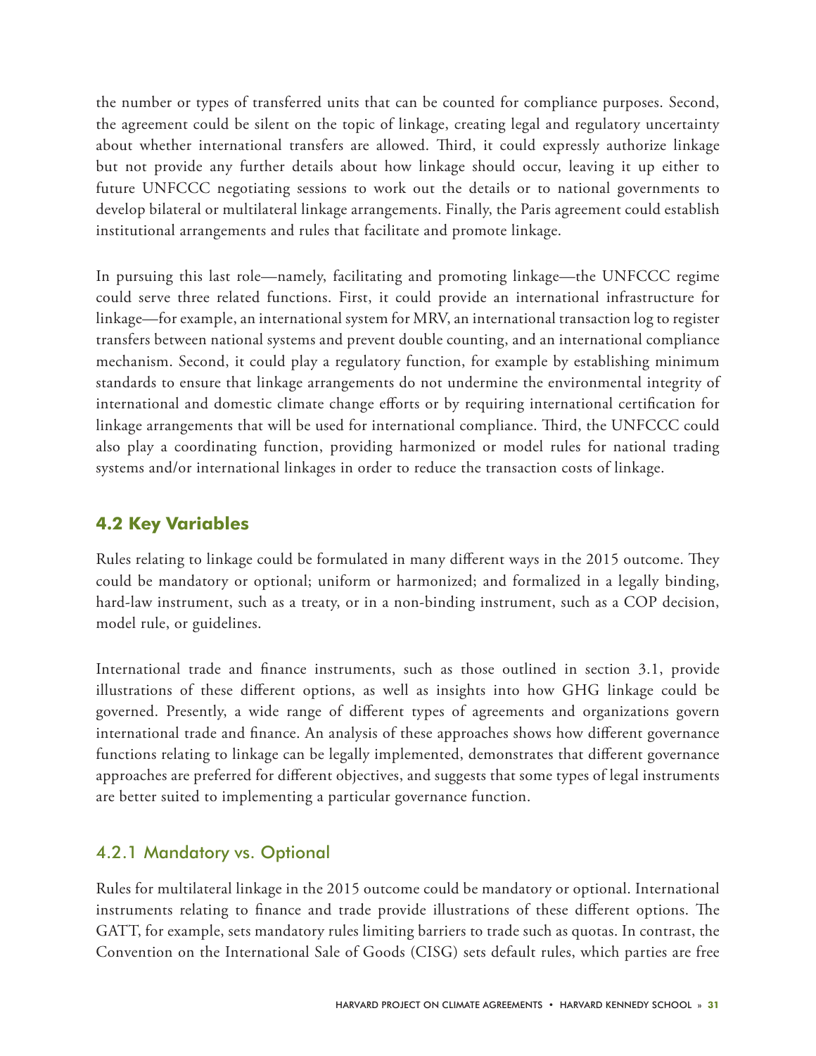the number or types of transferred units that can be counted for compliance purposes. Second, the agreement could be silent on the topic of linkage, creating legal and regulatory uncertainty about whether international transfers are allowed. Third, it could expressly authorize linkage but not provide any further details about how linkage should occur, leaving it up either to future UNFCCC negotiating sessions to work out the details or to national governments to develop bilateral or multilateral linkage arrangements. Finally, the Paris agreement could establish institutional arrangements and rules that facilitate and promote linkage.

In pursuing this last role—namely, facilitating and promoting linkage—the UNFCCC regime could serve three related functions. First, it could provide an international infrastructure for linkage—for example, an international system for MRV, an international transaction log to register transfers between national systems and prevent double counting, and an international compliance mechanism. Second, it could play a regulatory function, for example by establishing minimum standards to ensure that linkage arrangements do not undermine the environmental integrity of international and domestic climate change efforts or by requiring international certification for linkage arrangements that will be used for international compliance. Third, the UNFCCC could also play a coordinating function, providing harmonized or model rules for national trading systems and/or international linkages in order to reduce the transaction costs of linkage.

## 4.2 Key Variables

Rules relating to linkage could be formulated in many different ways in the 2015 outcome. They could be mandatory or optional; uniform or harmonized; and formalized in a legally binding, hard-law instrument, such as a treaty, or in a non-binding instrument, such as a COP decision, model rule, or guidelines.

International trade and finance instruments, such as those outlined in section 3.1, provide illustrations of these different options, as well as insights into how GHG linkage could be governed. Presently, a wide range of different types of agreements and organizations govern international trade and finance. An analysis of these approaches shows how different governance functions relating to linkage can be legally implemented, demonstrates that different governance approaches are preferred for different objectives, and suggests that some types of legal instruments are better suited to implementing a particular governance function.

### 4.2.1 Mandatory vs. Optional

Rules for multilateral linkage in the 2015 outcome could be mandatory or optional. International instruments relating to finance and trade provide illustrations of these different options. The GATT, for example, sets mandatory rules limiting barriers to trade such as quotas. In contrast, the Convention on the International Sale of Goods (CISG) sets default rules, which parties are free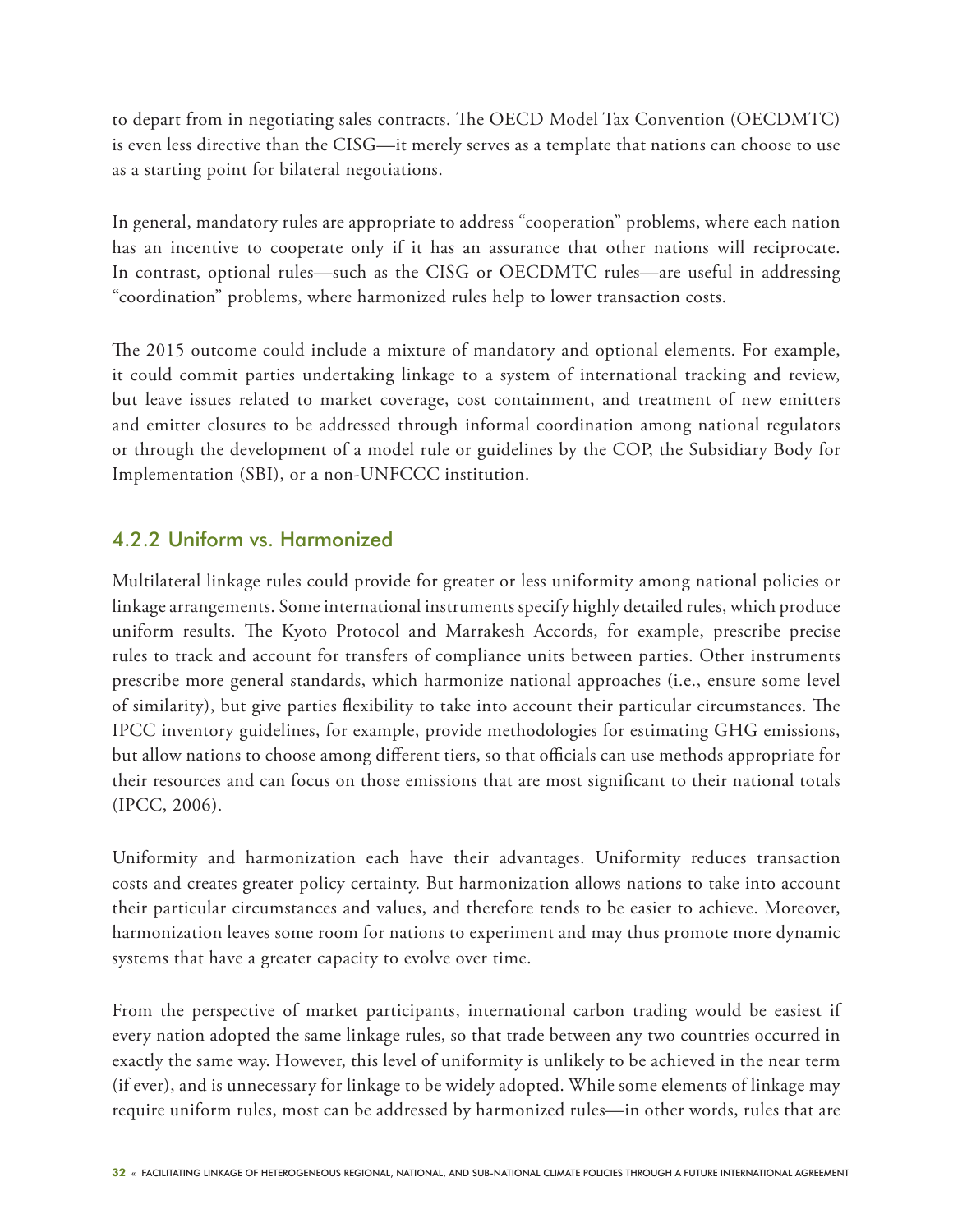to depart from in negotiating sales contracts. The OECD Model Tax Convention (OECDMTC) is even less directive than the CISG—it merely serves as a template that nations can choose to use as a starting point for bilateral negotiations.

In general, mandatory rules are appropriate to address "cooperation" problems, where each nation has an incentive to cooperate only if it has an assurance that other nations will reciprocate. In contrast, optional rules—such as the CISG or OECDMTC rules—are useful in addressing "coordination" problems, where harmonized rules help to lower transaction costs.

The 2015 outcome could include a mixture of mandatory and optional elements. For example, it could commit parties undertaking linkage to a system of international tracking and review, but leave issues related to market coverage, cost containment, and treatment of new emitters and emitter closures to be addressed through informal coordination among national regulators or through the development of a model rule or guidelines by the COP, the Subsidiary Body for Implementation (SBI), or a non-UNFCCC institution.

### 4.2.2 Uniform vs. Harmonized

Multilateral linkage rules could provide for greater or less uniformity among national policies or linkage arrangements. Some international instruments specify highly detailed rules, which produce uniform results. The Kyoto Protocol and Marrakesh Accords, for example, prescribe precise rules to track and account for transfers of compliance units between parties. Other instruments prescribe more general standards, which harmonize national approaches (i.e., ensure some level of similarity), but give parties flexibility to take into account their particular circumstances. The IPCC inventory guidelines, for example, provide methodologies for estimating GHG emissions, but allow nations to choose among different tiers, so that officials can use methods appropriate for their resources and can focus on those emissions that are most significant to their national totals (IPCC, 2006).

Uniformity and harmonization each have their advantages. Uniformity reduces transaction costs and creates greater policy certainty. But harmonization allows nations to take into account their particular circumstances and values, and therefore tends to be easier to achieve. Moreover, harmonization leaves some room for nations to experiment and may thus promote more dynamic systems that have a greater capacity to evolve over time.

From the perspective of market participants, international carbon trading would be easiest if every nation adopted the same linkage rules, so that trade between any two countries occurred in exactly the same way. However, this level of uniformity is unlikely to be achieved in the near term (if ever), and is unnecessary for linkage to be widely adopted. While some elements of linkage may require uniform rules, most can be addressed by harmonized rules—in other words, rules that are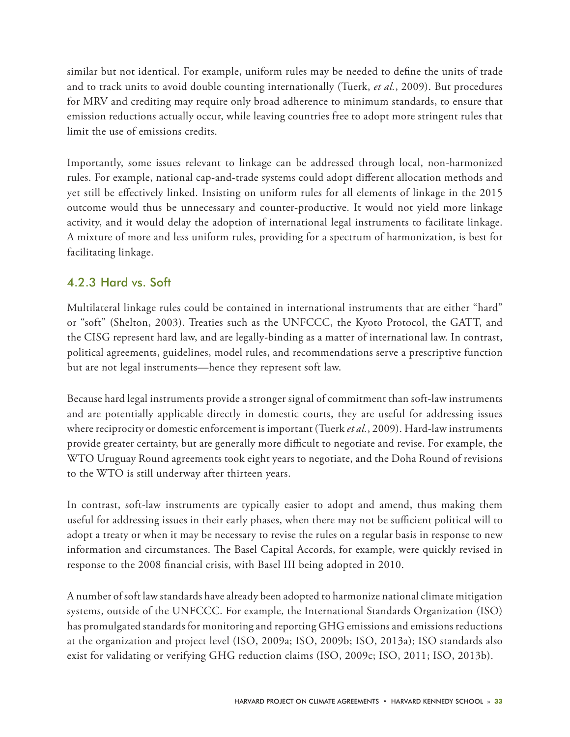similar but not identical. For example, uniform rules may be needed to define the units of trade and to track units to avoid double counting internationally (Tuerk, *et al.*, 2009). But procedures for MRV and crediting may require only broad adherence to minimum standards, to ensure that emission reductions actually occur, while leaving countries free to adopt more stringent rules that limit the use of emissions credits.

Importantly, some issues relevant to linkage can be addressed through local, non-harmonized rules. For example, national cap-and-trade systems could adopt different allocation methods and yet still be effectively linked. Insisting on uniform rules for all elements of linkage in the 2015 outcome would thus be unnecessary and counter-productive. It would not yield more linkage activity, and it would delay the adoption of international legal instruments to facilitate linkage. A mixture of more and less uniform rules, providing for a spectrum of harmonization, is best for facilitating linkage.

### 4.2.3 Hard vs. Soft

Multilateral linkage rules could be contained in international instruments that are either "hard" or "soft" (Shelton, 2003). Treaties such as the UNFCCC, the Kyoto Protocol, the GATT, and the CISG represent hard law, and are legally-binding as a matter of international law. In contrast, political agreements, guidelines, model rules, and recommendations serve a prescriptive function but are not legal instruments—hence they represent soft law.

Because hard legal instruments provide a stronger signal of commitment than soft-law instruments and are potentially applicable directly in domestic courts, they are useful for addressing issues where reciprocity or domestic enforcement is important (Tuerk *et al.*, 2009). Hard-law instruments provide greater certainty, but are generally more difficult to negotiate and revise. For example, the WTO Uruguay Round agreements took eight years to negotiate, and the Doha Round of revisions to the WTO is still underway after thirteen years.

In contrast, soft-law instruments are typically easier to adopt and amend, thus making them useful for addressing issues in their early phases, when there may not be sufficient political will to adopt a treaty or when it may be necessary to revise the rules on a regular basis in response to new information and circumstances. The Basel Capital Accords, for example, were quickly revised in response to the 2008 financial crisis, with Basel III being adopted in 2010.

A number of soft law standards have already been adopted to harmonize national climate mitigation systems, outside of the UNFCCC. For example, the International Standards Organization (ISO) has promulgated standards for monitoring and reporting GHG emissions and emissions reductions at the organization and project level (ISO, 2009a; ISO, 2009b; ISO, 2013a); ISO standards also exist for validating or verifying GHG reduction claims (ISO, 2009c; ISO, 2011; ISO, 2013b).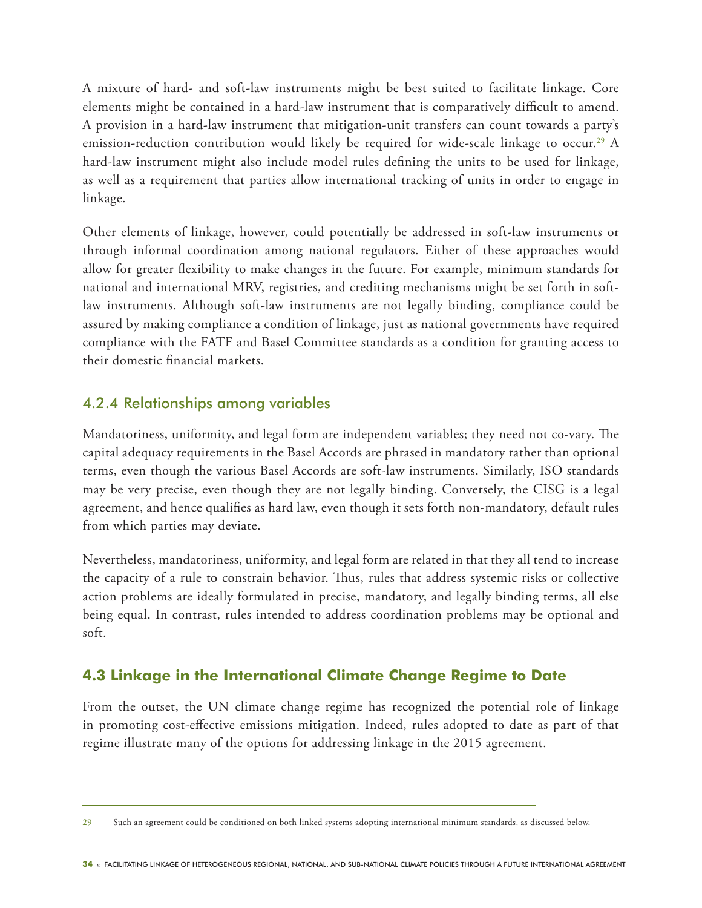A mixture of hard- and soft-law instruments might be best suited to facilitate linkage. Core elements might be contained in a hard-law instrument that is comparatively difficult to amend. A provision in a hard-law instrument that mitigation-unit transfers can count towards a party's emission-reduction contribution would likely be required for wide-scale linkage to occur.[29] A hard-law instrument might also include model rules defining the units to be used for linkage, as well as a requirement that parties allow international tracking of units in order to engage in linkage.

Other elements of linkage, however, could potentially be addressed in soft-law instruments or through informal coordination among national regulators. Either of these approaches would allow for greater flexibility to make changes in the future. For example, minimum standards for national and international MRV, registries, and crediting mechanisms might be set forth in soft-law instruments. Although soft-law instruments are not legally binding, compliance could be assured by making compliance a condition of linkage, just as national governments have required compliance with the FATF and Basel Committee standards as a condition for granting access to their domestic financial markets.

### 4.2.4 Relationships among variables

Mandatoriness, uniformity, and legal form are independent variables; they need not co-vary. The capital adequacy requirements in the Basel Accords are phrased in mandatory rather than optional terms, even though the various Basel Accords are soft-law instruments. Similarly, ISO standards may be very precise, even though they are not legally binding. Conversely, the CISG is a legal agreement, and hence qualifies as hard law, even though it sets forth non-mandatory, default rules from which parties may deviate.

Nevertheless, mandatoriness, uniformity, and legal form are related in that they all tend to increase the capacity of a rule to constrain behavior. Thus, rules that address systemic risks or collective action problems are ideally formulated in precise, mandatory, and legally binding terms, all else being equal. In contrast, rules intended to address coordination problems may be optional and soft.

## 4.3 Linkage in the International Climate Change Regime to Date

From the outset, the UN climate change regime has recognized the potential role of linkage in promoting cost-effective emissions mitigation. Indeed, rules adopted to date as part of that regime illustrate many of the options for addressing linkage in the 2015 agreement.

---

29 Such an agreement could be conditioned on both linked systems adopting international minimum standards, as discussed below.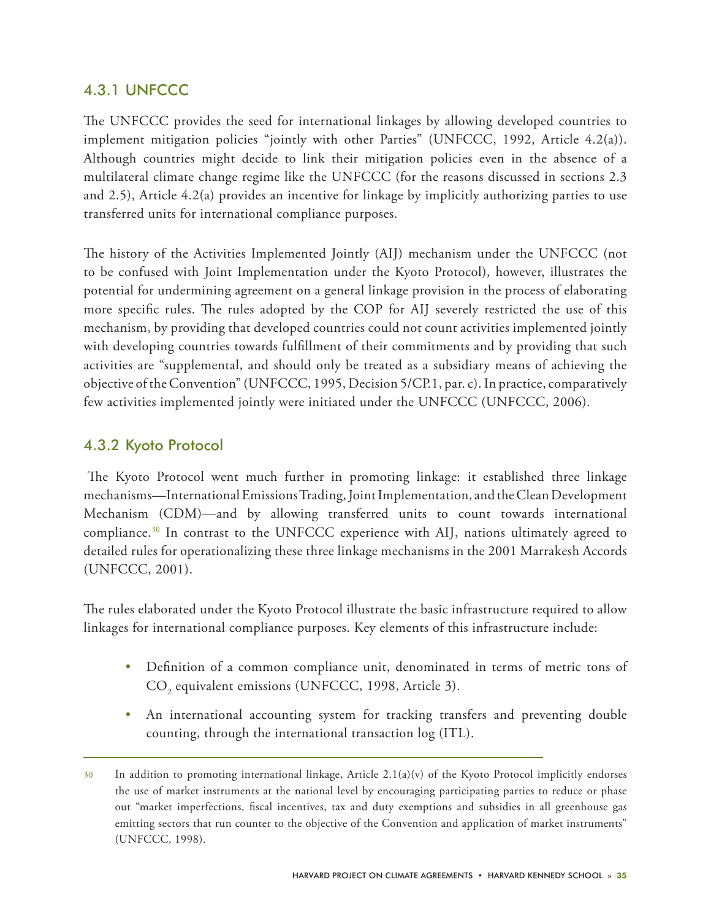### 4.3.1 UNFCCC

The UNFCCC provides the seed for international linkages by allowing developed countries to implement mitigation policies "jointly with other Parties" (UNFCCC, 1992, Article 4.2(a)). Although countries might decide to link their mitigation policies even in the absence of a multilateral climate change regime like the UNFCCC (for the reasons discussed in sections 2.3 and 2.5), Article 4.2(a) provides an incentive for linkage by implicitly authorizing parties to use transferred units for international compliance purposes.

The history of the Activities Implemented Jointly (AIJ) mechanism under the UNFCCC (not to be confused with Joint Implementation under the Kyoto Protocol), however, illustrates the potential for undermining agreement on a general linkage provision in the process of elaborating more specific rules. The rules adopted by the COP for AIJ severely restricted the use of this mechanism, by providing that developed countries could not count activities implemented jointly with developing countries towards fulfillment of their commitments and by providing that such activities are "supplemental, and should only be treated as a subsidiary means of achieving the objective of the Convention" (UNFCCC, 1995, Decision 5/CP.1, par. c). In practice, comparatively few activities implemented jointly were initiated under the UNFCCC (UNFCCC, 2006).

### 4.3.2 Kyoto Protocol

The Kyoto Protocol went much further in promoting linkage: it established three linkage mechanisms—International Emissions Trading, Joint Implementation, and the Clean Development Mechanism (CDM)—and by allowing transferred units to count towards international compliance.[30] In contrast to the UNFCCC experience with AIJ, nations ultimately agreed to detailed rules for operationalizing these three linkage mechanisms in the 2001 Marrakesh Accords (UNFCCC, 2001).

The rules elaborated under the Kyoto Protocol illustrate the basic infrastructure required to allow linkages for international compliance purposes. Key elements of this infrastructure include:

- Definition of a common compliance unit, denominated in terms of metric tons of $CO_2$ equivalent emissions (UNFCCC, 1998, Article 3).
- An international accounting system for tracking transfers and preventing double counting, through the international transaction log (ITL).

---

30 In addition to promoting international linkage, Article 2.1(a)(v) of the Kyoto Protocol implicitly endorses the use of market instruments at the national level by encouraging participating parties to reduce or phase out "market imperfections, fiscal incentives, tax and duty exemptions and subsidies in all greenhouse gas emitting sectors that run counter to the objective of the Convention and application of market instruments" (UNFCCC, 1998).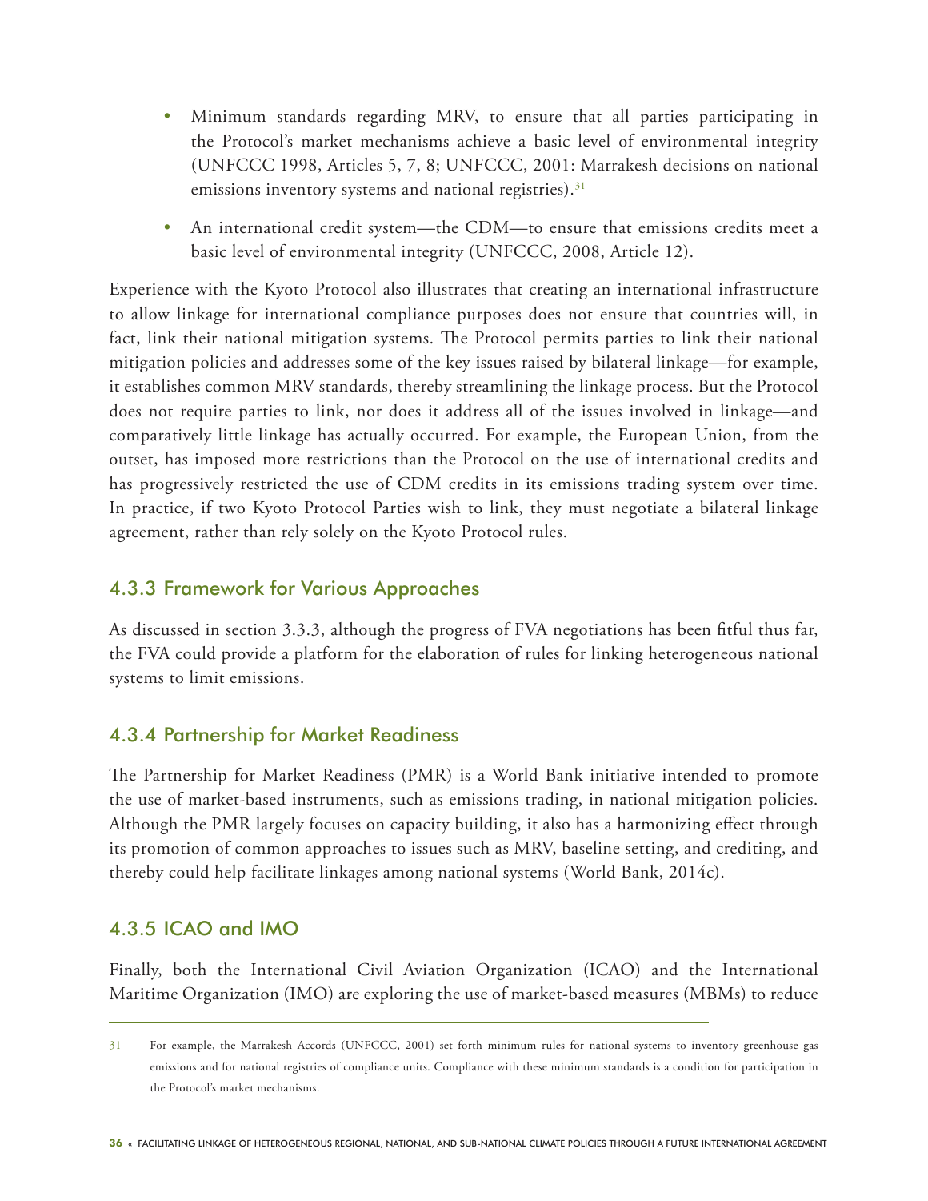- Minimum standards regarding MRV, to ensure that all parties participating in the Protocol's market mechanisms achieve a basic level of environmental integrity (UNFCCC 1998, Articles 5, 7, 8; UNFCCC, 2001: Marrakesh decisions on national emissions inventory systems and national registries).[31]
- An international credit system—the CDM—to ensure that emissions credits meet a basic level of environmental integrity (UNFCCC, 2008, Article 12).

Experience with the Kyoto Protocol also illustrates that creating an international infrastructure to allow linkage for international compliance purposes does not ensure that countries will, in fact, link their national mitigation systems. The Protocol permits parties to link their national mitigation policies and addresses some of the key issues raised by bilateral linkage—for example, it establishes common MRV standards, thereby streamlining the linkage process. But the Protocol does not require parties to link, nor does it address all of the issues involved in linkage—and comparatively little linkage has actually occurred. For example, the European Union, from the outset, has imposed more restrictions than the Protocol on the use of international credits and has progressively restricted the use of CDM credits in its emissions trading system over time. In practice, if two Kyoto Protocol Parties wish to link, they must negotiate a bilateral linkage agreement, rather than rely solely on the Kyoto Protocol rules.

### 4.3.3 Framework for Various Approaches

As discussed in section 3.3.3, although the progress of FVA negotiations has been fitful thus far, the FVA could provide a platform for the elaboration of rules for linking heterogeneous national systems to limit emissions.

### 4.3.4 Partnership for Market Readiness

The Partnership for Market Readiness (PMR) is a World Bank initiative intended to promote the use of market-based instruments, such as emissions trading, in national mitigation policies. Although the PMR largely focuses on capacity building, it also has a harmonizing effect through its promotion of common approaches to issues such as MRV, baseline setting, and crediting, and thereby could help facilitate linkages among national systems (World Bank, 2014c).

### 4.3.5 ICAO and IMO

Finally, both the International Civil Aviation Organization (ICAO) and the International Maritime Organization (IMO) are exploring the use of market-based measures (MBMs) to reduce

---

[31] For example, the Marrakesh Accords (UNFCCC, 2001) set forth minimum rules for national systems to inventory greenhouse gas emissions and for national registries of compliance units. Compliance with these minimum standards is a condition for participation in the Protocol's market mechanisms.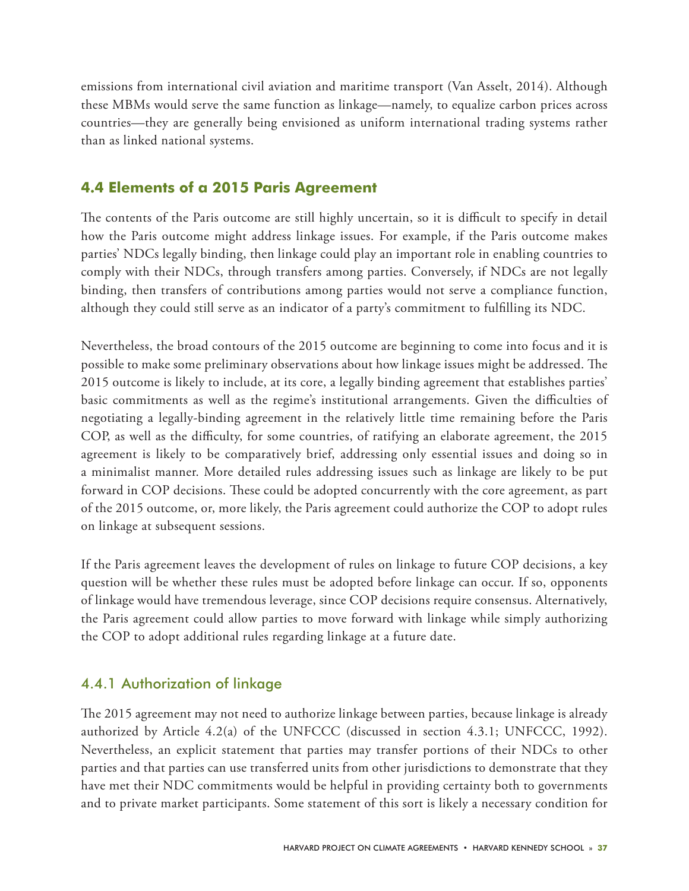emissions from international civil aviation and maritime transport (Van Asselt, 2014). Although these MBMs would serve the same function as linkage—namely, to equalize carbon prices across countries—they are generally being envisioned as uniform international trading systems rather than as linked national systems.

## 4.4 Elements of a 2015 Paris Agreement

The contents of the Paris outcome are still highly uncertain, so it is difficult to specify in detail how the Paris outcome might address linkage issues. For example, if the Paris outcome makes parties' NDCs legally binding, then linkage could play an important role in enabling countries to comply with their NDCs, through transfers among parties. Conversely, if NDCs are not legally binding, then transfers of contributions among parties would not serve a compliance function, although they could still serve as an indicator of a party's commitment to fulfilling its NDC.

Nevertheless, the broad contours of the 2015 outcome are beginning to come into focus and it is possible to make some preliminary observations about how linkage issues might be addressed. The 2015 outcome is likely to include, at its core, a legally binding agreement that establishes parties' basic commitments as well as the regime's institutional arrangements. Given the difficulties of negotiating a legally-binding agreement in the relatively little time remaining before the Paris COP, as well as the difficulty, for some countries, of ratifying an elaborate agreement, the 2015 agreement is likely to be comparatively brief, addressing only essential issues and doing so in a minimalist manner. More detailed rules addressing issues such as linkage are likely to be put forward in COP decisions. These could be adopted concurrently with the core agreement, as part of the 2015 outcome, or, more likely, the Paris agreement could authorize the COP to adopt rules on linkage at subsequent sessions.

If the Paris agreement leaves the development of rules on linkage to future COP decisions, a key question will be whether these rules must be adopted before linkage can occur. If so, opponents of linkage would have tremendous leverage, since COP decisions require consensus. Alternatively, the Paris agreement could allow parties to move forward with linkage while simply authorizing the COP to adopt additional rules regarding linkage at a future date.

### 4.4.1 Authorization of linkage

The 2015 agreement may not need to authorize linkage between parties, because linkage is already authorized by Article 4.2(a) of the UNFCCC (discussed in section 4.3.1; UNFCCC, 1992). Nevertheless, an explicit statement that parties may transfer portions of their NDCs to other parties and that parties can use transferred units from other jurisdictions to demonstrate that they have met their NDC commitments would be helpful in providing certainty both to governments and to private market participants. Some statement of this sort is likely a necessary condition for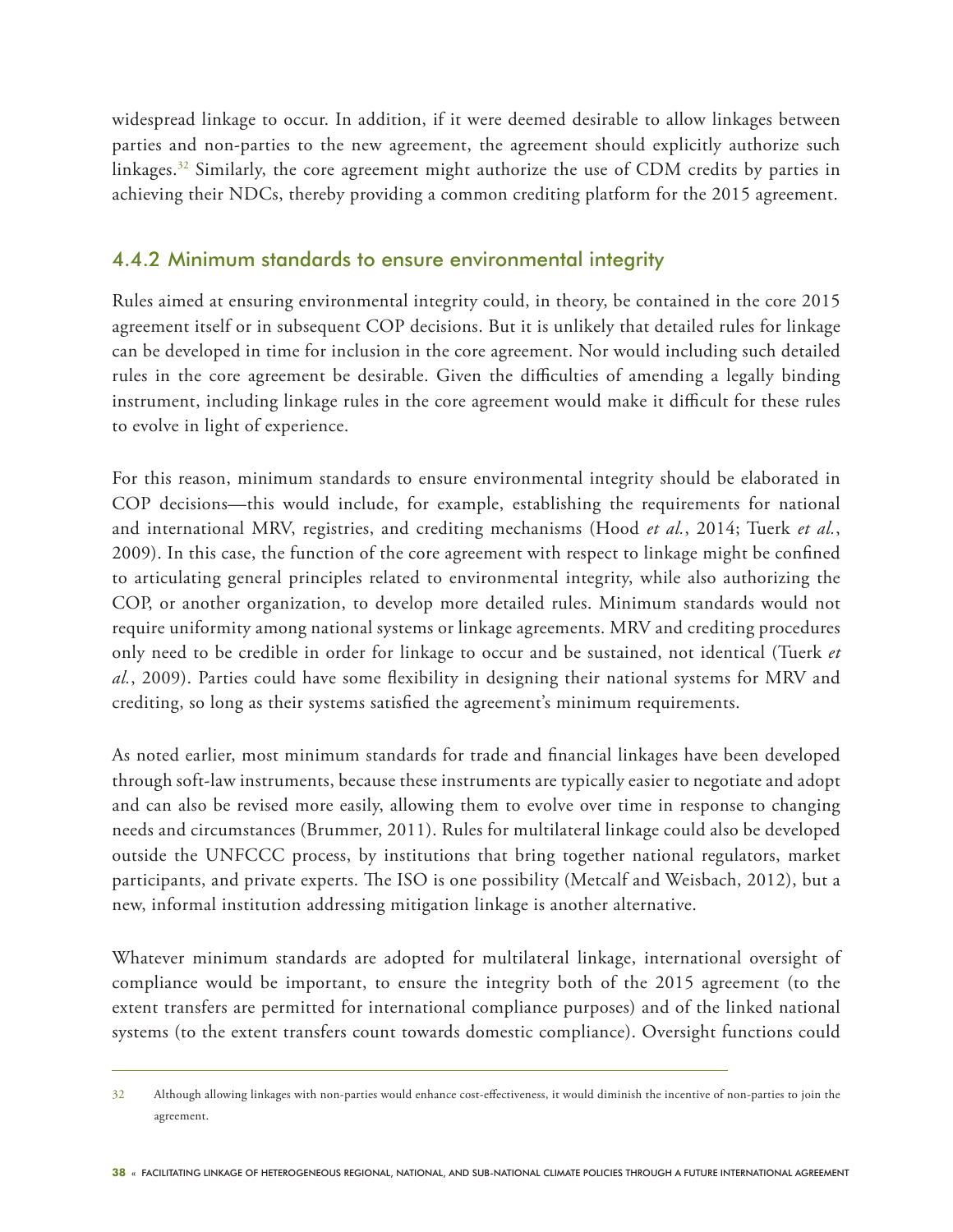widespread linkage to occur. In addition, if it were deemed desirable to allow linkages between parties and non-parties to the new agreement, the agreement should explicitly authorize such linkages.[32] Similarly, the core agreement might authorize the use of CDM credits by parties in achieving their NDCs, thereby providing a common crediting platform for the 2015 agreement.

### 4.4.2 Minimum standards to ensure environmental integrity

Rules aimed at ensuring environmental integrity could, in theory, be contained in the core 2015 agreement itself or in subsequent COP decisions. But it is unlikely that detailed rules for linkage can be developed in time for inclusion in the core agreement. Nor would including such detailed rules in the core agreement be desirable. Given the difficulties of amending a legally binding instrument, including linkage rules in the core agreement would make it difficult for these rules to evolve in light of experience.

For this reason, minimum standards to ensure environmental integrity should be elaborated in COP decisions—this would include, for example, establishing the requirements for national and international MRV, registries, and crediting mechanisms (Hood *et al.*, 2014; Tuerk *et al.*, 2009). In this case, the function of the core agreement with respect to linkage might be confined to articulating general principles related to environmental integrity, while also authorizing the COP, or another organization, to develop more detailed rules. Minimum standards would not require uniformity among national systems or linkage agreements. MRV and crediting procedures only need to be credible in order for linkage to occur and be sustained, not identical (Tuerk *et al.*, 2009). Parties could have some flexibility in designing their national systems for MRV and crediting, so long as their systems satisfied the agreement's minimum requirements.

As noted earlier, most minimum standards for trade and financial linkages have been developed through soft-law instruments, because these instruments are typically easier to negotiate and adopt and can also be revised more easily, allowing them to evolve over time in response to changing needs and circumstances (Brummer, 2011). Rules for multilateral linkage could also be developed outside the UNFCCC process, by institutions that bring together national regulators, market participants, and private experts. The ISO is one possibility (Metcalf and Weisbach, 2012), but a new, informal institution addressing mitigation linkage is another alternative.

Whatever minimum standards are adopted for multilateral linkage, international oversight of compliance would be important, to ensure the integrity both of the 2015 agreement (to the extent transfers are permitted for international compliance purposes) and of the linked national systems (to the extent transfers count towards domestic compliance). Oversight functions could

---

[32] Although allowing linkages with non-parties would enhance cost-effectiveness, it would diminish the incentive of non-parties to join the agreement.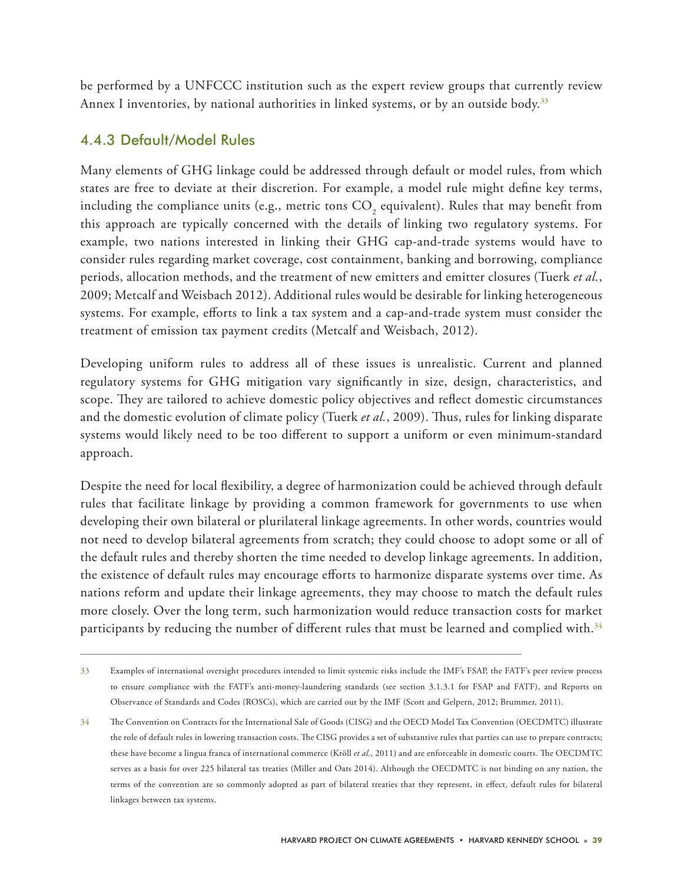be performed by a UNFCCC institution such as the expert review groups that currently review Annex I inventories, by national authorities in linked systems, or by an outside body.[33]

### 4.4.3 Default/Model Rules

Many elements of GHG linkage could be addressed through default or model rules, from which states are free to deviate at their discretion. For example, a model rule might define key terms, including the compliance units (e.g., metric tons $CO_2$ equivalent). Rules that may benefit from this approach are typically concerned with the details of linking two regulatory systems. For example, two nations interested in linking their GHG cap-and-trade systems would have to consider rules regarding market coverage, cost containment, banking and borrowing, compliance periods, allocation methods, and the treatment of new emitters and emitter closures (Tuerk *et al.*, 2009; Metcalf and Weisbach 2012). Additional rules would be desirable for linking heterogeneous systems. For example, efforts to link a tax system and a cap-and-trade system must consider the treatment of emission tax payment credits (Metcalf and Weisbach, 2012).

Developing uniform rules to address all of these issues is unrealistic. Current and planned regulatory systems for GHG mitigation vary significantly in size, design, characteristics, and scope. They are tailored to achieve domestic policy objectives and reflect domestic circumstances and the domestic evolution of climate policy (Tuerk *et al.*, 2009). Thus, rules for linking disparate systems would likely need to be too different to support a uniform or even minimum-standard approach.

Despite the need for local flexibility, a degree of harmonization could be achieved through default rules that facilitate linkage by providing a common framework for governments to use when developing their own bilateral or plurilateral linkage agreements. In other words, countries would not need to develop bilateral agreements from scratch; they could choose to adopt some or all of the default rules and thereby shorten the time needed to develop linkage agreements. In addition, the existence of default rules may encourage efforts to harmonize disparate systems over time. As nations reform and update their linkage agreements, they may choose to match the default rules more closely. Over the long term, such harmonization would reduce transaction costs for market participants by reducing the number of different rules that must be learned and complied with.[34]

---

33 Examples of international oversight procedures intended to limit systemic risks include the IMF's FSAP, the FATF's peer review process to ensure compliance with the FATF's anti-money-laundering standards (see section 3.1.3.1 for FSAP and FATF), and Reports on Observance of Standards and Codes (ROSCs), which are carried out by the IMF (Scott and Gelpern, 2012; Brummer, 2011).

34 The Convention on Contracts for the International Sale of Goods (CISG) and the OECD Model Tax Convention (OECDMTC) illustrate the role of default rules in lowering transaction costs. The CISG provides a set of substantive rules that parties can use to prepare contracts; these have become a lingua franca of international commerce (Kröll *et al.*, 2011) and are enforceable in domestic courts. The OECDMTC serves as a basis for over 225 bilateral tax treaties (Miller and Oats 2014). Although the OECDMTC is not binding on any nation, the terms of the convention are so commonly adopted as part of bilateral treaties that they represent, in effect, default rules for bilateral linkages between tax systems.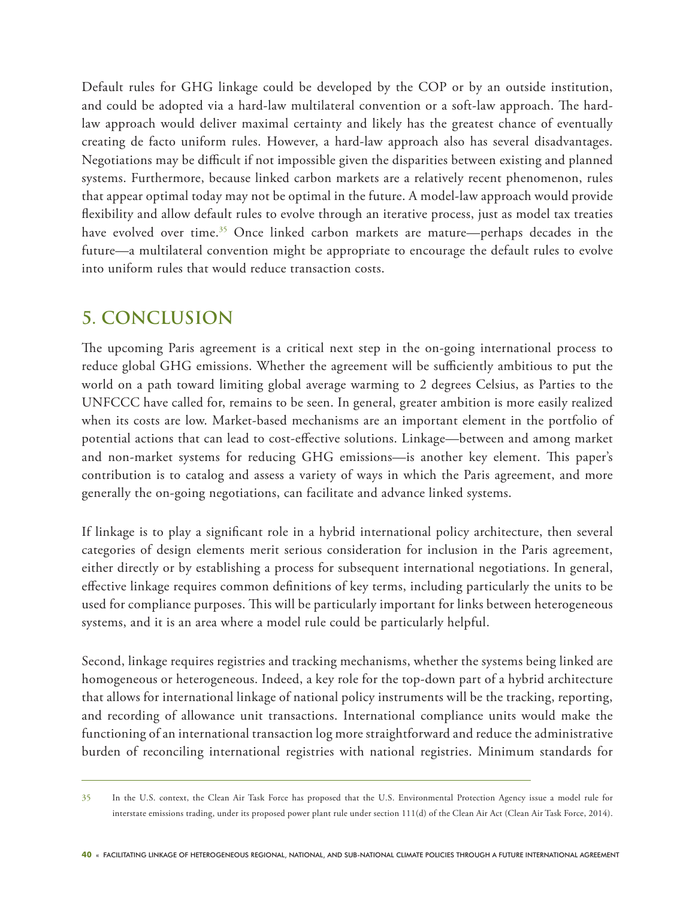Default rules for GHG linkage could be developed by the COP or by an outside institution, and could be adopted via a hard-law multilateral convention or a soft-law approach. The hard-law approach would deliver maximal certainty and likely has the greatest chance of eventually creating de facto uniform rules. However, a hard-law approach also has several disadvantages. Negotiations may be difficult if not impossible given the disparities between existing and planned systems. Furthermore, because linked carbon markets are a relatively recent phenomenon, rules that appear optimal today may not be optimal in the future. A model-law approach would provide flexibility and allow default rules to evolve through an iterative process, just as model tax treaties have evolved over time.[35] Once linked carbon markets are mature—perhaps decades in the future—a multilateral convention might be appropriate to encourage the default rules to evolve into uniform rules that would reduce transaction costs.

## 5. CONCLUSION

The upcoming Paris agreement is a critical next step in the on-going international process to reduce global GHG emissions. Whether the agreement will be sufficiently ambitious to put the world on a path toward limiting global average warming to 2 degrees Celsius, as Parties to the UNFCCC have called for, remains to be seen. In general, greater ambition is more easily realized when its costs are low. Market-based mechanisms are an important element in the portfolio of potential actions that can lead to cost-effective solutions. Linkage—between and among market and non-market systems for reducing GHG emissions—is another key element. This paper's contribution is to catalog and assess a variety of ways in which the Paris agreement, and more generally the on-going negotiations, can facilitate and advance linked systems.

If linkage is to play a significant role in a hybrid international policy architecture, then several categories of design elements merit serious consideration for inclusion in the Paris agreement, either directly or by establishing a process for subsequent international negotiations. In general, effective linkage requires common definitions of key terms, including particularly the units to be used for compliance purposes. This will be particularly important for links between heterogeneous systems, and it is an area where a model rule could be particularly helpful.

Second, linkage requires registries and tracking mechanisms, whether the systems being linked are homogeneous or heterogeneous. Indeed, a key role for the top-down part of a hybrid architecture that allows for international linkage of national policy instruments will be the tracking, reporting, and recording of allowance unit transactions. International compliance units would make the functioning of an international transaction log more straightforward and reduce the administrative burden of reconciling international registries with national registries. Minimum standards for

---

35 In the U.S. context, the Clean Air Task Force has proposed that the U.S. Environmental Protection Agency issue a model rule for interstate emissions trading, under its proposed power plant rule under section 111(d) of the Clean Air Act (Clean Air Task Force, 2014).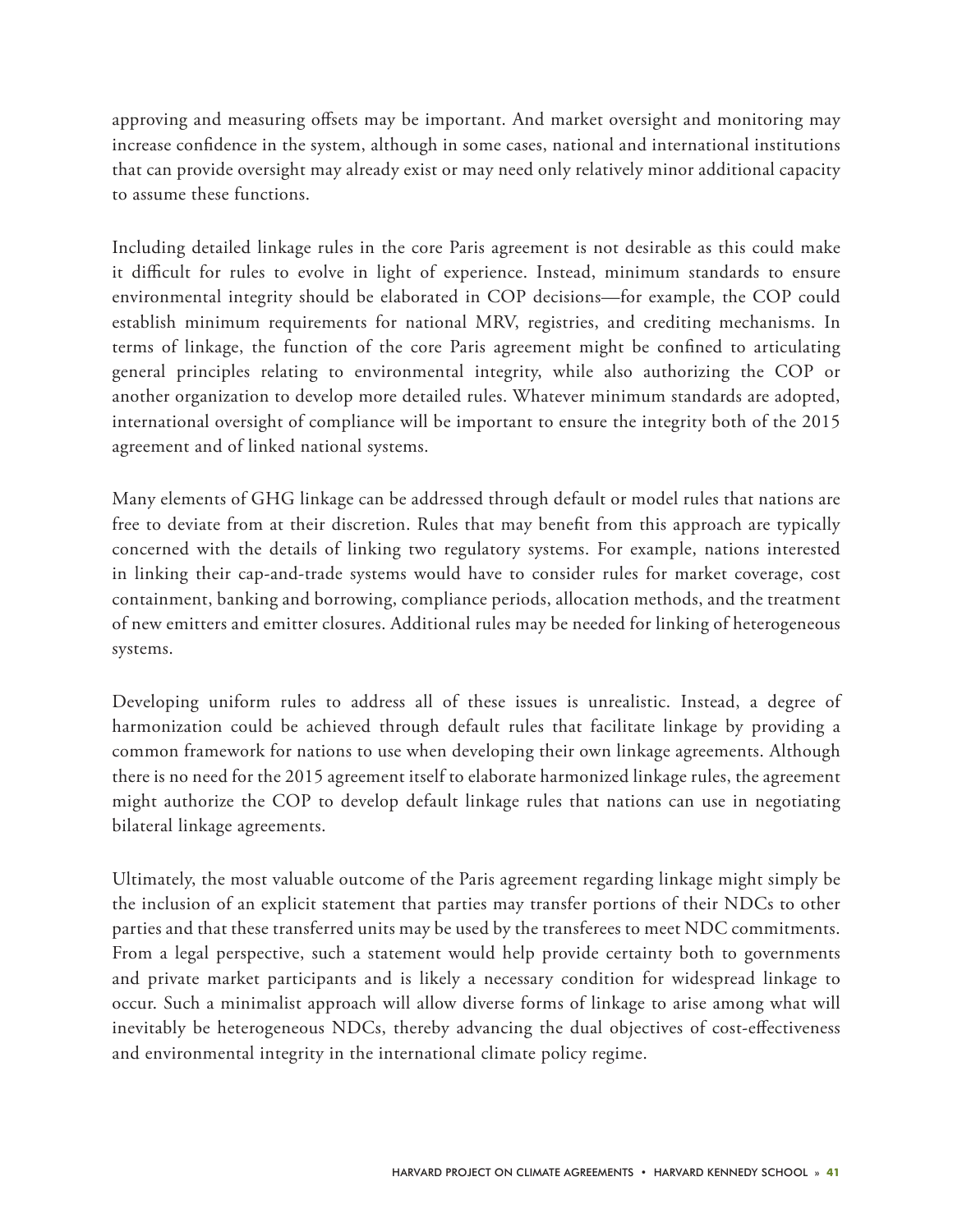approving and measuring offsets may be important. And market oversight and monitoring may increase confidence in the system, although in some cases, national and international institutions that can provide oversight may already exist or may need only relatively minor additional capacity to assume these functions.

Including detailed linkage rules in the core Paris agreement is not desirable as this could make it difficult for rules to evolve in light of experience. Instead, minimum standards to ensure environmental integrity should be elaborated in COP decisions—for example, the COP could establish minimum requirements for national MRV, registries, and crediting mechanisms. In terms of linkage, the function of the core Paris agreement might be confined to articulating general principles relating to environmental integrity, while also authorizing the COP or another organization to develop more detailed rules. Whatever minimum standards are adopted, international oversight of compliance will be important to ensure the integrity both of the 2015 agreement and of linked national systems.

Many elements of GHG linkage can be addressed through default or model rules that nations are free to deviate from at their discretion. Rules that may benefit from this approach are typically concerned with the details of linking two regulatory systems. For example, nations interested in linking their cap-and-trade systems would have to consider rules for market coverage, cost containment, banking and borrowing, compliance periods, allocation methods, and the treatment of new emitters and emitter closures. Additional rules may be needed for linking of heterogeneous systems.

Developing uniform rules to address all of these issues is unrealistic. Instead, a degree of harmonization could be achieved through default rules that facilitate linkage by providing a common framework for nations to use when developing their own linkage agreements. Although there is no need for the 2015 agreement itself to elaborate harmonized linkage rules, the agreement might authorize the COP to develop default linkage rules that nations can use in negotiating bilateral linkage agreements.

Ultimately, the most valuable outcome of the Paris agreement regarding linkage might simply be the inclusion of an explicit statement that parties may transfer portions of their NDCs to other parties and that these transferred units may be used by the transferees to meet NDC commitments. From a legal perspective, such a statement would help provide certainty both to governments and private market participants and is likely a necessary condition for widespread linkage to occur. Such a minimalist approach will allow diverse forms of linkage to arise among what will inevitably be heterogeneous NDCs, thereby advancing the dual objectives of cost-effectiveness and environmental integrity in the international climate policy regime.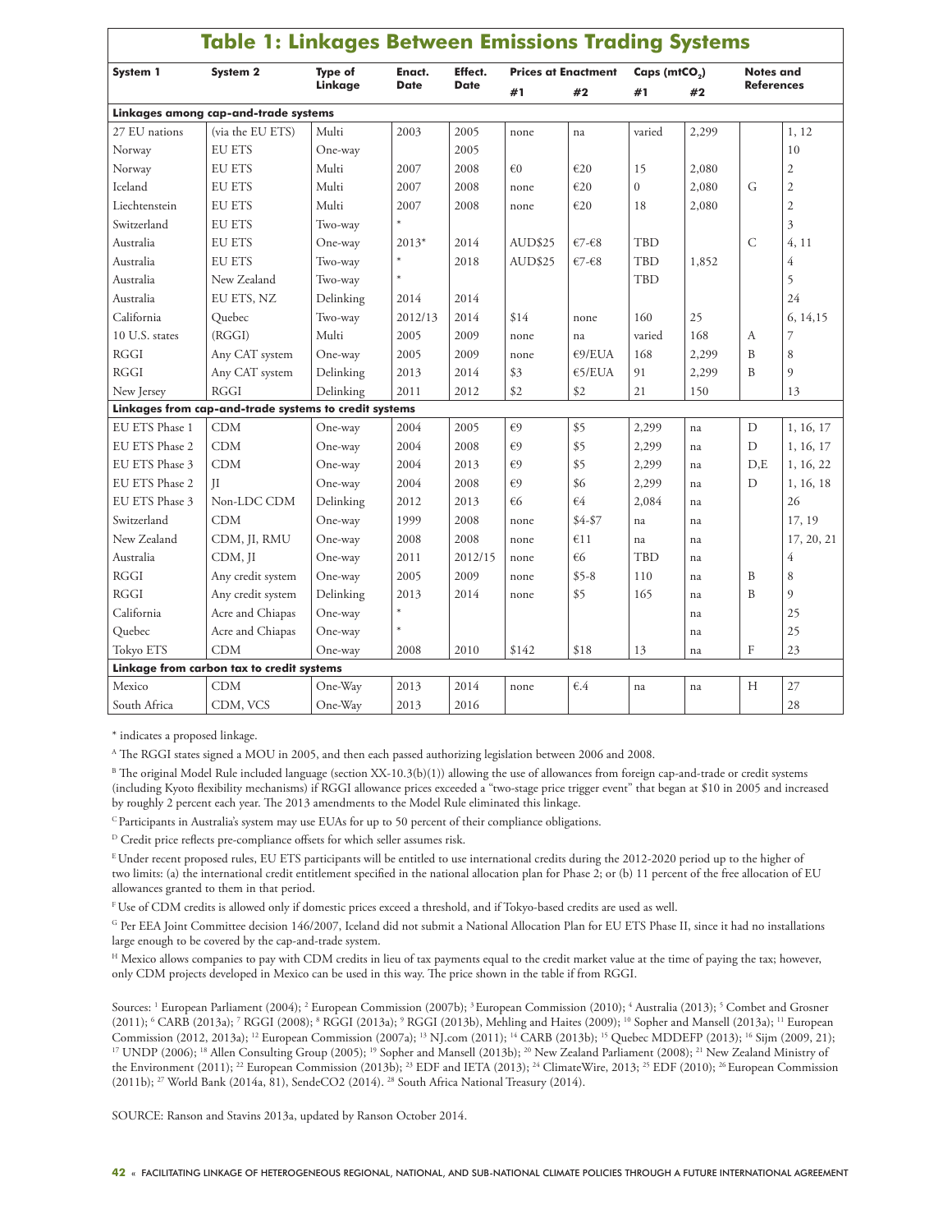## Table 1: Linkages Between Emissions Trading Systems

| System 1 | System 2 | Type of Linkage | Enact. Date | Effect. Date | Prices at Enactment | | Caps ($mtCO_2$) | | Notes and References | |
|---|---|---|---|---|---|---|---|---|---|---|
| | | | | | #1 | #2 | #1 | #2 | | |
| **Linkages among cap-and-trade systems** | | | | | | | | | | |
| 27 EU nations | (via the EU ETS) | Multi | 2003 | 2005 | none | na | varied | 2,299 | | 1, 12 |
| Norway | EU ETS | One-way | | 2005 | | | | | | 10 |
| Norway | EU ETS | Multi | 2007 | 2008 | €0 | €20 | 15 | 2,080 | | 2 |
| Iceland | EU ETS | Multi | 2007 | 2008 | none | €20 | 0 | 2,080 | G | 2 |
| Liechtenstein | EU ETS | Multi | 2007 | 2008 | none | €20 | 18 | 2,080 | | 2 |
| Switzerland | EU ETS | Two-way | * | | | | | | | 3 |
| Australia | EU ETS | One-way | 2013* | 2014 | AUD$25 | €7-€8 | TBD | | C | 4, 11 |
| Australia | EU ETS | Two-way | * | 2018 | AUD$25 | €7-€8 | TBD | 1,852 | | 4 |
| Australia | New Zealand | Two-way | * | | | | TBD | | | 5 |
| Australia | EU ETS, NZ | Delinking | 2014 | 2014 | | | | | | 24 |
| California | Quebec | Two-way | 2012/13 | 2014 | $14 | none | 160 | 25 | | 6, 14,15 |
| 10 U.S. states | (RGGI) | Multi | 2005 | 2009 | none | na | varied | 168 | A | 7 |
| RGGI | Any CAT system | One-way | 2005 | 2009 | none | €9/EUA | 168 | 2,299 | B | 8 |
| RGGI | Any CAT system | Delinking | 2013 | 2014 | $3 | €5/EUA | 91 | 2,299 | B | 9 |
| New Jersey | RGGI | Delinking | 2011 | 2012 | $2 | $2 | 21 | 150 | | 13 |
| **Linkages from cap-and-trade systems to credit systems** | | | | | | | | | | |
| EU ETS Phase 1 | CDM | One-way | 2004 | 2005 | €9 | $5 | 2,299 | na | D | 1, 16, 17 |
| EU ETS Phase 2 | CDM | One-way | 2004 | 2008 | €9 | $5 | 2,299 | na | D | 1, 16, 17 |
| EU ETS Phase 3 | CDM | One-way | 2004 | 2013 | €9 | $5 | 2,299 | na | D,E | 1, 16, 22 |
| EU ETS Phase 2 | JI | One-way | 2004 | 2008 | €9 | $6 | 2,299 | na | D | 1, 16, 18 |
| EU ETS Phase 3 | Non-LDC CDM | Delinking | 2012 | 2013 | €6 | €4 | 2,084 | na | | 26 |
| Switzerland | CDM | One-way | 1999 | 2008 | none | $4-$7 | na | na | | 17, 19 |
| New Zealand | CDM, JI, RMU | One-way | 2008 | 2008 | none | €11 | na | na | | 17, 20, 21 |
| Australia | CDM, JI | One-way | 2011 | 2012/15 | none | €6 | TBD | na | | 4 |
| RGGI | Any credit system | One-way | 2005 | 2009 | none | $5-8 | 110 | na | B | 8 |
| RGGI | Any credit system | Delinking | 2013 | 2014 | none | $5 | 165 | na | B | 9 |
| California | Acre and Chiapas | One-way | * | | | | | na | | 25 |
| Quebec | Acre and Chiapas | One-way | * | | | | | na | | 25 |
| Tokyo ETS | CDM | One-way | 2008 | 2010 | $142 | $18 | 13 | na | F | 23 |
| **Linkage from carbon tax to credit systems** | | | | | | | | | | |
| Mexico | CDM | One-Way | 2013 | 2014 | none | €.4 | na | na | H | 27 |
| South Africa | CDM, VCS | One-Way | 2013 | 2016 | | | | | | 28 |

\* indicates a proposed linkage.

[A] The RGGI states signed a MOU in 2005, and then each passed authorizing legislation between 2006 and 2008.

[B] The original Model Rule included language (section XX-10.3(b)(1)) allowing the use of allowances from foreign cap-and-trade or credit systems (including Kyoto flexibility mechanisms) if RGGI allowance prices exceeded a "two-stage price trigger event" that began at $10 in 2005 and increased by roughly 2 percent each year. The 2013 amendments to the Model Rule eliminated this linkage.

[C] Participants in Australia's system may use EUAs for up to 50 percent of their compliance obligations.

[D] Credit price reflects pre-compliance offsets for which seller assumes risk.

[E] Under recent proposed rules, EU ETS participants will be entitled to use international credits during the 2012-2020 period up to the higher of two limits: (a) the international credit entitlement specified in the national allocation plan for Phase 2; or (b) 11 percent of the free allocation of EU allowances granted to them in that period.

[F] Use of CDM credits is allowed only if domestic prices exceed a threshold, and if Tokyo-based credits are used as well.

[G] Per EEA Joint Committee decision 146/2007, Iceland did not submit a National Allocation Plan for EU ETS Phase II, since it had no installations large enough to be covered by the cap-and-trade system.

[H] Mexico allows companies to pay with CDM credits in lieu of tax payments equal to the credit market value at the time of paying the tax; however, only CDM projects developed in Mexico can be used in this way. The price shown in the table if from RGGI.

Sources: [1] European Parliament (2004); [2] European Commission (2007b); [3] European Commission (2010); [4] Australia (2013); [5] Combet and Grosner (2011); [6] CARB (2013a); [7] RGGI (2008); [8] RGGI (2013a); [9] RGGI (2013b), Mehling and Haites (2009); [10] Sopher and Mansell (2013a); [11] European Commission (2012, 2013a); [12] European Commission (2007a); [13] NJ.com (2011); [14] CARB (2013b); [15] Quebec MDDEFP (2013); [16] Sijm (2009, 21); [17] UNDP (2006); [18] Allen Consulting Group (2005); [19] Sopher and Mansell (2013b); [20] New Zealand Parliament (2008); [21] New Zealand Ministry of the Environment (2011); [22] European Commission (2013b); [23] EDF and IETA (2013); [24] ClimateWire, 2013; [25] EDF (2010); [26] European Commission (2011b); [27] World Bank (2014a, 81), SendeCO2 (2014). [28] South Africa National Treasury (2014).

SOURCE: Ranson and Stavins 2013a, updated by Ranson October 2014.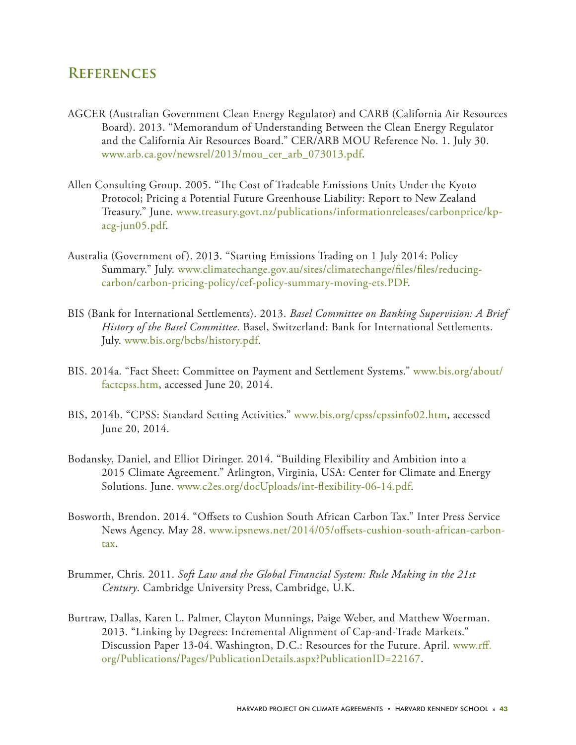## References

AGCER (Australian Government Clean Energy Regulator) and CARB (California Air Resources Board). 2013. "Memorandum of Understanding Between the Clean Energy Regulator and the California Air Resources Board." CER/ARB MOU Reference No. 1. July 30. www.arb.ca.gov/newsrel/2013/mou_cer_arb_073013.pdf.

Allen Consulting Group. 2005. "The Cost of Tradeable Emissions Units Under the Kyoto Protocol; Pricing a Potential Future Greenhouse Liability: Report to New Zealand Treasury." June. www.treasury.govt.nz/publications/informationreleases/carbonprice/kp-acg-jun05.pdf.

Australia (Government of). 2013. "Starting Emissions Trading on 1 July 2014: Policy Summary." July. www.climatechange.gov.au/sites/climatechange/files/files/reducing-carbon/carbon-pricing-policy/cef-policy-summary-moving-ets.PDF.

BIS (Bank for International Settlements). 2013. *Basel Committee on Banking Supervision: A Brief History of the Basel Committee*. Basel, Switzerland: Bank for International Settlements. July. www.bis.org/bcbs/history.pdf.

BIS. 2014a. "Fact Sheet: Committee on Payment and Settlement Systems." www.bis.org/about/factcpss.htm, accessed June 20, 2014.

BIS, 2014b. "CPSS: Standard Setting Activities." www.bis.org/cpss/cpssinfo02.htm, accessed June 20, 2014.

Bodansky, Daniel, and Elliot Diringer. 2014. "Building Flexibility and Ambition into a 2015 Climate Agreement." Arlington, Virginia, USA: Center for Climate and Energy Solutions. June. www.c2es.org/docUploads/int-flexibility-06-14.pdf.

Bosworth, Brendon. 2014. "Offsets to Cushion South African Carbon Tax." Inter Press Service News Agency. May 28. www.ipsnews.net/2014/05/offsets-cushion-south-african-carbon-tax.

Brummer, Chris. 2011. *Soft Law and the Global Financial System: Rule Making in the 21st Century*. Cambridge University Press, Cambridge, U.K.

Burtraw, Dallas, Karen L. Palmer, Clayton Munnings, Paige Weber, and Matthew Woerman. 2013. "Linking by Degrees: Incremental Alignment of Cap-and-Trade Markets." Discussion Paper 13-04. Washington, D.C.: Resources for the Future. April. www.rff.org/Publications/Pages/PublicationDetails.aspx?PublicationID=22167.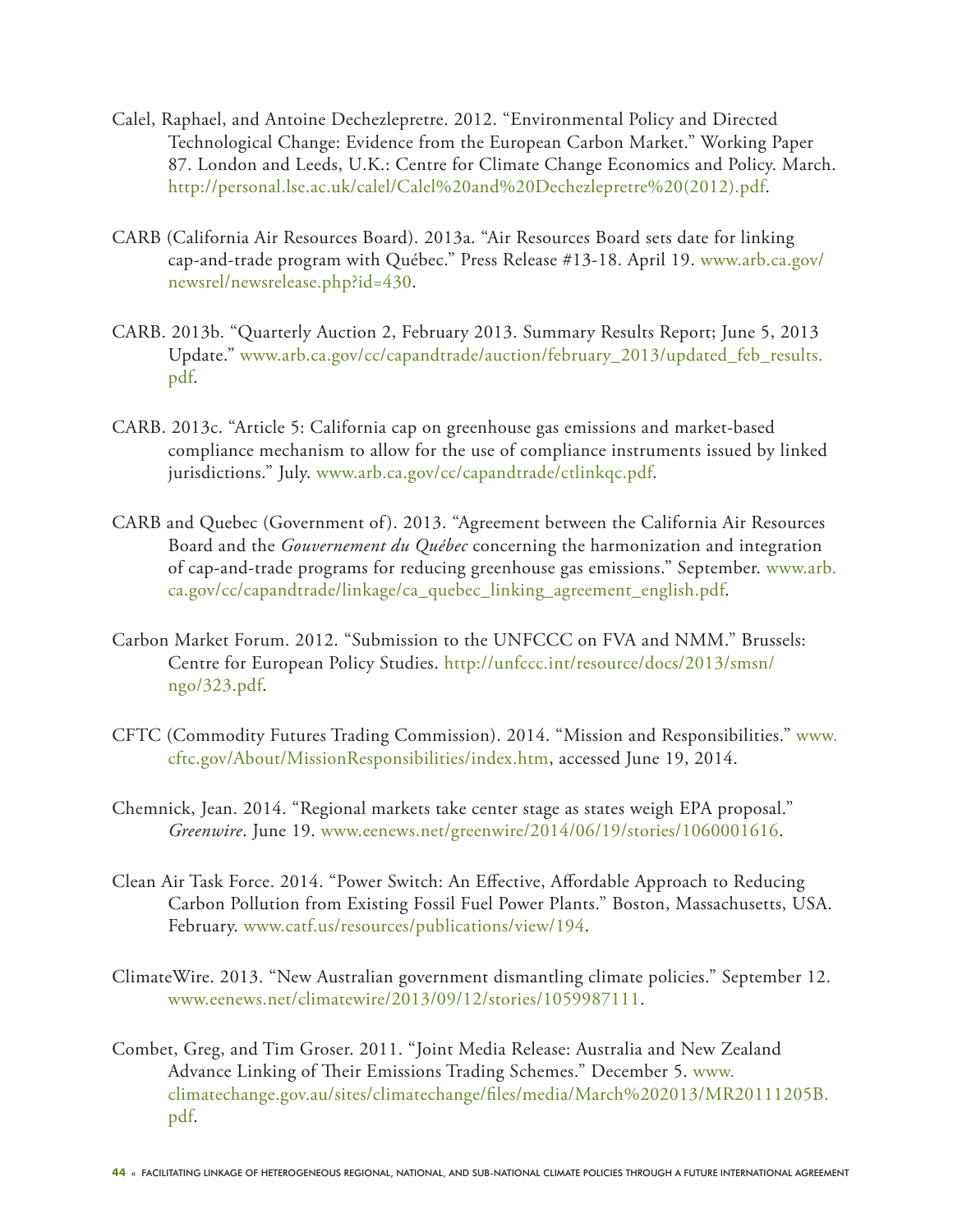Calel, Raphael, and Antoine Dechezlepretre. 2012. "Environmental Policy and Directed Technological Change: Evidence from the European Carbon Market." Working Paper 87. London and Leeds, U.K.: Centre for Climate Change Economics and Policy. March. http://personal.lse.ac.uk/calel/Calel%20and%20Dechezlepretre%20(2012).pdf.

CARB (California Air Resources Board). 2013a. "Air Resources Board sets date for linking cap-and-trade program with Québec." Press Release #13-18. April 19. www.arb.ca.gov/newsrel/newsrelease.php?id=430.

CARB. 2013b. "Quarterly Auction 2, February 2013. Summary Results Report; June 5, 2013 Update." www.arb.ca.gov/cc/capandtrade/auction/february_2013/updated_feb_results.pdf.

CARB. 2013c. "Article 5: California cap on greenhouse gas emissions and market-based compliance mechanism to allow for the use of compliance instruments issued by linked jurisdictions." July. www.arb.ca.gov/cc/capandtrade/ctlinkqc.pdf.

CARB and Quebec (Government of). 2013. "Agreement between the California Air Resources Board and the *Gouvernement du Québec* concerning the harmonization and integration of cap-and-trade programs for reducing greenhouse gas emissions." September. www.arb.ca.gov/cc/capandtrade/linkage/ca_quebec_linking_agreement_english.pdf.

Carbon Market Forum. 2012. "Submission to the UNFCCC on FVA and NMM." Brussels: Centre for European Policy Studies. http://unfccc.int/resource/docs/2013/smsn/ngo/323.pdf.

CFTC (Commodity Futures Trading Commission). 2014. "Mission and Responsibilities." www.cftc.gov/About/MissionResponsibilities/index.htm, accessed June 19, 2014.

Chemnick, Jean. 2014. "Regional markets take center stage as states weigh EPA proposal." *Greenwire*. June 19. www.eenews.net/greenwire/2014/06/19/stories/1060001616.

Clean Air Task Force. 2014. "Power Switch: An Effective, Affordable Approach to Reducing Carbon Pollution from Existing Fossil Fuel Power Plants." Boston, Massachusetts, USA. February. www.catf.us/resources/publications/view/194.

ClimateWire. 2013. "New Australian government dismantling climate policies." September 12. www.eenews.net/climatewire/2013/09/12/stories/1059987111.

Combet, Greg, and Tim Groser. 2011. "Joint Media Release: Australia and New Zealand Advance Linking of Their Emissions Trading Schemes." December 5. www.climatechange.gov.au/sites/climatechange/files/media/March%202013/MR20111205B.pdf.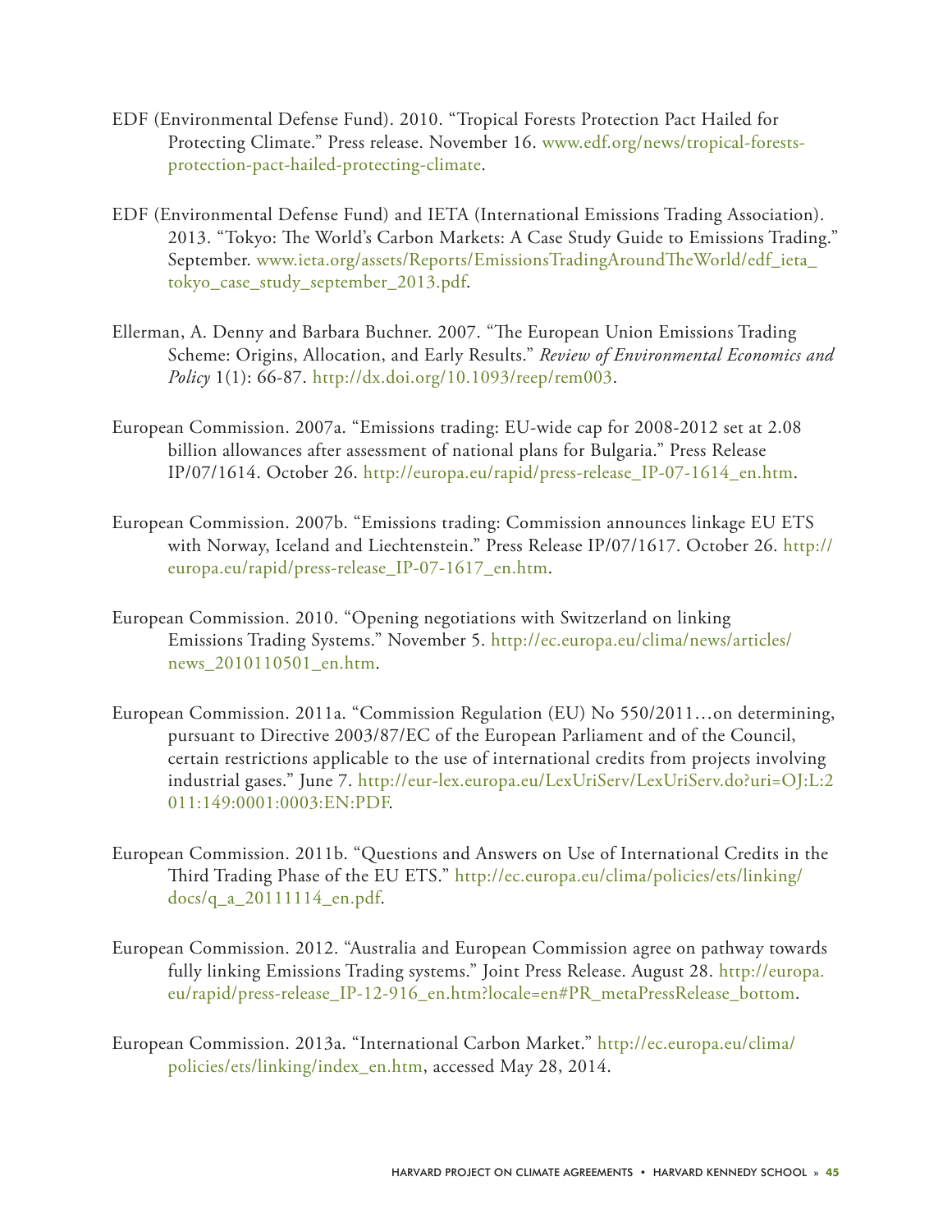EDF (Environmental Defense Fund). 2010. "Tropical Forests Protection Pact Hailed for Protecting Climate." Press release. November 16. www.edf.org/news/tropical-forests-protection-pact-hailed-protecting-climate.

EDF (Environmental Defense Fund) and IETA (International Emissions Trading Association). 2013. "Tokyo: The World's Carbon Markets: A Case Study Guide to Emissions Trading." September. www.ieta.org/assets/Reports/EmissionsTradingAroundTheWorld/edf_ieta_tokyo_case_study_september_2013.pdf.

Ellerman, A. Denny and Barbara Buchner. 2007. "The European Union Emissions Trading Scheme: Origins, Allocation, and Early Results." *Review of Environmental Economics and Policy* 1(1): 66-87. http://dx.doi.org/10.1093/reep/rem003.

European Commission. 2007a. "Emissions trading: EU-wide cap for 2008-2012 set at 2.08 billion allowances after assessment of national plans for Bulgaria." Press Release IP/07/1614. October 26. http://europa.eu/rapid/press-release_IP-07-1614_en.htm.

European Commission. 2007b. "Emissions trading: Commission announces linkage EU ETS with Norway, Iceland and Liechtenstein." Press Release IP/07/1617. October 26. http://europa.eu/rapid/press-release_IP-07-1617_en.htm.

European Commission. 2010. "Opening negotiations with Switzerland on linking Emissions Trading Systems." November 5. http://ec.europa.eu/clima/news/articles/news_2010110501_en.htm.

European Commission. 2011a. "Commission Regulation (EU) No 550/2011…on determining, pursuant to Directive 2003/87/EC of the European Parliament and of the Council, certain restrictions applicable to the use of international credits from projects involving industrial gases." June 7. http://eur-lex.europa.eu/LexUriServ/LexUriServ.do?uri=OJ:L:2011:149:0001:0003:EN:PDF.

European Commission. 2011b. "Questions and Answers on Use of International Credits in the Third Trading Phase of the EU ETS." http://ec.europa.eu/clima/policies/ets/linking/docs/q_a_20111114_en.pdf.

European Commission. 2012. "Australia and European Commission agree on pathway towards fully linking Emissions Trading systems." Joint Press Release. August 28. http://europa.eu/rapid/press-release_IP-12-916_en.htm?locale=en#PR_metaPressRelease_bottom.

European Commission. 2013a. "International Carbon Market." http://ec.europa.eu/clima/policies/ets/linking/index_en.htm, accessed May 28, 2014.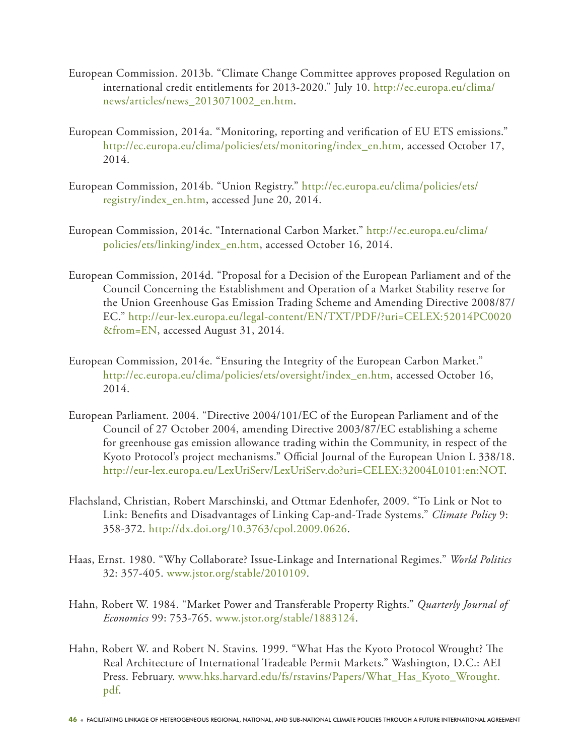European Commission. 2013b. "Climate Change Committee approves proposed Regulation on international credit entitlements for 2013-2020." July 10. http://ec.europa.eu/clima/news/articles/news_2013071002_en.htm.

European Commission, 2014a. "Monitoring, reporting and verification of EU ETS emissions." http://ec.europa.eu/clima/policies/ets/monitoring/index_en.htm, accessed October 17, 2014.

European Commission, 2014b. "Union Registry." http://ec.europa.eu/clima/policies/ets/registry/index_en.htm, accessed June 20, 2014.

European Commission, 2014c. "International Carbon Market." http://ec.europa.eu/clima/policies/ets/linking/index_en.htm, accessed October 16, 2014.

European Commission, 2014d. "Proposal for a Decision of the European Parliament and of the Council Concerning the Establishment and Operation of a Market Stability reserve for the Union Greenhouse Gas Emission Trading Scheme and Amending Directive 2008/87/EC." http://eur-lex.europa.eu/legal-content/EN/TXT/PDF/?uri=CELEX:52014PC0020&from=EN, accessed August 31, 2014.

European Commission, 2014e. "Ensuring the Integrity of the European Carbon Market." http://ec.europa.eu/clima/policies/ets/oversight/index_en.htm, accessed October 16, 2014.

European Parliament. 2004. "Directive 2004/101/EC of the European Parliament and of the Council of 27 October 2004, amending Directive 2003/87/EC establishing a scheme for greenhouse gas emission allowance trading within the Community, in respect of the Kyoto Protocol's project mechanisms." Official Journal of the European Union L 338/18. http://eur-lex.europa.eu/LexUriServ/LexUriServ.do?uri=CELEX:32004L0101:en:NOT.

Flachsland, Christian, Robert Marschinski, and Ottmar Edenhofer, 2009. "To Link or Not to Link: Benefits and Disadvantages of Linking Cap-and-Trade Systems." *Climate Policy* 9: 358-372. http://dx.doi.org/10.3763/cpol.2009.0626.

Haas, Ernst. 1980. "Why Collaborate? Issue-Linkage and International Regimes." *World Politics* 32: 357-405. www.jstor.org/stable/2010109.

Hahn, Robert W. 1984. "Market Power and Transferable Property Rights." *Quarterly Journal of Economics* 99: 753-765. www.jstor.org/stable/1883124.

Hahn, Robert W. and Robert N. Stavins. 1999. "What Has the Kyoto Protocol Wrought? The Real Architecture of International Tradeable Permit Markets." Washington, D.C.: AEI Press. February. www.hks.harvard.edu/fs/rstavins/Papers/What_Has_Kyoto_Wrought.pdf.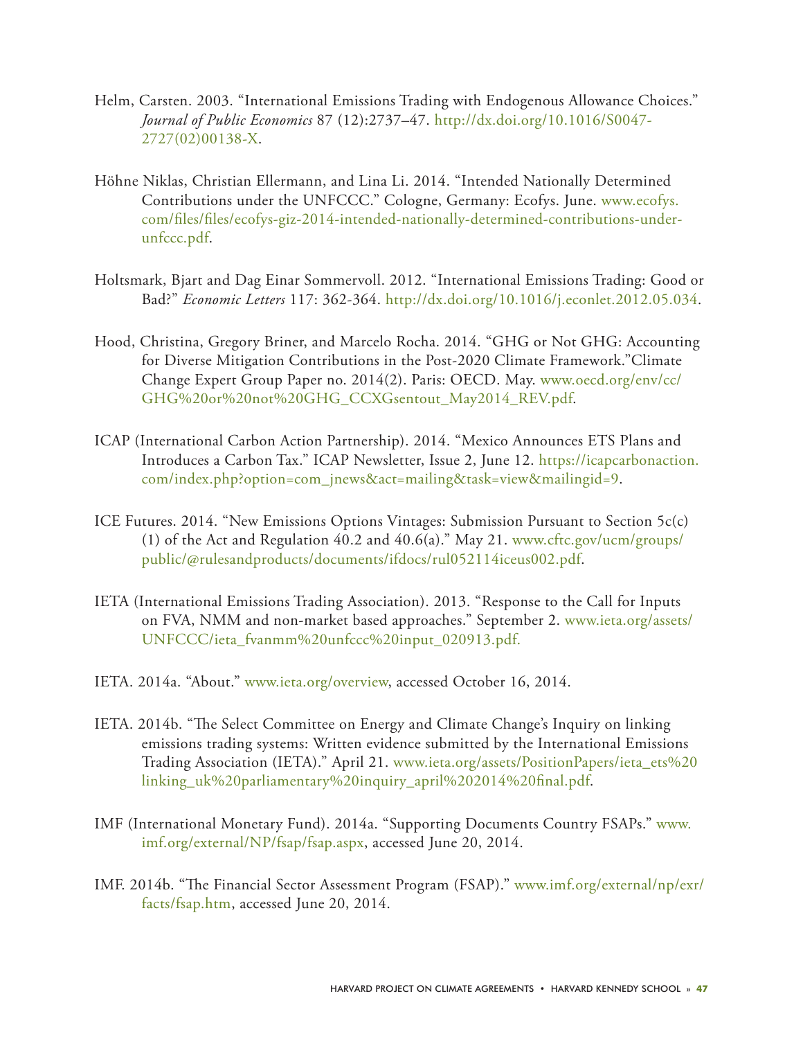Helm, Carsten. 2003. "International Emissions Trading with Endogenous Allowance Choices." *Journal of Public Economics* 87 (12):2737–47. http://dx.doi.org/10.1016/S0047-2727(02)00138-X.

Höhne Niklas, Christian Ellermann, and Lina Li. 2014. "Intended Nationally Determined Contributions under the UNFCCC." Cologne, Germany: Ecofys. June. www.ecofys.com/files/files/ecofys-giz-2014-intended-nationally-determined-contributions-under-unfccc.pdf.

Holtsmark, Bjart and Dag Einar Sommervoll. 2012. "International Emissions Trading: Good or Bad?" *Economic Letters* 117: 362-364. http://dx.doi.org/10.1016/j.econlet.2012.05.034.

Hood, Christina, Gregory Briner, and Marcelo Rocha. 2014. "GHG or Not GHG: Accounting for Diverse Mitigation Contributions in the Post-2020 Climate Framework."Climate Change Expert Group Paper no. 2014(2). Paris: OECD. May. www.oecd.org/env/cc/GHG%20or%20not%20GHG_CCXGsentout_May2014_REV.pdf.

ICAP (International Carbon Action Partnership). 2014. "Mexico Announces ETS Plans and Introduces a Carbon Tax." ICAP Newsletter, Issue 2, June 12. https://icapcarbonaction.com/index.php?option=com_jnews&act=mailing&task=view&mailingid=9.

ICE Futures. 2014. "New Emissions Options Vintages: Submission Pursuant to Section 5c(c)(1) of the Act and Regulation 40.2 and 40.6(a)." May 21. www.cftc.gov/ucm/groups/public/@rulesandproducts/documents/ifdocs/rul052114iceus002.pdf.

IETA (International Emissions Trading Association). 2013. "Response to the Call for Inputs on FVA, NMM and non-market based approaches." September 2. www.ieta.org/assets/UNFCCC/ieta_fvanmm%20unfccc%20input_020913.pdf.

IETA. 2014a. "About." www.ieta.org/overview, accessed October 16, 2014.

IETA. 2014b. "The Select Committee on Energy and Climate Change's Inquiry on linking emissions trading systems: Written evidence submitted by the International Emissions Trading Association (IETA)." April 21. www.ieta.org/assets/PositionPapers/ieta_ets%20linking_uk%20parliamentary%20inquiry_april%202014%20final.pdf.

IMF (International Monetary Fund). 2014a. "Supporting Documents Country FSAPs." www.imf.org/external/NP/fsap/fsap.aspx, accessed June 20, 2014.

IMF. 2014b. "The Financial Sector Assessment Program (FSAP)." www.imf.org/external/np/exr/facts/fsap.htm, accessed June 20, 2014.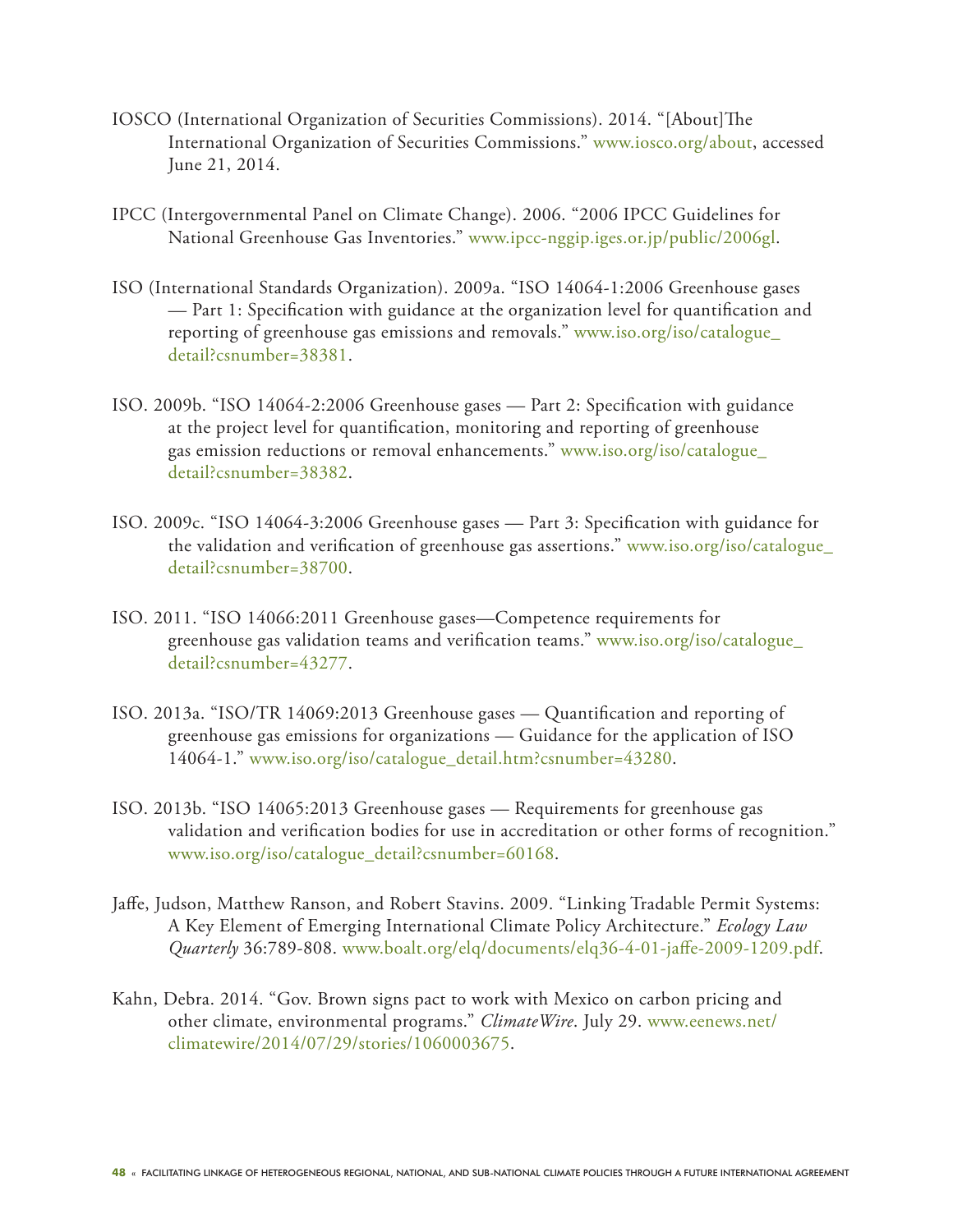IOSCO (International Organization of Securities Commissions). 2014. "[About]The International Organization of Securities Commissions." www.iosco.org/about, accessed June 21, 2014.

IPCC (Intergovernmental Panel on Climate Change). 2006. "2006 IPCC Guidelines for National Greenhouse Gas Inventories." www.ipcc-nggip.iges.or.jp/public/2006gl.

ISO (International Standards Organization). 2009a. "ISO 14064-1:2006 Greenhouse gases — Part 1: Specification with guidance at the organization level for quantification and reporting of greenhouse gas emissions and removals." www.iso.org/iso/catalogue_detail?csnumber=38381.

ISO. 2009b. "ISO 14064-2:2006 Greenhouse gases — Part 2: Specification with guidance at the project level for quantification, monitoring and reporting of greenhouse gas emission reductions or removal enhancements." www.iso.org/iso/catalogue_detail?csnumber=38382.

ISO. 2009c. "ISO 14064-3:2006 Greenhouse gases — Part 3: Specification with guidance for the validation and verification of greenhouse gas assertions." www.iso.org/iso/catalogue_detail?csnumber=38700.

ISO. 2011. "ISO 14066:2011 Greenhouse gases—Competence requirements for greenhouse gas validation teams and verification teams." www.iso.org/iso/catalogue_detail?csnumber=43277.

ISO. 2013a. "ISO/TR 14069:2013 Greenhouse gases — Quantification and reporting of greenhouse gas emissions for organizations — Guidance for the application of ISO 14064-1." www.iso.org/iso/catalogue_detail.htm?csnumber=43280.

ISO. 2013b. "ISO 14065:2013 Greenhouse gases — Requirements for greenhouse gas validation and verification bodies for use in accreditation or other forms of recognition." www.iso.org/iso/catalogue_detail?csnumber=60168.

Jaffe, Judson, Matthew Ranson, and Robert Stavins. 2009. "Linking Tradable Permit Systems: A Key Element of Emerging International Climate Policy Architecture." *Ecology Law Quarterly* 36:789-808. www.boalt.org/elq/documents/elq36-4-01-jaffe-2009-1209.pdf.

Kahn, Debra. 2014. "Gov. Brown signs pact to work with Mexico on carbon pricing and other climate, environmental programs." *ClimateWire*. July 29. www.eenews.net/climatewire/2014/07/29/stories/1060003675.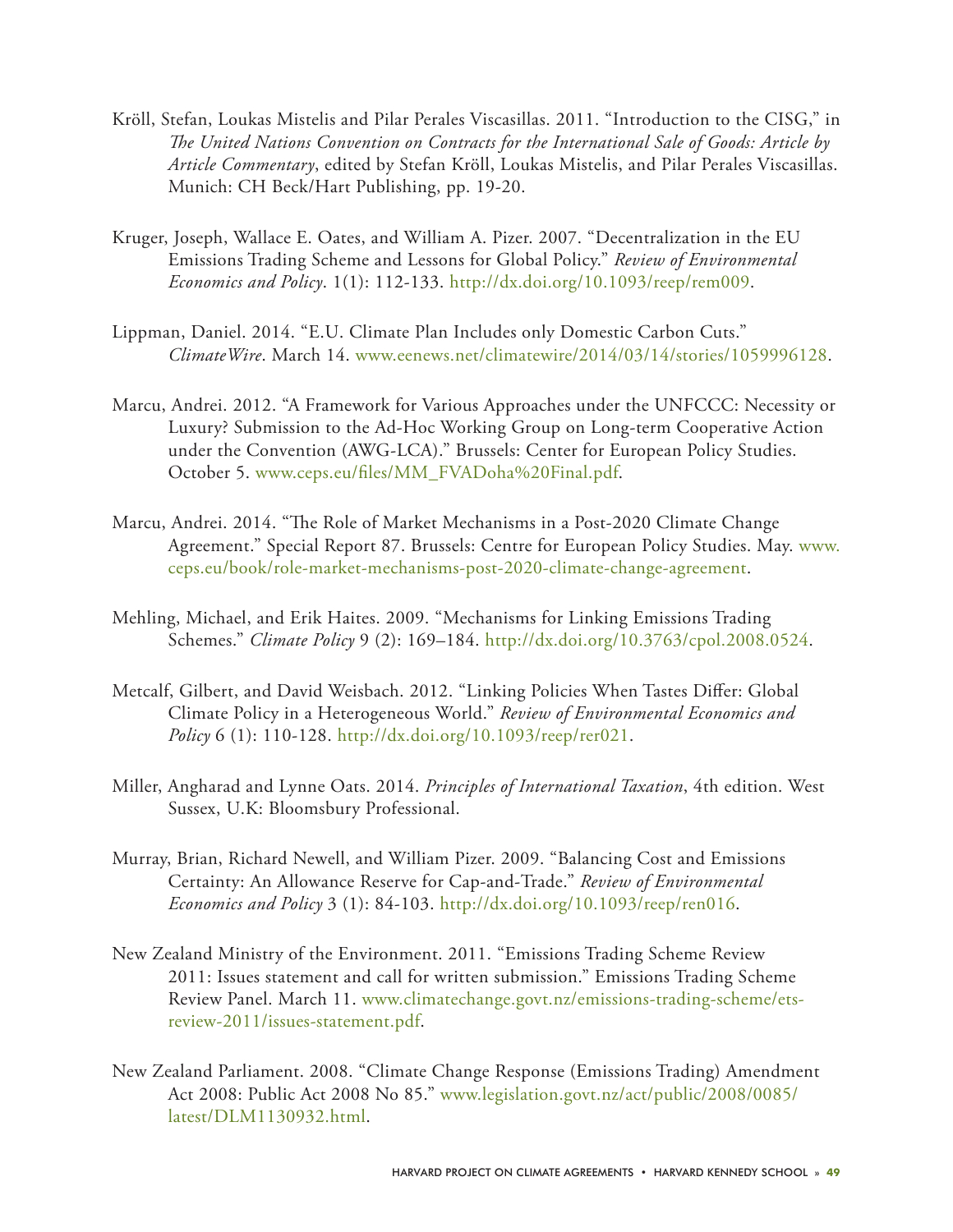Kröll, Stefan, Loukas Mistelis and Pilar Perales Viscasillas. 2011. "Introduction to the CISG," in *The United Nations Convention on Contracts for the International Sale of Goods: Article by Article Commentary*, edited by Stefan Kröll, Loukas Mistelis, and Pilar Perales Viscasillas. Munich: CH Beck/Hart Publishing, pp. 19-20.

Kruger, Joseph, Wallace E. Oates, and William A. Pizer. 2007. "Decentralization in the EU Emissions Trading Scheme and Lessons for Global Policy." *Review of Environmental Economics and Policy*. 1(1): 112-133. http://dx.doi.org/10.1093/reep/rem009.

Lippman, Daniel. 2014. "E.U. Climate Plan Includes only Domestic Carbon Cuts." *ClimateWire*. March 14. www.eenews.net/climatewire/2014/03/14/stories/1059996128.

Marcu, Andrei. 2012. "A Framework for Various Approaches under the UNFCCC: Necessity or Luxury? Submission to the Ad-Hoc Working Group on Long-term Cooperative Action under the Convention (AWG-LCA)." Brussels: Center for European Policy Studies. October 5. www.ceps.eu/files/MM_FVADoha%20Final.pdf.

Marcu, Andrei. 2014. "The Role of Market Mechanisms in a Post-2020 Climate Change Agreement." Special Report 87. Brussels: Centre for European Policy Studies. May. www.ceps.eu/book/role-market-mechanisms-post-2020-climate-change-agreement.

Mehling, Michael, and Erik Haites. 2009. "Mechanisms for Linking Emissions Trading Schemes." *Climate Policy* 9 (2): 169–184. http://dx.doi.org/10.3763/cpol.2008.0524.

Metcalf, Gilbert, and David Weisbach. 2012. "Linking Policies When Tastes Differ: Global Climate Policy in a Heterogeneous World." *Review of Environmental Economics and Policy* 6 (1): 110-128. http://dx.doi.org/10.1093/reep/rer021.

Miller, Angharad and Lynne Oats. 2014. *Principles of International Taxation*, 4th edition. West Sussex, U.K: Bloomsbury Professional.

Murray, Brian, Richard Newell, and William Pizer. 2009. "Balancing Cost and Emissions Certainty: An Allowance Reserve for Cap-and-Trade." *Review of Environmental Economics and Policy* 3 (1): 84-103. http://dx.doi.org/10.1093/reep/ren016.

New Zealand Ministry of the Environment. 2011. "Emissions Trading Scheme Review 2011: Issues statement and call for written submission." Emissions Trading Scheme Review Panel. March 11. www.climatechange.govt.nz/emissions-trading-scheme/ets-review-2011/issues-statement.pdf.

New Zealand Parliament. 2008. "Climate Change Response (Emissions Trading) Amendment Act 2008: Public Act 2008 No 85." www.legislation.govt.nz/act/public/2008/0085/latest/DLM1130932.html.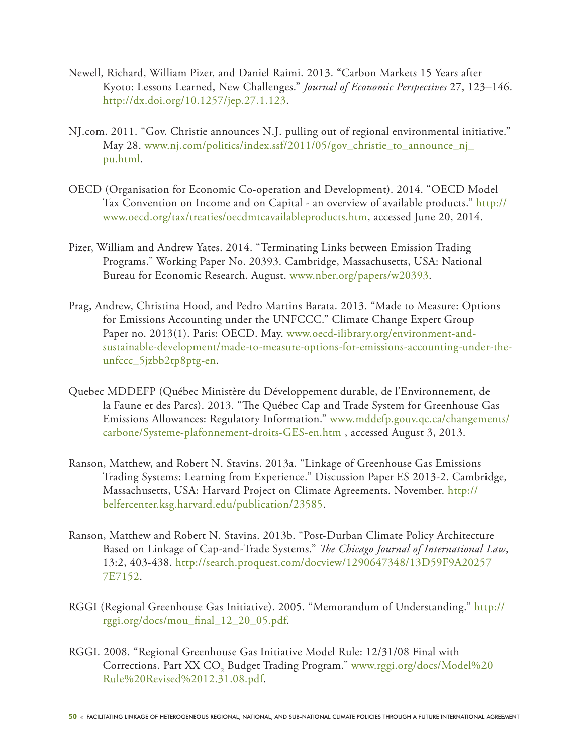Newell, Richard, William Pizer, and Daniel Raimi. 2013. "Carbon Markets 15 Years after Kyoto: Lessons Learned, New Challenges." *Journal of Economic Perspectives* 27, 123–146. http://dx.doi.org/10.1257/jep.27.1.123.

NJ.com. 2011. "Gov. Christie announces N.J. pulling out of regional environmental initiative." May 28. www.nj.com/politics/index.ssf/2011/05/gov_christie_to_announce_nj_pu.html.

OECD (Organisation for Economic Co-operation and Development). 2014. "OECD Model Tax Convention on Income and on Capital - an overview of available products." http://www.oecd.org/tax/treaties/oecdmtcavailableproducts.htm, accessed June 20, 2014.

Pizer, William and Andrew Yates. 2014. "Terminating Links between Emission Trading Programs." Working Paper No. 20393. Cambridge, Massachusetts, USA: National Bureau for Economic Research. August. www.nber.org/papers/w20393.

Prag, Andrew, Christina Hood, and Pedro Martins Barata. 2013. "Made to Measure: Options for Emissions Accounting under the UNFCCC." Climate Change Expert Group Paper no. 2013(1). Paris: OECD. May. www.oecd-ilibrary.org/environment-and-sustainable-development/made-to-measure-options-for-emissions-accounting-under-the-unfccc_5jzbb2tp8ptg-en.

Quebec MDDEFP (Québec Ministère du Développement durable, de l'Environnement, de la Faune et des Parcs). 2013. "The Québec Cap and Trade System for Greenhouse Gas Emissions Allowances: Regulatory Information." www.mddefp.gouv.qc.ca/changements/carbone/Systeme-plafonnement-droits-GES-en.htm , accessed August 3, 2013.

Ranson, Matthew, and Robert N. Stavins. 2013a. "Linkage of Greenhouse Gas Emissions Trading Systems: Learning from Experience." Discussion Paper ES 2013-2. Cambridge, Massachusetts, USA: Harvard Project on Climate Agreements. November. http://belfercenter.ksg.harvard.edu/publication/23585.

Ranson, Matthew and Robert N. Stavins. 2013b. "Post-Durban Climate Policy Architecture Based on Linkage of Cap-and-Trade Systems." *The Chicago Journal of International Law*, 13:2, 403-438. http://search.proquest.com/docview/1290647348/13D59F9A202577E7152.

RGGI (Regional Greenhouse Gas Initiative). 2005. "Memorandum of Understanding." http://rggi.org/docs/mou_final_12_20_05.pdf.

RGGI. 2008. "Regional Greenhouse Gas Initiative Model Rule: 12/31/08 Final with Corrections. Part XX $CO_2$ Budget Trading Program." www.rggi.org/docs/Model%20Rule%20Revised%2012.31.08.pdf.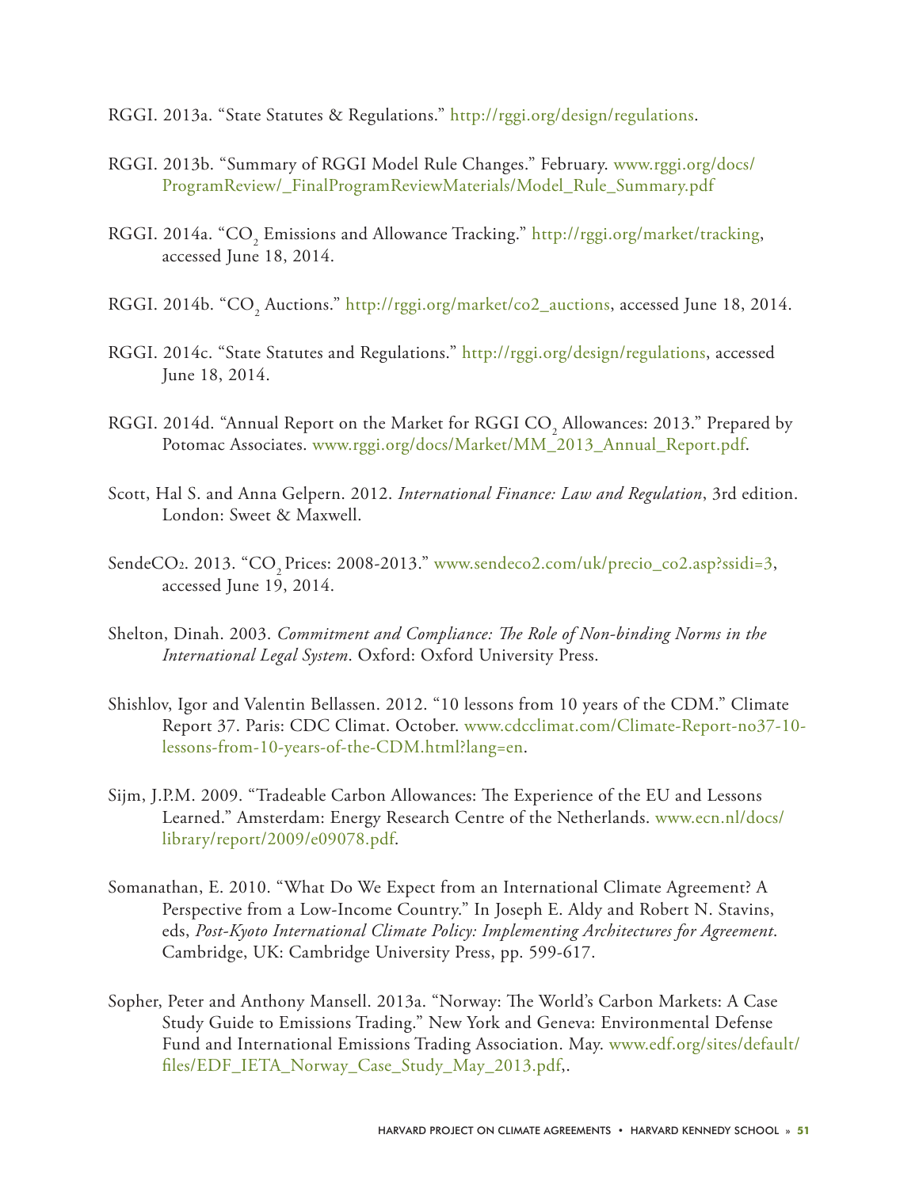RGGI. 2013a. "State Statutes & Regulations." http://rggi.org/design/regulations.

RGGI. 2013b. "Summary of RGGI Model Rule Changes." February. www.rggi.org/docs/ProgramReview/_FinalProgramReviewMaterials/Model_Rule_Summary.pdf

RGGI. 2014a. "$CO_2$ Emissions and Allowance Tracking." http://rggi.org/market/tracking, accessed June 18, 2014.

RGGI. 2014b. "$CO_2$ Auctions." http://rggi.org/market/co2_auctions, accessed June 18, 2014.

RGGI. 2014c. "State Statutes and Regulations." http://rggi.org/design/regulations, accessed June 18, 2014.

RGGI. 2014d. "Annual Report on the Market for RGGI $CO_2$ Allowances: 2013." Prepared by Potomac Associates. www.rggi.org/docs/Market/MM_2013_Annual_Report.pdf.

Scott, Hal S. and Anna Gelpern. 2012. *International Finance: Law and Regulation*, 3rd edition. London: Sweet & Maxwell.

SendeCO2. 2013. "$CO_2$ Prices: 2008-2013." www.sendeco2.com/uk/precio_co2.asp?ssidi=3, accessed June 19, 2014.

Shelton, Dinah. 2003. *Commitment and Compliance: The Role of Non-binding Norms in the International Legal System*. Oxford: Oxford University Press.

Shishlov, Igor and Valentin Bellassen. 2012. "10 lessons from 10 years of the CDM." Climate Report 37. Paris: CDC Climat. October. www.cdcclimat.com/Climate-Report-no37-10-lessons-from-10-years-of-the-CDM.html?lang=en.

Sijm, J.P.M. 2009. "Tradeable Carbon Allowances: The Experience of the EU and Lessons Learned." Amsterdam: Energy Research Centre of the Netherlands. www.ecn.nl/docs/library/report/2009/e09078.pdf.

Somanathan, E. 2010. "What Do We Expect from an International Climate Agreement? A Perspective from a Low-Income Country." In Joseph E. Aldy and Robert N. Stavins, eds, *Post-Kyoto International Climate Policy: Implementing Architectures for Agreement*. Cambridge, UK: Cambridge University Press, pp. 599-617.

Sopher, Peter and Anthony Mansell. 2013a. "Norway: The World's Carbon Markets: A Case Study Guide to Emissions Trading." New York and Geneva: Environmental Defense Fund and International Emissions Trading Association. May. www.edf.org/sites/default/files/EDF_IETA_Norway_Case_Study_May_2013.pdf,.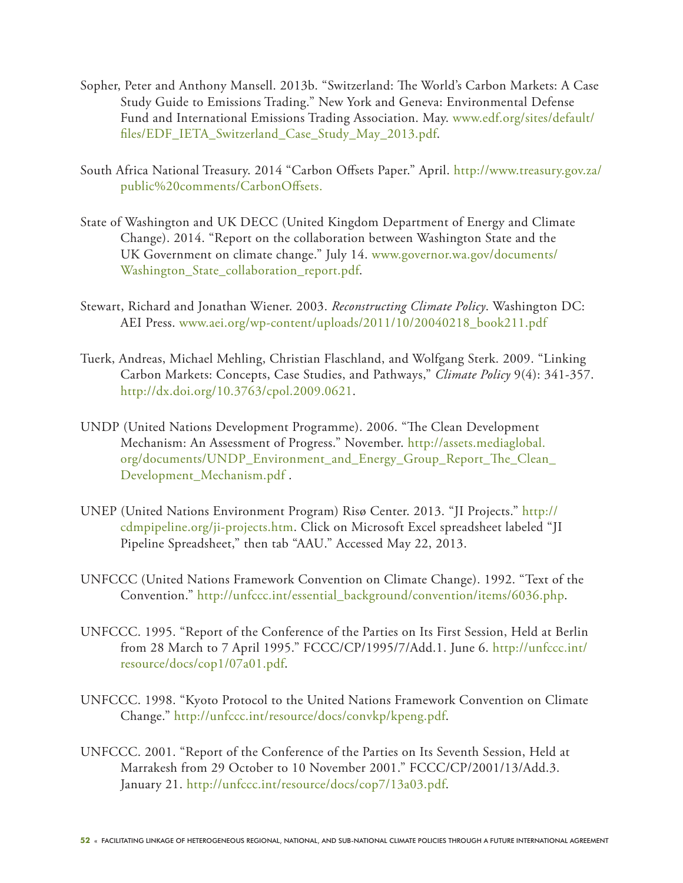Sopher, Peter and Anthony Mansell. 2013b. "Switzerland: The World's Carbon Markets: A Case Study Guide to Emissions Trading." New York and Geneva: Environmental Defense Fund and International Emissions Trading Association. May. www.edf.org/sites/default/files/EDF_IETA_Switzerland_Case_Study_May_2013.pdf.

South Africa National Treasury. 2014 "Carbon Offsets Paper." April. http://www.treasury.gov.za/public%20comments/CarbonOffsets.

State of Washington and UK DECC (United Kingdom Department of Energy and Climate Change). 2014. "Report on the collaboration between Washington State and the UK Government on climate change." July 14. www.governor.wa.gov/documents/Washington_State_collaboration_report.pdf.

Stewart, Richard and Jonathan Wiener. 2003. *Reconstructing Climate Policy*. Washington DC: AEI Press. www.aei.org/wp-content/uploads/2011/10/20040218_book211.pdf

Tuerk, Andreas, Michael Mehling, Christian Flaschland, and Wolfgang Sterk. 2009. "Linking Carbon Markets: Concepts, Case Studies, and Pathways," *Climate Policy* 9(4): 341-357. http://dx.doi.org/10.3763/cpol.2009.0621.

UNDP (United Nations Development Programme). 2006. "The Clean Development Mechanism: An Assessment of Progress." November. http://assets.mediaglobal.org/documents/UNDP_Environment_and_Energy_Group_Report_The_Clean_Development_Mechanism.pdf .

UNEP (United Nations Environment Program) Risø Center. 2013. "JI Projects." http://cdmpipeline.org/ji-projects.htm. Click on Microsoft Excel spreadsheet labeled "JI Pipeline Spreadsheet," then tab "AAU." Accessed May 22, 2013.

UNFCCC (United Nations Framework Convention on Climate Change). 1992. "Text of the Convention." http://unfccc.int/essential_background/convention/items/6036.php.

UNFCCC. 1995. "Report of the Conference of the Parties on Its First Session, Held at Berlin from 28 March to 7 April 1995." FCCC/CP/1995/7/Add.1. June 6. http://unfccc.int/resource/docs/cop1/07a01.pdf.

UNFCCC. 1998. "Kyoto Protocol to the United Nations Framework Convention on Climate Change." http://unfccc.int/resource/docs/convkp/kpeng.pdf.

UNFCCC. 2001. "Report of the Conference of the Parties on Its Seventh Session, Held at Marrakesh from 29 October to 10 November 2001." FCCC/CP/2001/13/Add.3. January 21. http://unfccc.int/resource/docs/cop7/13a03.pdf.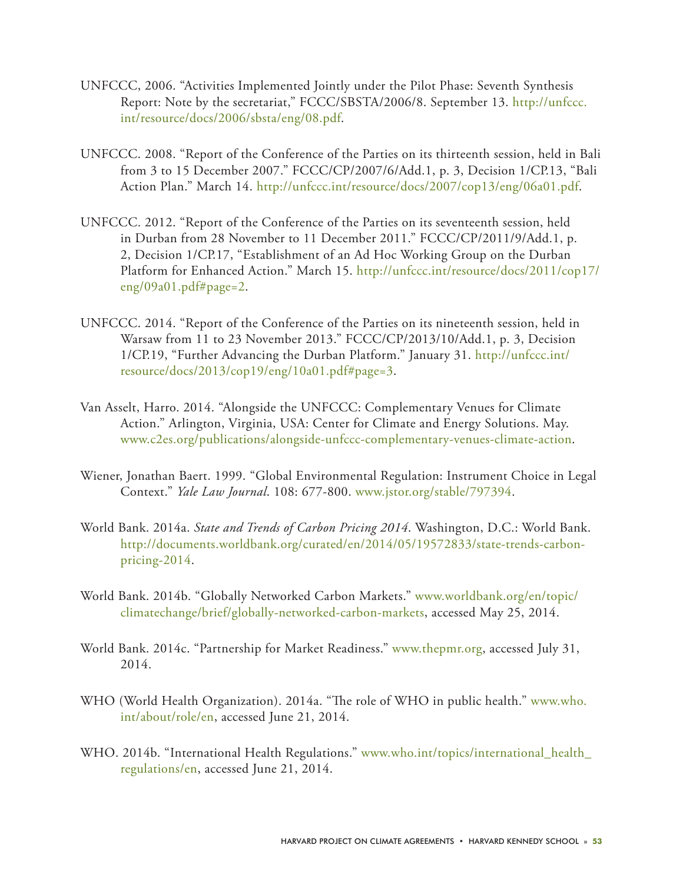UNFCCC, 2006. "Activities Implemented Jointly under the Pilot Phase: Seventh Synthesis Report: Note by the secretariat," FCCC/SBSTA/2006/8. September 13. http://unfccc.int/resource/docs/2006/sbsta/eng/08.pdf.

UNFCCC. 2008. "Report of the Conference of the Parties on its thirteenth session, held in Bali from 3 to 15 December 2007." FCCC/CP/2007/6/Add.1, p. 3, Decision 1/CP.13, "Bali Action Plan." March 14. http://unfccc.int/resource/docs/2007/cop13/eng/06a01.pdf.

UNFCCC. 2012. "Report of the Conference of the Parties on its seventeenth session, held in Durban from 28 November to 11 December 2011." FCCC/CP/2011/9/Add.1, p. 2, Decision 1/CP.17, "Establishment of an Ad Hoc Working Group on the Durban Platform for Enhanced Action." March 15. http://unfccc.int/resource/docs/2011/cop17/eng/09a01.pdf#page=2.

UNFCCC. 2014. "Report of the Conference of the Parties on its nineteenth session, held in Warsaw from 11 to 23 November 2013." FCCC/CP/2013/10/Add.1, p. 3, Decision 1/CP.19, "Further Advancing the Durban Platform." January 31. http://unfccc.int/resource/docs/2013/cop19/eng/10a01.pdf#page=3.

Van Asselt, Harro. 2014. "Alongside the UNFCCC: Complementary Venues for Climate Action." Arlington, Virginia, USA: Center for Climate and Energy Solutions. May. www.c2es.org/publications/alongside-unfccc-complementary-venues-climate-action.

Wiener, Jonathan Baert. 1999. "Global Environmental Regulation: Instrument Choice in Legal Context." *Yale Law Journal*. 108: 677-800. www.jstor.org/stable/797394.

World Bank. 2014a. *State and Trends of Carbon Pricing 2014*. Washington, D.C.: World Bank. http://documents.worldbank.org/curated/en/2014/05/19572833/state-trends-carbon-pricing-2014.

World Bank. 2014b. "Globally Networked Carbon Markets." www.worldbank.org/en/topic/climatechange/brief/globally-networked-carbon-markets, accessed May 25, 2014.

World Bank. 2014c. "Partnership for Market Readiness." www.thepmr.org, accessed July 31, 2014.

WHO (World Health Organization). 2014a. "The role of WHO in public health." www.who.int/about/role/en, accessed June 21, 2014.

WHO. 2014b. "International Health Regulations." www.who.int/topics/international_health_regulations/en, accessed June 21, 2014.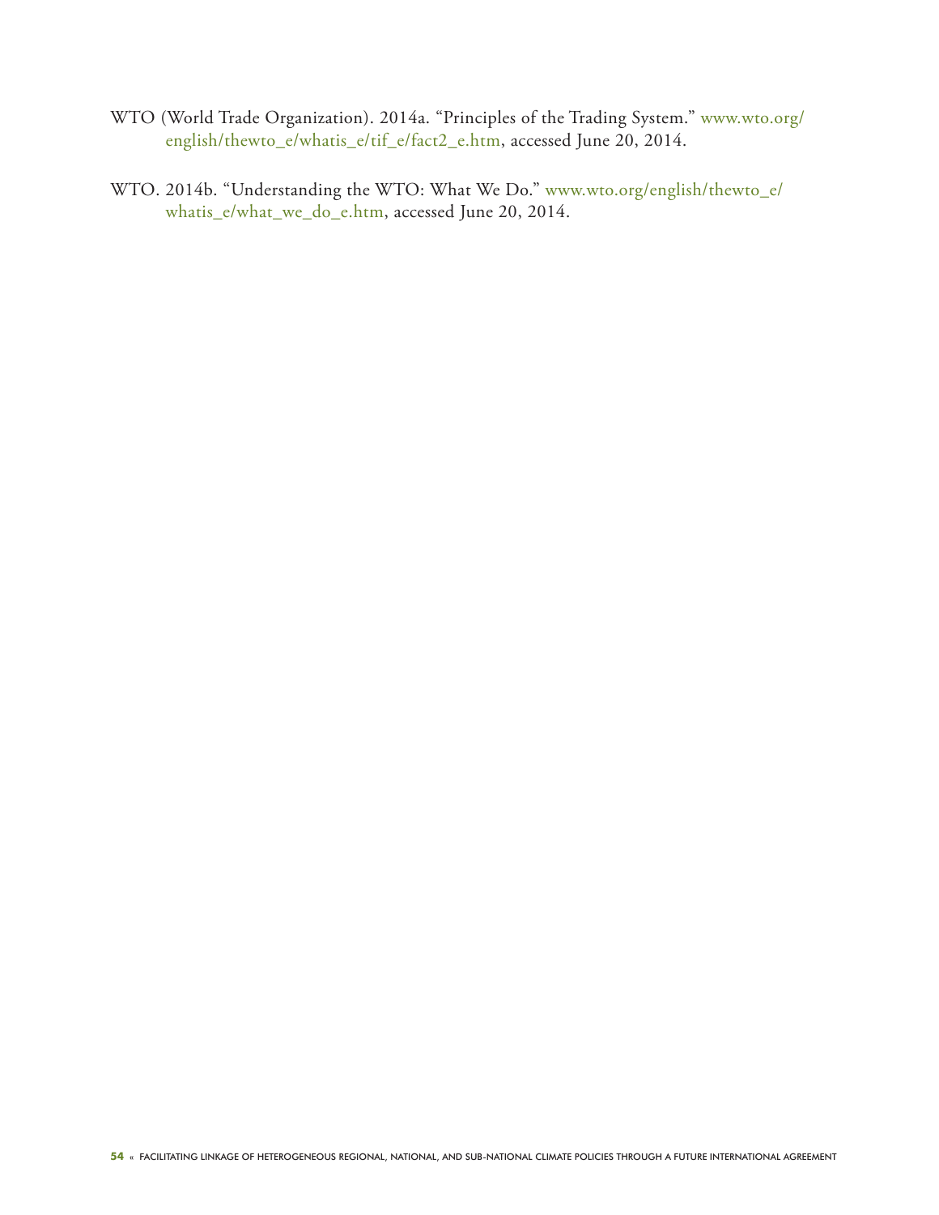WTO (World Trade Organization). 2014a. "Principles of the Trading System." www.wto.org/english/thewto_e/whatis_e/tif_e/fact2_e.htm, accessed June 20, 2014.

WTO. 2014b. "Understanding the WTO: What We Do." www.wto.org/english/thewto_e/whatis_e/what_we_do_e.htm, accessed June 20, 2014.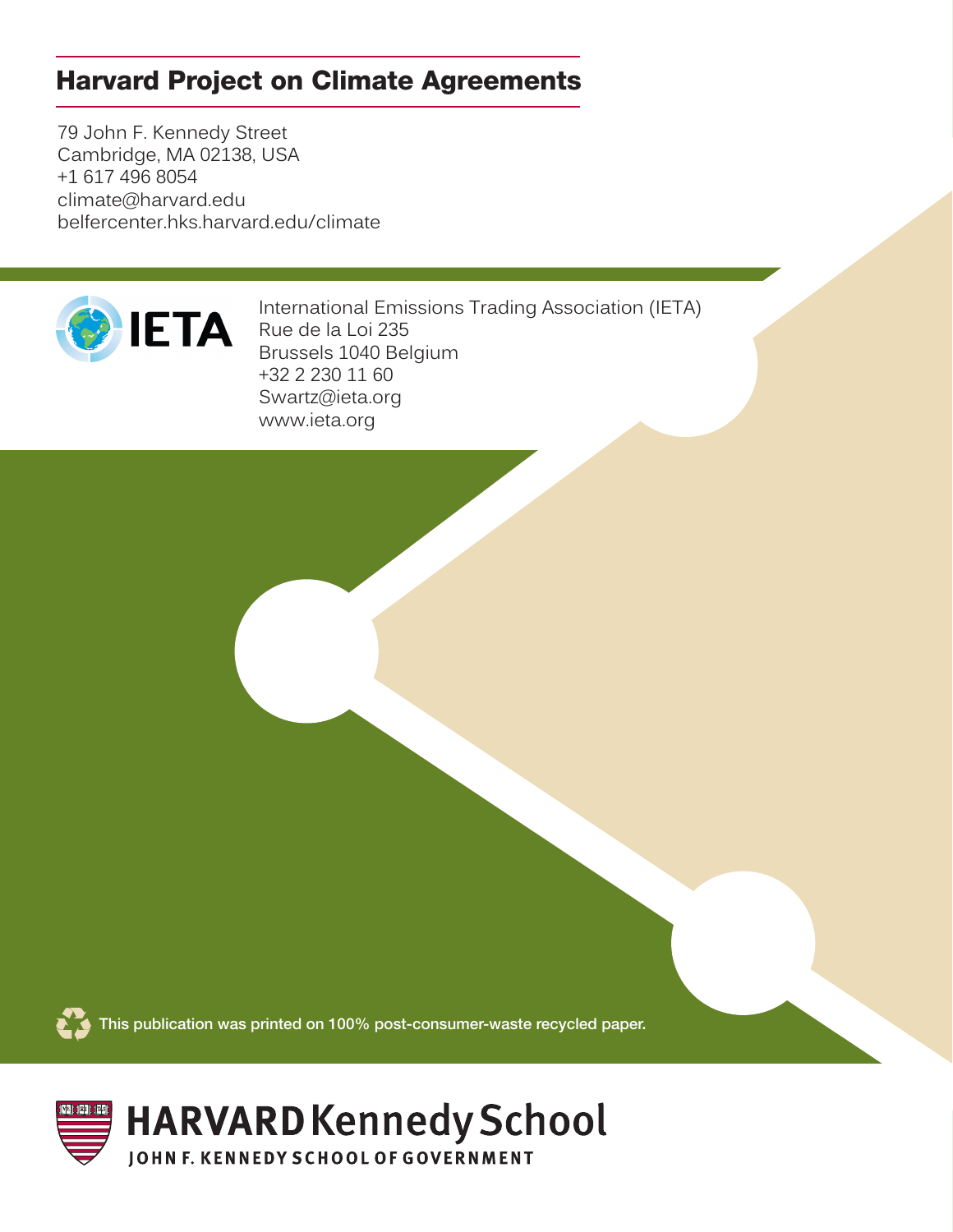## Harvard Project on Climate Agreements

79 John F. Kennedy Street
Cambridge, MA 02138, USA
+1 617 496 8054
climate@harvard.edu
belfercenter.hks.harvard.edu/climate

IETA

International Emissions Trading Association (IETA)
Rue de la Loi 235
Brussels 1040 Belgium
+32 2 230 11 60
Swartz@ieta.org
www.ieta.org

This publication was printed on 100% post-consumer-waste recycled paper.

HARVARD Kennedy School
JOHN F. KENNEDY SCHOOL OF GOVERNMENT